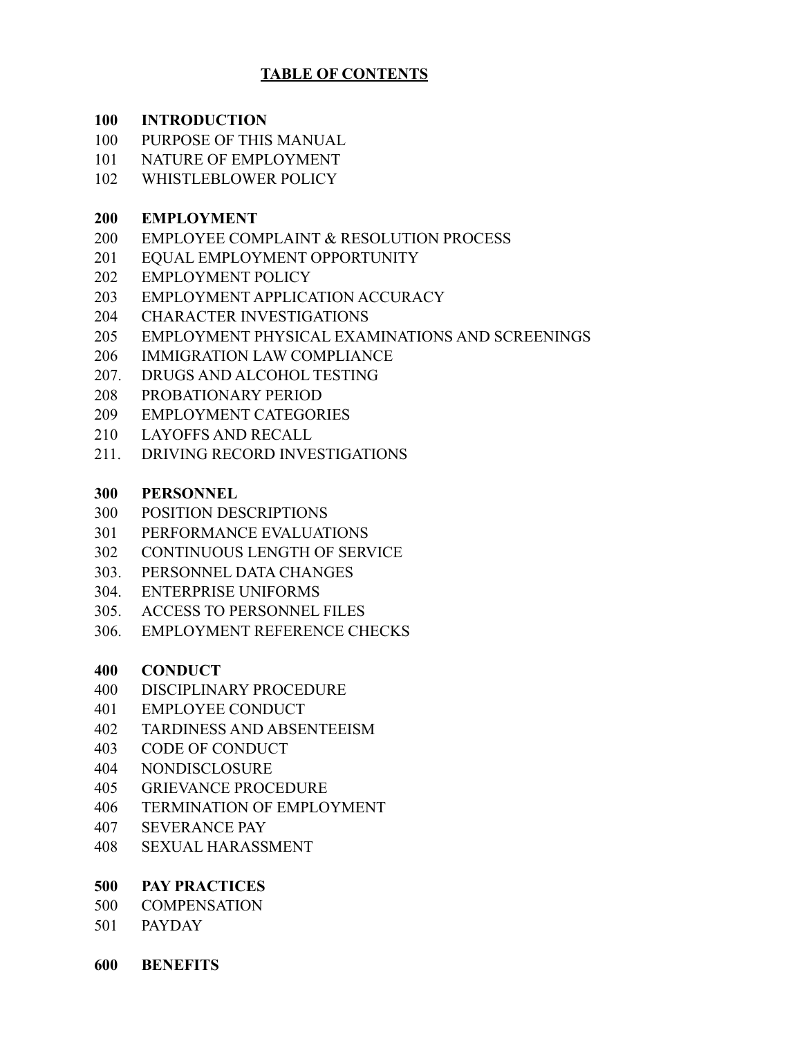# TABLE OF CONTENTS

**100 INTRODUCTION**

100 PURPOSE OF THIS MANUAL
101 NATURE OF EMPLOYMENT
102 WHISTLEBLOWER POLICY

**200 EMPLOYMENT**

200 EMPLOYEE COMPLAINT & RESOLUTION PROCESS
201 EQUAL EMPLOYMENT OPPORTUNITY
202 EMPLOYMENT POLICY
203 EMPLOYMENT APPLICATION ACCURACY
204 CHARACTER INVESTIGATIONS
205 EMPLOYMENT PHYSICAL EXAMINATIONS AND SCREENINGS
206 IMMIGRATION LAW COMPLIANCE
207. DRUGS AND ALCOHOL TESTING
208 PROBATIONARY PERIOD
209 EMPLOYMENT CATEGORIES
210 LAYOFFS AND RECALL
211. DRIVING RECORD INVESTIGATIONS

**300 PERSONNEL**

300 POSITION DESCRIPTIONS
301 PERFORMANCE EVALUATIONS
302 CONTINUOUS LENGTH OF SERVICE
303. PERSONNEL DATA CHANGES
304. ENTERPRISE UNIFORMS
305. ACCESS TO PERSONNEL FILES
306. EMPLOYMENT REFERENCE CHECKS

**400 CONDUCT**

400 DISCIPLINARY PROCEDURE
401 EMPLOYEE CONDUCT
402 TARDINESS AND ABSENTEEISM
403 CODE OF CONDUCT
404 NONDISCLOSURE
405 GRIEVANCE PROCEDURE
406 TERMINATION OF EMPLOYMENT
407 SEVERANCE PAY
408 SEXUAL HARASSMENT

**500 PAY PRACTICES**

500 COMPENSATION
501 PAYDAY

**600 BENEFITS**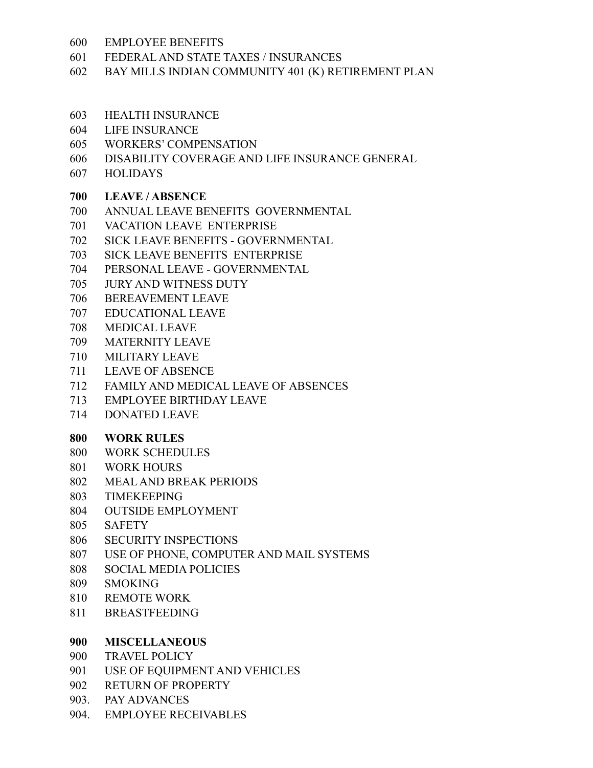600 EMPLOYEE BENEFITS
601 FEDERAL AND STATE TAXES / INSURANCES
602 BAY MILLS INDIAN COMMUNITY 401 (K) RETIREMENT PLAN

603 HEALTH INSURANCE
604 LIFE INSURANCE
605 WORKERS' COMPENSATION
606 DISABILITY COVERAGE AND LIFE INSURANCE GENERAL
607 HOLIDAYS

**700 LEAVE / ABSENCE**

700 ANNUAL LEAVE BENEFITS GOVERNMENTAL
701 VACATION LEAVE ENTERPRISE
702 SICK LEAVE BENEFITS - GOVERNMENTAL
703 SICK LEAVE BENEFITS ENTERPRISE
704 PERSONAL LEAVE - GOVERNMENTAL
705 JURY AND WITNESS DUTY
706 BEREAVEMENT LEAVE
707 EDUCATIONAL LEAVE
708 MEDICAL LEAVE
709 MATERNITY LEAVE
710 MILITARY LEAVE
711 LEAVE OF ABSENCE
712 FAMILY AND MEDICAL LEAVE OF ABSENCES
713 EMPLOYEE BIRTHDAY LEAVE
714 DONATED LEAVE

**800 WORK RULES**

800 WORK SCHEDULES
801 WORK HOURS
802 MEAL AND BREAK PERIODS
803 TIMEKEEPING
804 OUTSIDE EMPLOYMENT
805 SAFETY
806 SECURITY INSPECTIONS
807 USE OF PHONE, COMPUTER AND MAIL SYSTEMS
808 SOCIAL MEDIA POLICIES
809 SMOKING
810 REMOTE WORK
811 BREASTFEEDING

**900 MISCELLANEOUS**

900 TRAVEL POLICY
901 USE OF EQUIPMENT AND VEHICLES
902 RETURN OF PROPERTY
903. PAY ADVANCES
904. EMPLOYEE RECEIVABLES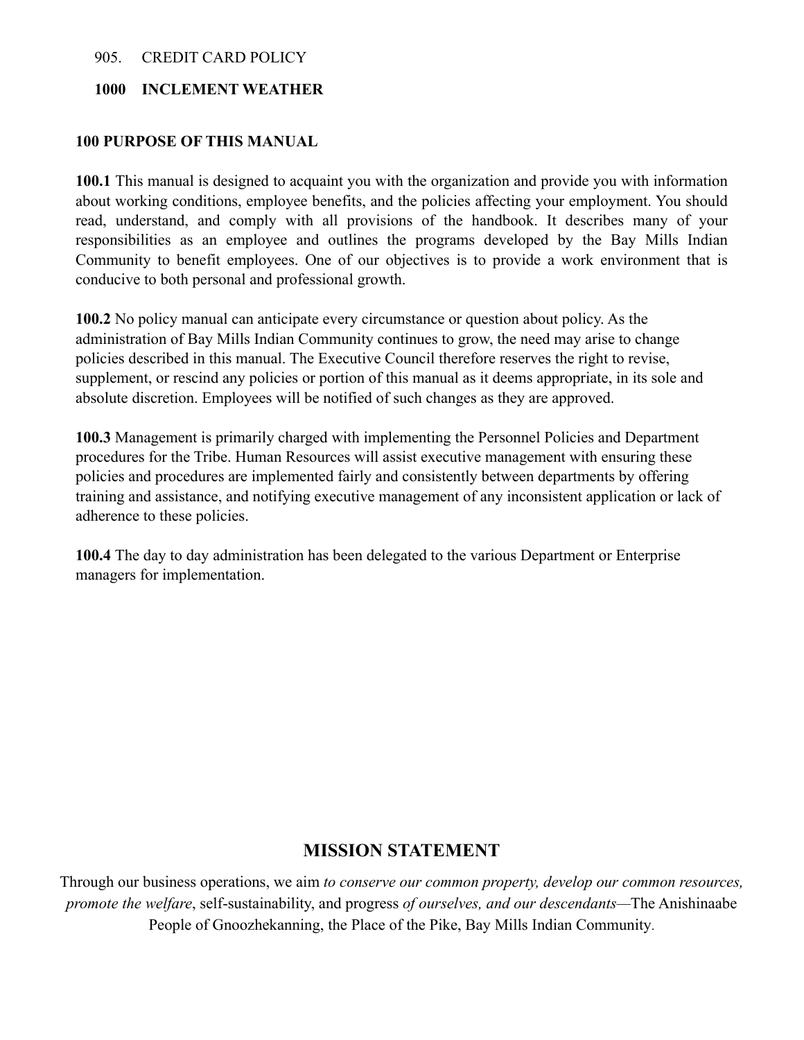905. CREDIT CARD POLICY

**1000 INCLEMENT WEATHER**

## 100 PURPOSE OF THIS MANUAL

**100.1** This manual is designed to acquaint you with the organization and provide you with information about working conditions, employee benefits, and the policies affecting your employment. You should read, understand, and comply with all provisions of the handbook. It describes many of your responsibilities as an employee and outlines the programs developed by the Bay Mills Indian Community to benefit employees. One of our objectives is to provide a work environment that is conducive to both personal and professional growth.

**100.2** No policy manual can anticipate every circumstance or question about policy. As the administration of Bay Mills Indian Community continues to grow, the need may arise to change policies described in this manual. The Executive Council therefore reserves the right to revise, supplement, or rescind any policies or portion of this manual as it deems appropriate, in its sole and absolute discretion. Employees will be notified of such changes as they are approved.

**100.3** Management is primarily charged with implementing the Personnel Policies and Department procedures for the Tribe. Human Resources will assist executive management with ensuring these policies and procedures are implemented fairly and consistently between departments by offering training and assistance, and notifying executive management of any inconsistent application or lack of adherence to these policies.

**100.4** The day to day administration has been delegated to the various Department or Enterprise managers for implementation.

## MISSION STATEMENT

Through our business operations, we aim *to conserve our common property, develop our common resources, promote the welfare*, self-sustainability, and progress *of ourselves, and our descendants*—The Anishinaabe People of Gnoozhekanning, the Place of the Pike, Bay Mills Indian Community.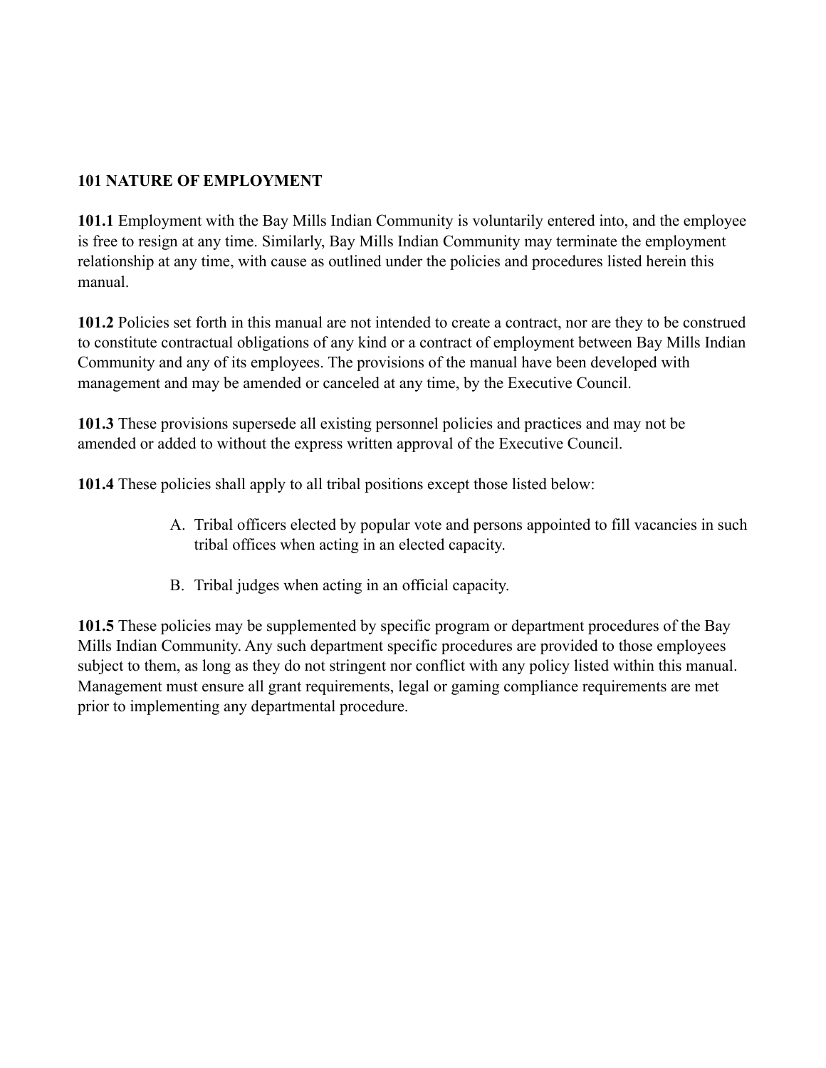**101 NATURE OF EMPLOYMENT**

**101.1** Employment with the Bay Mills Indian Community is voluntarily entered into, and the employee is free to resign at any time. Similarly, Bay Mills Indian Community may terminate the employment relationship at any time, with cause as outlined under the policies and procedures listed herein this manual.

**101.2** Policies set forth in this manual are not intended to create a contract, nor are they to be construed to constitute contractual obligations of any kind or a contract of employment between Bay Mills Indian Community and any of its employees. The provisions of the manual have been developed with management and may be amended or canceled at any time, by the Executive Council.

**101.3** These provisions supersede all existing personnel policies and practices and may not be amended or added to without the express written approval of the Executive Council.

**101.4** These policies shall apply to all tribal positions except those listed below:

A. Tribal officers elected by popular vote and persons appointed to fill vacancies in such tribal offices when acting in an elected capacity.

B. Tribal judges when acting in an official capacity.

**101.5** These policies may be supplemented by specific program or department procedures of the Bay Mills Indian Community. Any such department specific procedures are provided to those employees subject to them, as long as they do not stringent nor conflict with any policy listed within this manual. Management must ensure all grant requirements, legal or gaming compliance requirements are met prior to implementing any departmental procedure.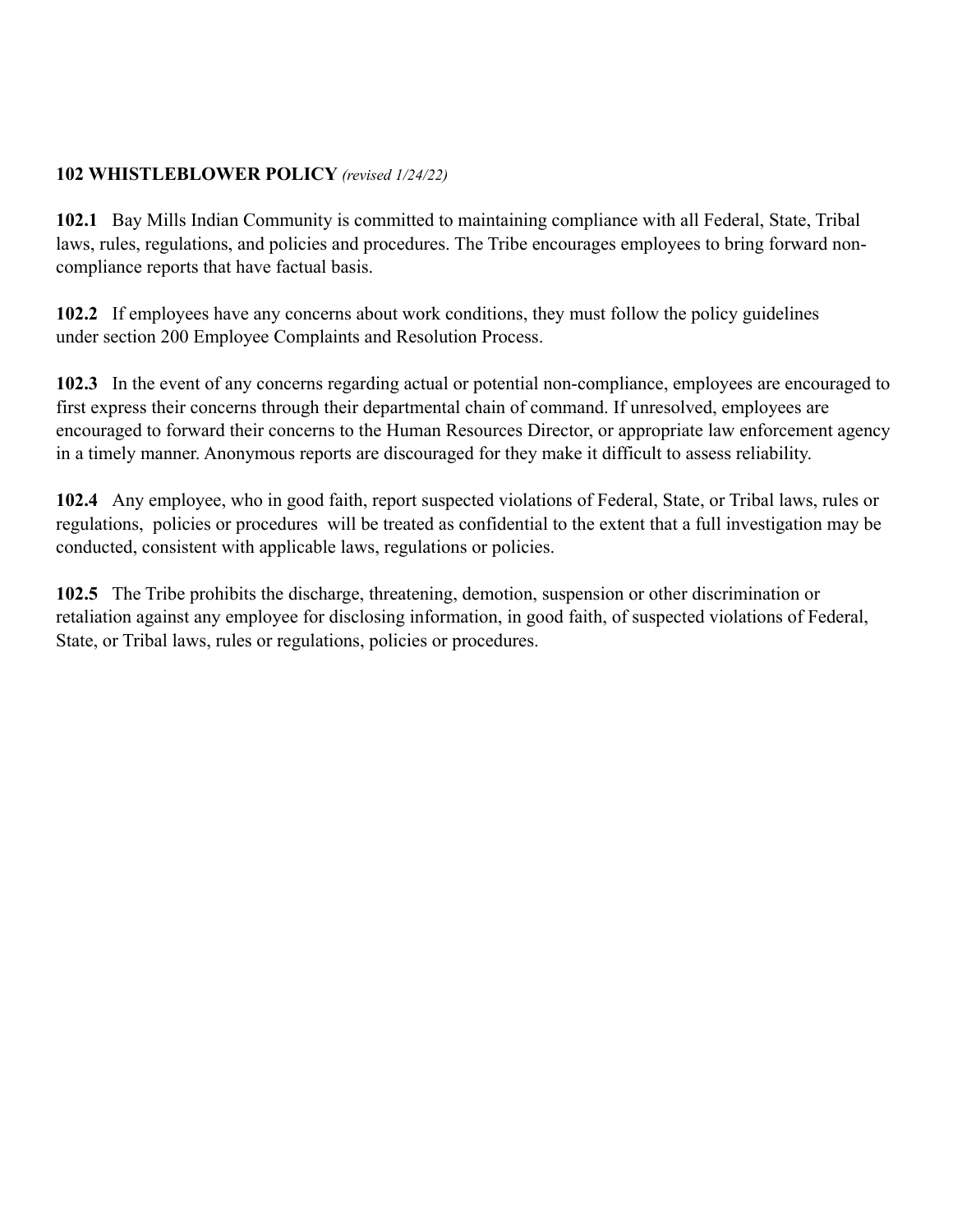## 102 WHISTLEBLOWER POLICY *(revised 1/24/22)*

**102.1** Bay Mills Indian Community is committed to maintaining compliance with all Federal, State, Tribal laws, rules, regulations, and policies and procedures. The Tribe encourages employees to bring forward non-compliance reports that have factual basis.

**102.2** If employees have any concerns about work conditions, they must follow the policy guidelines under section 200 Employee Complaints and Resolution Process.

**102.3** In the event of any concerns regarding actual or potential non-compliance, employees are encouraged to first express their concerns through their departmental chain of command. If unresolved, employees are encouraged to forward their concerns to the Human Resources Director, or appropriate law enforcement agency in a timely manner. Anonymous reports are discouraged for they make it difficult to assess reliability.

**102.4** Any employee, who in good faith, report suspected violations of Federal, State, or Tribal laws, rules or regulations, policies or procedures will be treated as confidential to the extent that a full investigation may be conducted, consistent with applicable laws, regulations or policies.

**102.5** The Tribe prohibits the discharge, threatening, demotion, suspension or other discrimination or retaliation against any employee for disclosing information, in good faith, of suspected violations of Federal, State, or Tribal laws, rules or regulations, policies or procedures.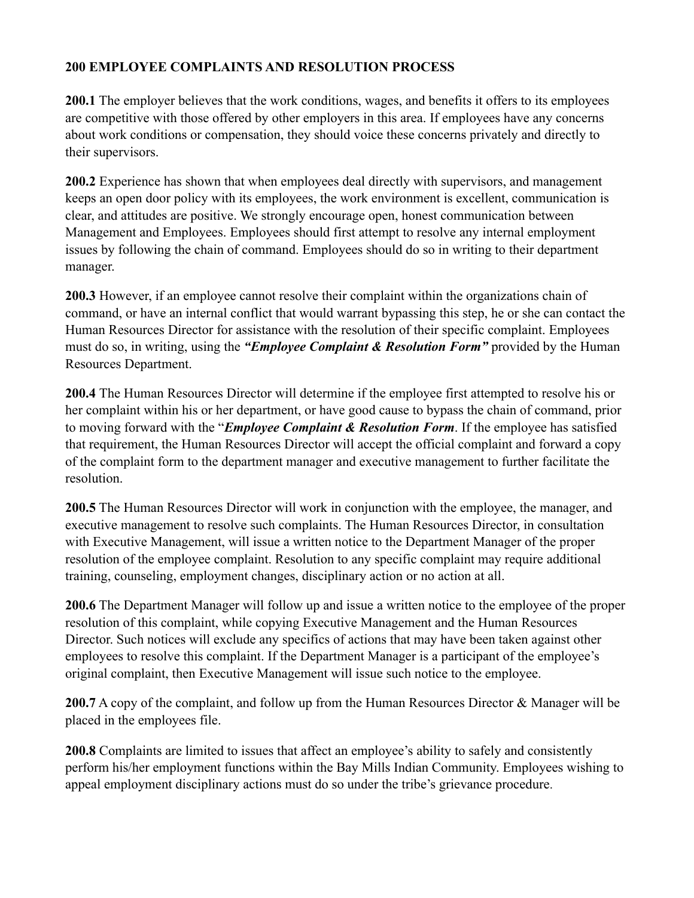## 200 EMPLOYEE COMPLAINTS AND RESOLUTION PROCESS

**200.1** The employer believes that the work conditions, wages, and benefits it offers to its employees are competitive with those offered by other employers in this area. If employees have any concerns about work conditions or compensation, they should voice these concerns privately and directly to their supervisors.

**200.2** Experience has shown that when employees deal directly with supervisors, and management keeps an open door policy with its employees, the work environment is excellent, communication is clear, and attitudes are positive. We strongly encourage open, honest communication between Management and Employees. Employees should first attempt to resolve any internal employment issues by following the chain of command. Employees should do so in writing to their department manager.

**200.3** However, if an employee cannot resolve their complaint within the organizations chain of command, or have an internal conflict that would warrant bypassing this step, he or she can contact the Human Resources Director for assistance with the resolution of their specific complaint. Employees must do so, in writing, using the ***"Employee Complaint & Resolution Form"*** provided by the Human Resources Department.

**200.4** The Human Resources Director will determine if the employee first attempted to resolve his or her complaint within his or her department, or have good cause to bypass the chain of command, prior to moving forward with the "***Employee Complaint & Resolution Form***. If the employee has satisfied that requirement, the Human Resources Director will accept the official complaint and forward a copy of the complaint form to the department manager and executive management to further facilitate the resolution.

**200.5** The Human Resources Director will work in conjunction with the employee, the manager, and executive management to resolve such complaints. The Human Resources Director, in consultation with Executive Management, will issue a written notice to the Department Manager of the proper resolution of the employee complaint. Resolution to any specific complaint may require additional training, counseling, employment changes, disciplinary action or no action at all.

**200.6** The Department Manager will follow up and issue a written notice to the employee of the proper resolution of this complaint, while copying Executive Management and the Human Resources Director. Such notices will exclude any specifics of actions that may have been taken against other employees to resolve this complaint. If the Department Manager is a participant of the employee's original complaint, then Executive Management will issue such notice to the employee.

**200.7** A copy of the complaint, and follow up from the Human Resources Director & Manager will be placed in the employees file.

**200.8** Complaints are limited to issues that affect an employee's ability to safely and consistently perform his/her employment functions within the Bay Mills Indian Community. Employees wishing to appeal employment disciplinary actions must do so under the tribe's grievance procedure.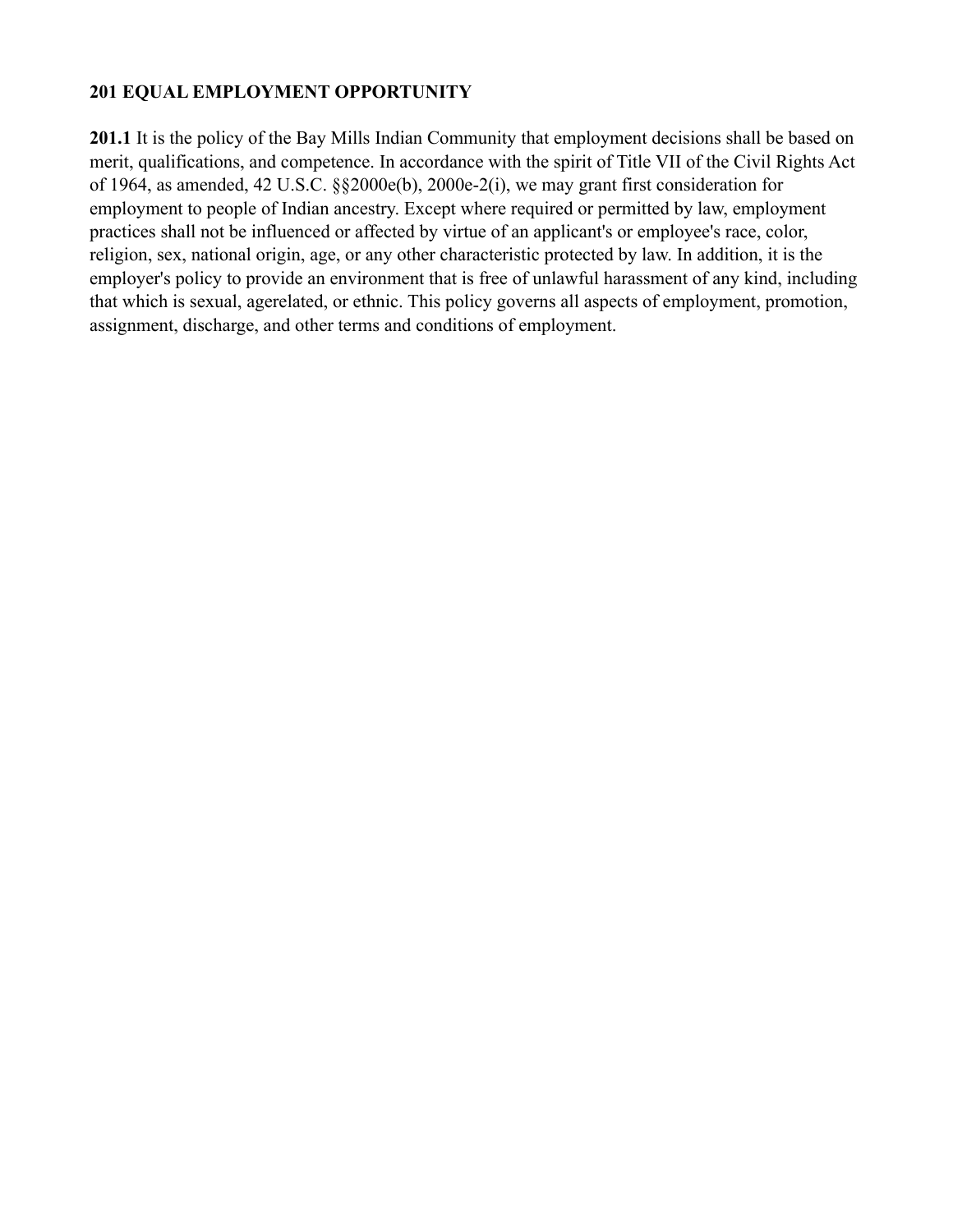## 201 EQUAL EMPLOYMENT OPPORTUNITY

**201.1** It is the policy of the Bay Mills Indian Community that employment decisions shall be based on merit, qualifications, and competence. In accordance with the spirit of Title VII of the Civil Rights Act of 1964, as amended, 42 U.S.C. §§2000e(b), 2000e-2(i), we may grant first consideration for employment to people of Indian ancestry. Except where required or permitted by law, employment practices shall not be influenced or affected by virtue of an applicant's or employee's race, color, religion, sex, national origin, age, or any other characteristic protected by law. In addition, it is the employer's policy to provide an environment that is free of unlawful harassment of any kind, including that which is sexual, agerelated, or ethnic. This policy governs all aspects of employment, promotion, assignment, discharge, and other terms and conditions of employment.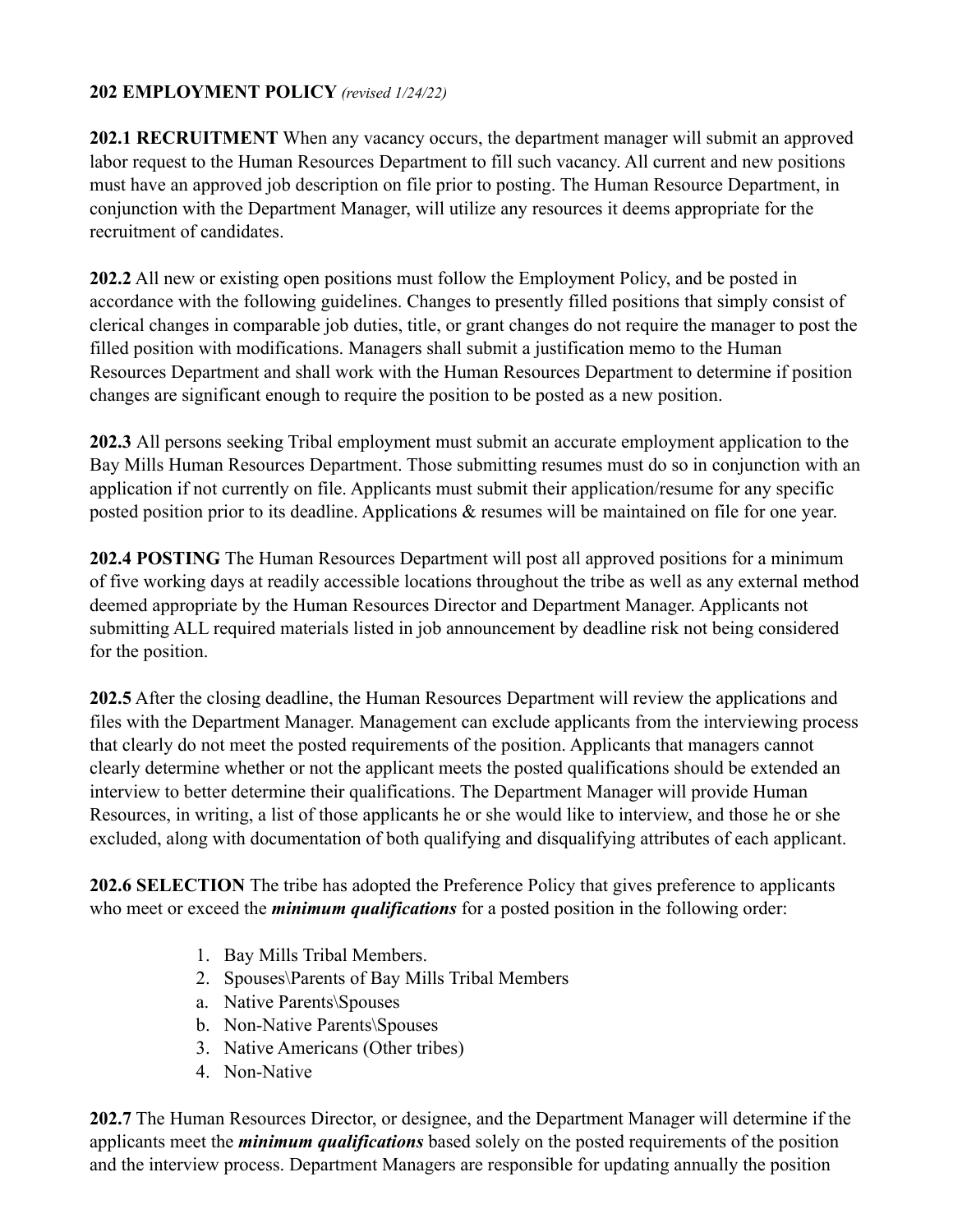## 202 EMPLOYMENT POLICY *(revised 1/24/22)*

**202.1 RECRUITMENT** When any vacancy occurs, the department manager will submit an approved labor request to the Human Resources Department to fill such vacancy. All current and new positions must have an approved job description on file prior to posting. The Human Resource Department, in conjunction with the Department Manager, will utilize any resources it deems appropriate for the recruitment of candidates.

**202.2** All new or existing open positions must follow the Employment Policy, and be posted in accordance with the following guidelines. Changes to presently filled positions that simply consist of clerical changes in comparable job duties, title, or grant changes do not require the manager to post the filled position with modifications. Managers shall submit a justification memo to the Human Resources Department and shall work with the Human Resources Department to determine if position changes are significant enough to require the position to be posted as a new position.

**202.3** All persons seeking Tribal employment must submit an accurate employment application to the Bay Mills Human Resources Department. Those submitting resumes must do so in conjunction with an application if not currently on file. Applicants must submit their application/resume for any specific posted position prior to its deadline. Applications & resumes will be maintained on file for one year.

**202.4 POSTING** The Human Resources Department will post all approved positions for a minimum of five working days at readily accessible locations throughout the tribe as well as any external method deemed appropriate by the Human Resources Director and Department Manager. Applicants not submitting ALL required materials listed in job announcement by deadline risk not being considered for the position.

**202.5** After the closing deadline, the Human Resources Department will review the applications and files with the Department Manager. Management can exclude applicants from the interviewing process that clearly do not meet the posted requirements of the position. Applicants that managers cannot clearly determine whether or not the applicant meets the posted qualifications should be extended an interview to better determine their qualifications. The Department Manager will provide Human Resources, in writing, a list of those applicants he or she would like to interview, and those he or she excluded, along with documentation of both qualifying and disqualifying attributes of each applicant.

**202.6 SELECTION** The tribe has adopted the Preference Policy that gives preference to applicants who meet or exceed the ***minimum qualifications*** for a posted position in the following order:

1. Bay Mills Tribal Members.
2. Spouses\Parents of Bay Mills Tribal Members
   a. Native Parents\Spouses
   b. Non-Native Parents\Spouses
3. Native Americans (Other tribes)
4. Non-Native

**202.7** The Human Resources Director, or designee, and the Department Manager will determine if the applicants meet the ***minimum qualifications*** based solely on the posted requirements of the position and the interview process. Department Managers are responsible for updating annually the position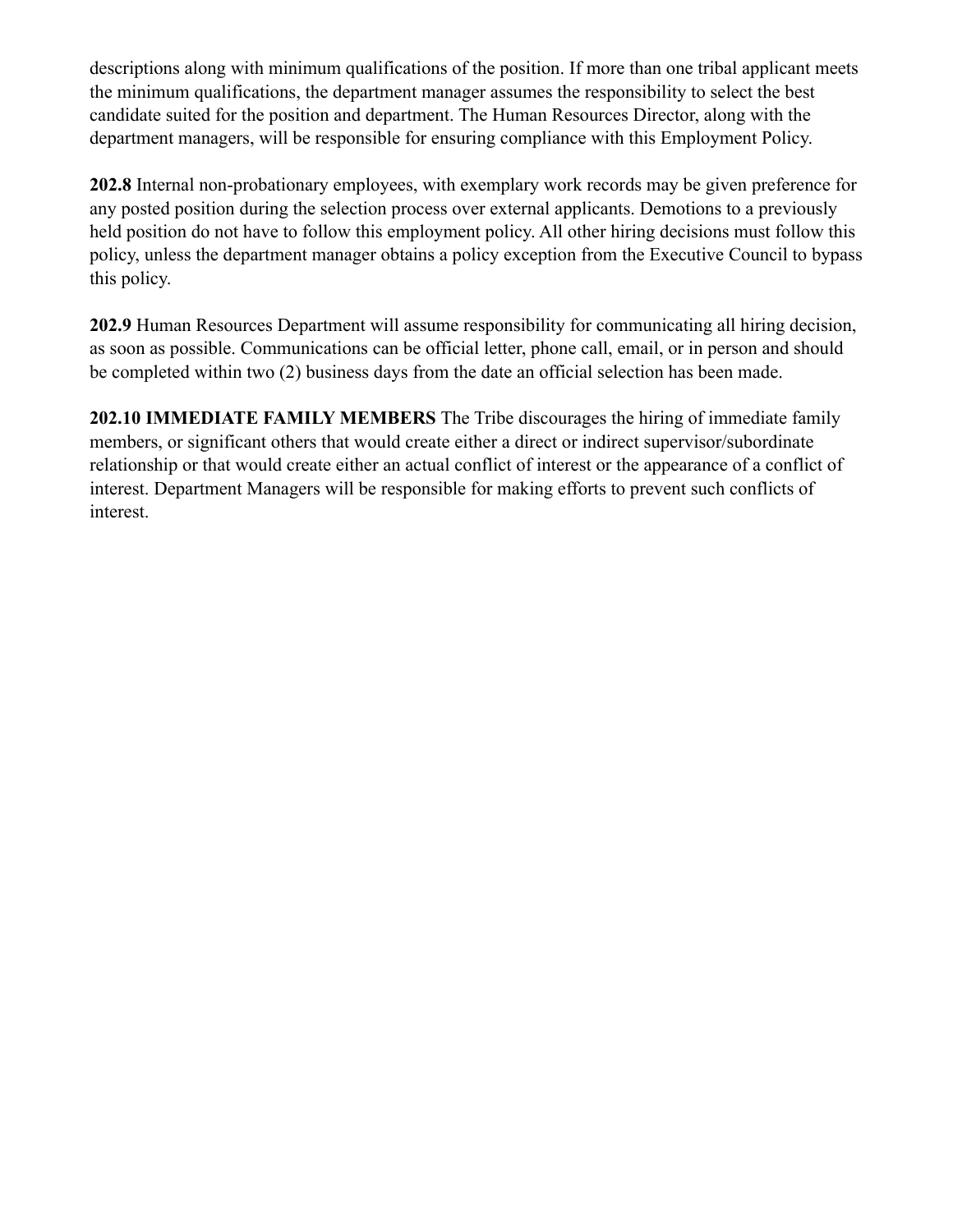descriptions along with minimum qualifications of the position. If more than one tribal applicant meets the minimum qualifications, the department manager assumes the responsibility to select the best candidate suited for the position and department. The Human Resources Director, along with the department managers, will be responsible for ensuring compliance with this Employment Policy.

**202.8** Internal non-probationary employees, with exemplary work records may be given preference for any posted position during the selection process over external applicants. Demotions to a previously held position do not have to follow this employment policy. All other hiring decisions must follow this policy, unless the department manager obtains a policy exception from the Executive Council to bypass this policy.

**202.9** Human Resources Department will assume responsibility for communicating all hiring decision, as soon as possible. Communications can be official letter, phone call, email, or in person and should be completed within two (2) business days from the date an official selection has been made.

**202.10 IMMEDIATE FAMILY MEMBERS** The Tribe discourages the hiring of immediate family members, or significant others that would create either a direct or indirect supervisor/subordinate relationship or that would create either an actual conflict of interest or the appearance of a conflict of interest. Department Managers will be responsible for making efforts to prevent such conflicts of interest.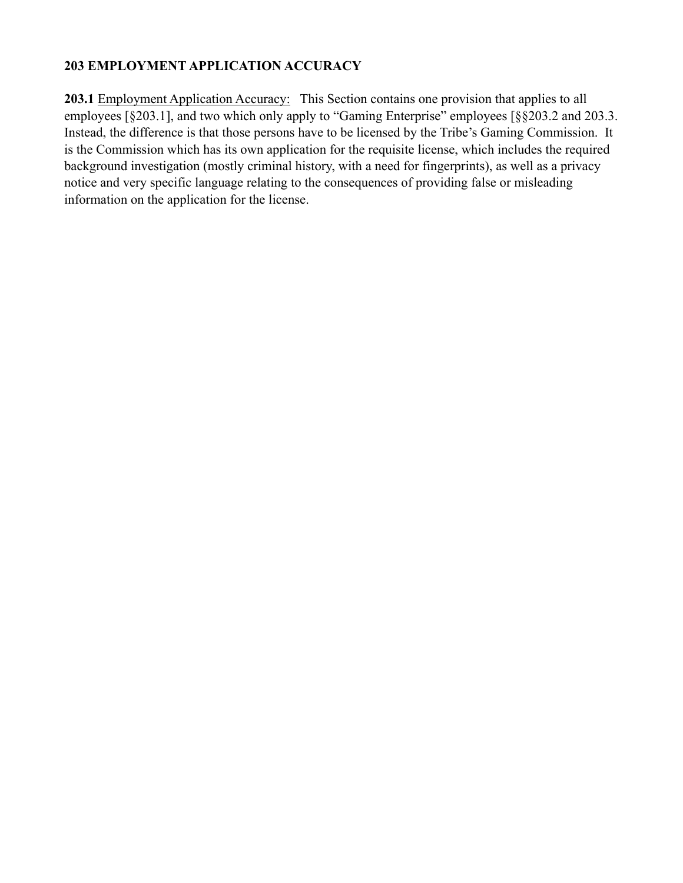**203 EMPLOYMENT APPLICATION ACCURACY**

**203.1** Employment Application Accuracy: This Section contains one provision that applies to all employees [§203.1], and two which only apply to "Gaming Enterprise" employees [§§203.2 and 203.3. Instead, the difference is that those persons have to be licensed by the Tribe's Gaming Commission. It is the Commission which has its own application for the requisite license, which includes the required background investigation (mostly criminal history, with a need for fingerprints), as well as a privacy notice and very specific language relating to the consequences of providing false or misleading information on the application for the license.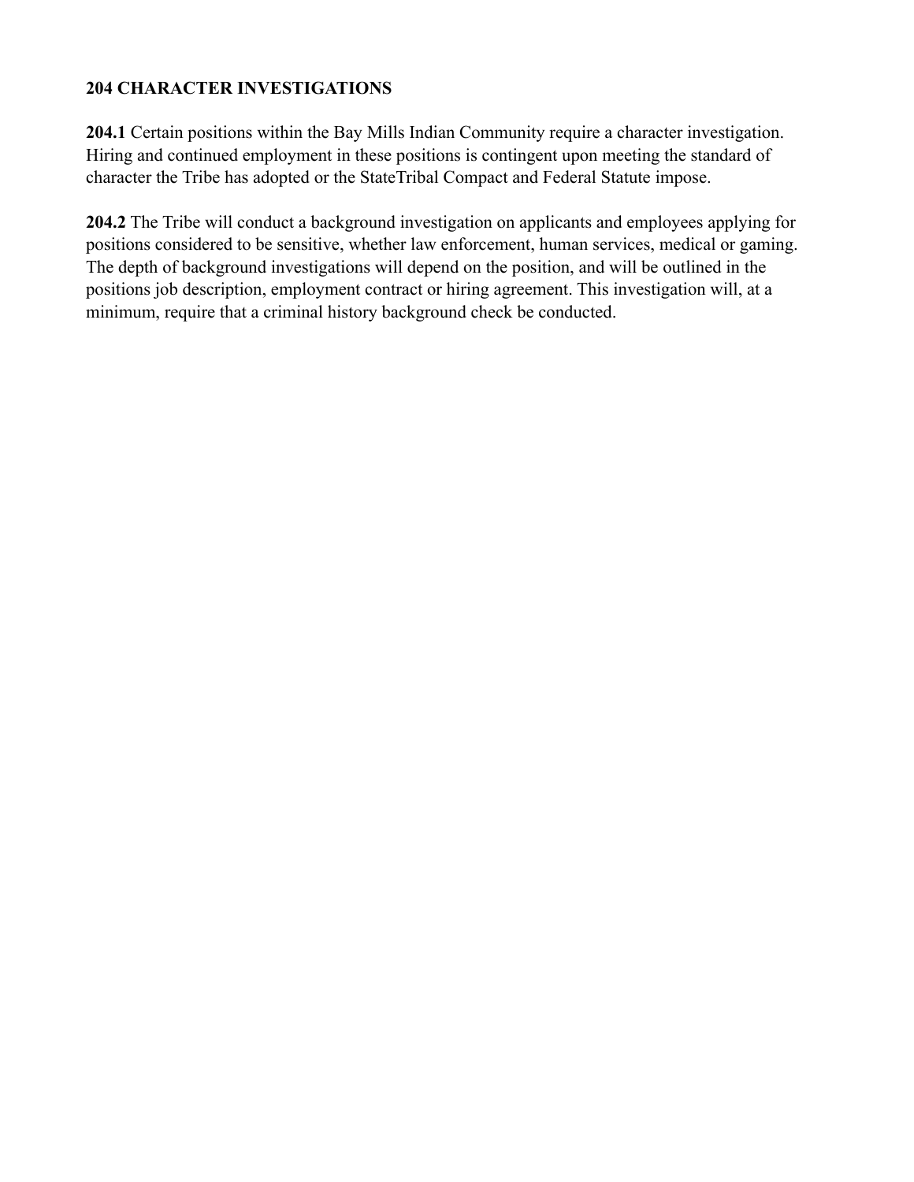**204 CHARACTER INVESTIGATIONS**

**204.1** Certain positions within the Bay Mills Indian Community require a character investigation. Hiring and continued employment in these positions is contingent upon meeting the standard of character the Tribe has adopted or the StateTribal Compact and Federal Statute impose.

**204.2** The Tribe will conduct a background investigation on applicants and employees applying for positions considered to be sensitive, whether law enforcement, human services, medical or gaming. The depth of background investigations will depend on the position, and will be outlined in the positions job description, employment contract or hiring agreement. This investigation will, at a minimum, require that a criminal history background check be conducted.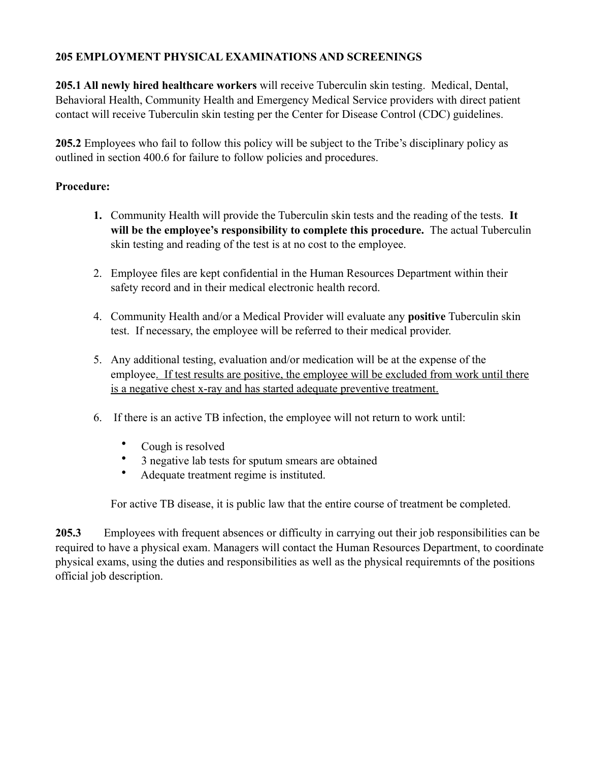**205 EMPLOYMENT PHYSICAL EXAMINATIONS AND SCREENINGS**

**205.1 All newly hired healthcare workers** will receive Tuberculin skin testing. Medical, Dental, Behavioral Health, Community Health and Emergency Medical Service providers with direct patient contact will receive Tuberculin skin testing per the Center for Disease Control (CDC) guidelines.

**205.2** Employees who fail to follow this policy will be subject to the Tribe's disciplinary policy as outlined in section 400.6 for failure to follow policies and procedures.

**Procedure:**

1. Community Health will provide the Tuberculin skin tests and the reading of the tests. **It will be the employee's responsibility to complete this procedure.** The actual Tuberculin skin testing and reading of the test is at no cost to the employee.

2. Employee files are kept confidential in the Human Resources Department within their safety record and in their medical electronic health record.

4. Community Health and/or a Medical Provider will evaluate any **positive** Tuberculin skin test. If necessary, the employee will be referred to their medical provider.

5. Any additional testing, evaluation and/or medication will be at the expense of the employee. <u>If test results are positive, the employee will be excluded from work until there is a negative chest x-ray and has started adequate preventive treatment.</u>

6. If there is an active TB infection, the employee will not return to work until:

   - Cough is resolved
   - 3 negative lab tests for sputum smears are obtained
   - Adequate treatment regime is instituted.

   For active TB disease, it is public law that the entire course of treatment be completed.

**205.3** Employees with frequent absences or difficulty in carrying out their job responsibilities can be required to have a physical exam. Managers will contact the Human Resources Department, to coordinate physical exams, using the duties and responsibilities as well as the physical requiremnts of the positions official job description.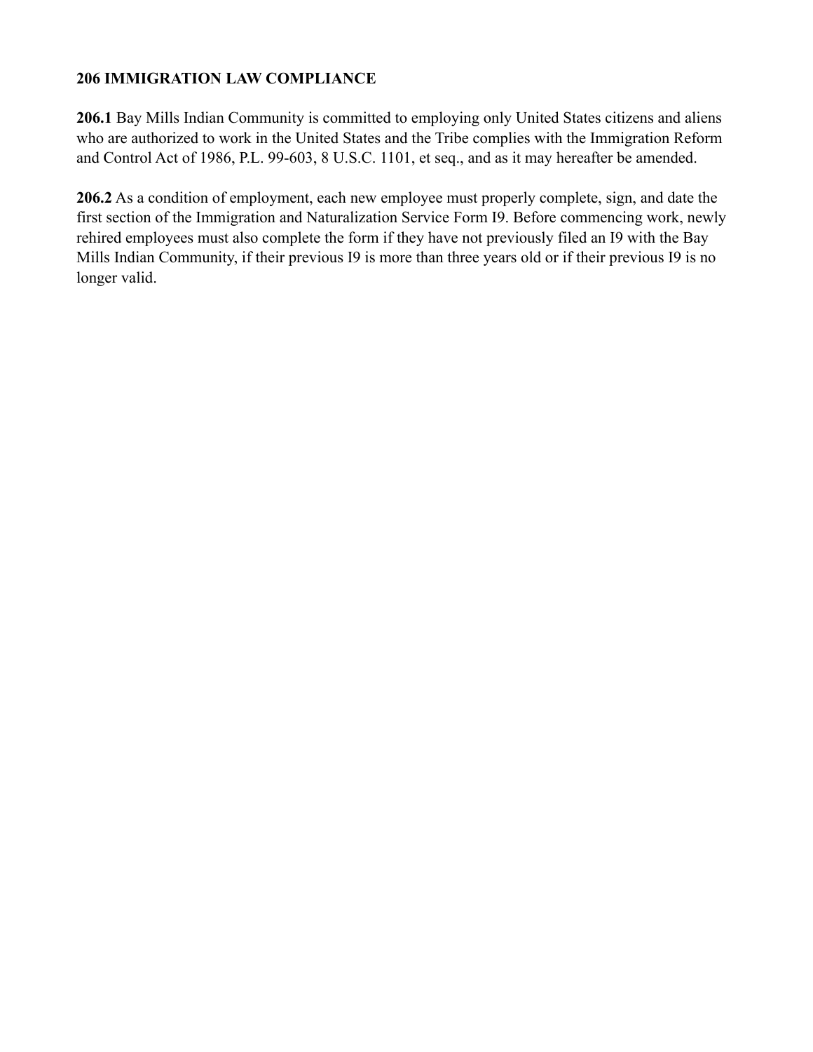## 206 IMMIGRATION LAW COMPLIANCE

**206.1** Bay Mills Indian Community is committed to employing only United States citizens and aliens who are authorized to work in the United States and the Tribe complies with the Immigration Reform and Control Act of 1986, P.L. 99-603, 8 U.S.C. 1101, et seq., and as it may hereafter be amended.

**206.2** As a condition of employment, each new employee must properly complete, sign, and date the first section of the Immigration and Naturalization Service Form I9. Before commencing work, newly rehired employees must also complete the form if they have not previously filed an I9 with the Bay Mills Indian Community, if their previous I9 is more than three years old or if their previous I9 is no longer valid.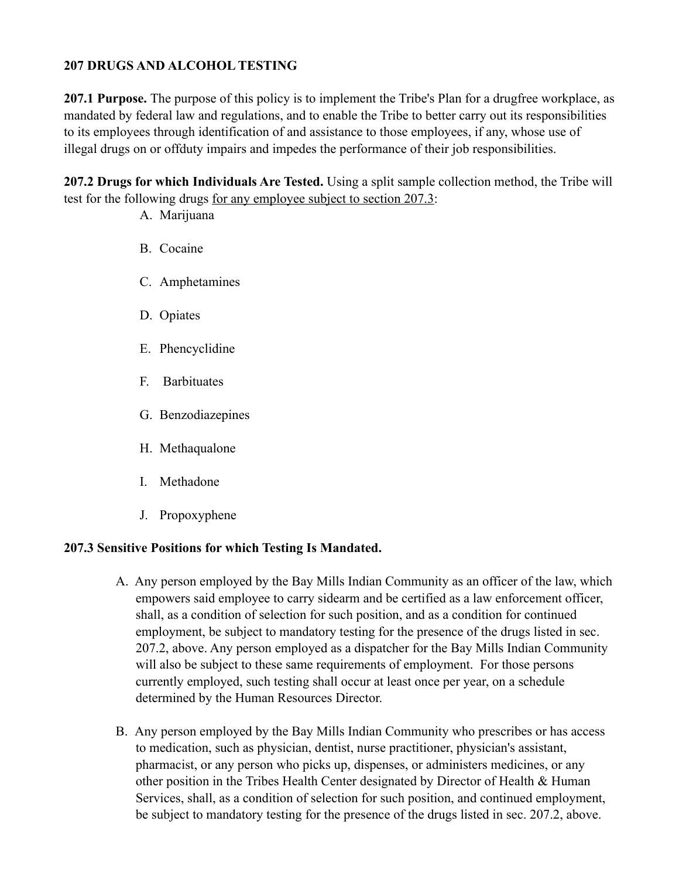**207 DRUGS AND ALCOHOL TESTING**

**207.1 Purpose.** The purpose of this policy is to implement the Tribe's Plan for a drugfree workplace, as mandated by federal law and regulations, and to enable the Tribe to better carry out its responsibilities to its employees through identification of and assistance to those employees, if any, whose use of illegal drugs on or offduty impairs and impedes the performance of their job responsibilities.

**207.2 Drugs for which Individuals Are Tested.** Using a split sample collection method, the Tribe will test for the following drugs <u>for any employee subject to section 207.3</u>:

A. Marijuana

B. Cocaine

C. Amphetamines

D. Opiates

E. Phencyclidine

F. Barbituates

G. Benzodiazepines

H. Methaqualone

I. Methadone

J. Propoxyphene

**207.3 Sensitive Positions for which Testing Is Mandated.**

A. Any person employed by the Bay Mills Indian Community as an officer of the law, which empowers said employee to carry sidearm and be certified as a law enforcement officer, shall, as a condition of selection for such position, and as a condition for continued employment, be subject to mandatory testing for the presence of the drugs listed in sec. 207.2, above. Any person employed as a dispatcher for the Bay Mills Indian Community will also be subject to these same requirements of employment. For those persons currently employed, such testing shall occur at least once per year, on a schedule determined by the Human Resources Director.

B. Any person employed by the Bay Mills Indian Community who prescribes or has access to medication, such as physician, dentist, nurse practitioner, physician's assistant, pharmacist, or any person who picks up, dispenses, or administers medicines, or any other position in the Tribes Health Center designated by Director of Health & Human Services, shall, as a condition of selection for such position, and continued employment, be subject to mandatory testing for the presence of the drugs listed in sec. 207.2, above.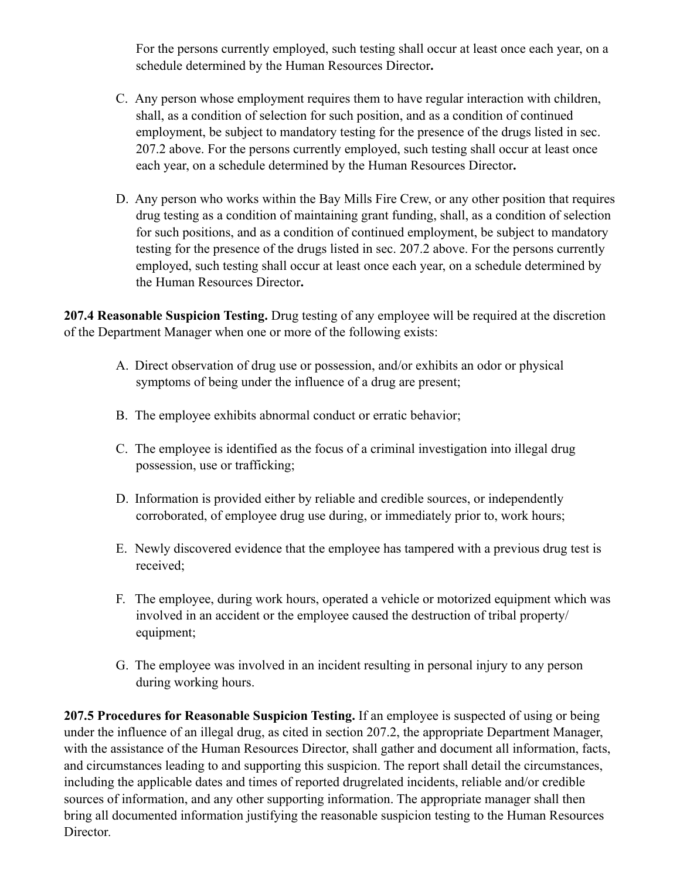For the persons currently employed, such testing shall occur at least once each year, on a schedule determined by the Human Resources Director**.**

C. Any person whose employment requires them to have regular interaction with children, shall, as a condition of selection for such position, and as a condition of continued employment, be subject to mandatory testing for the presence of the drugs listed in sec. 207.2 above. For the persons currently employed, such testing shall occur at least once each year, on a schedule determined by the Human Resources Director**.**

D. Any person who works within the Bay Mills Fire Crew, or any other position that requires drug testing as a condition of maintaining grant funding, shall, as a condition of selection for such positions, and as a condition of continued employment, be subject to mandatory testing for the presence of the drugs listed in sec. 207.2 above. For the persons currently employed, such testing shall occur at least once each year, on a schedule determined by the Human Resources Director**.**

**207.4 Reasonable Suspicion Testing.** Drug testing of any employee will be required at the discretion of the Department Manager when one or more of the following exists:

A. Direct observation of drug use or possession, and/or exhibits an odor or physical symptoms of being under the influence of a drug are present;

B. The employee exhibits abnormal conduct or erratic behavior;

C. The employee is identified as the focus of a criminal investigation into illegal drug possession, use or trafficking;

D. Information is provided either by reliable and credible sources, or independently corroborated, of employee drug use during, or immediately prior to, work hours;

E. Newly discovered evidence that the employee has tampered with a previous drug test is received;

F. The employee, during work hours, operated a vehicle or motorized equipment which was involved in an accident or the employee caused the destruction of tribal property/ equipment;

G. The employee was involved in an incident resulting in personal injury to any person during working hours.

**207.5 Procedures for Reasonable Suspicion Testing.** If an employee is suspected of using or being under the influence of an illegal drug, as cited in section 207.2, the appropriate Department Manager, with the assistance of the Human Resources Director, shall gather and document all information, facts, and circumstances leading to and supporting this suspicion. The report shall detail the circumstances, including the applicable dates and times of reported drugrelated incidents, reliable and/or credible sources of information, and any other supporting information. The appropriate manager shall then bring all documented information justifying the reasonable suspicion testing to the Human Resources Director.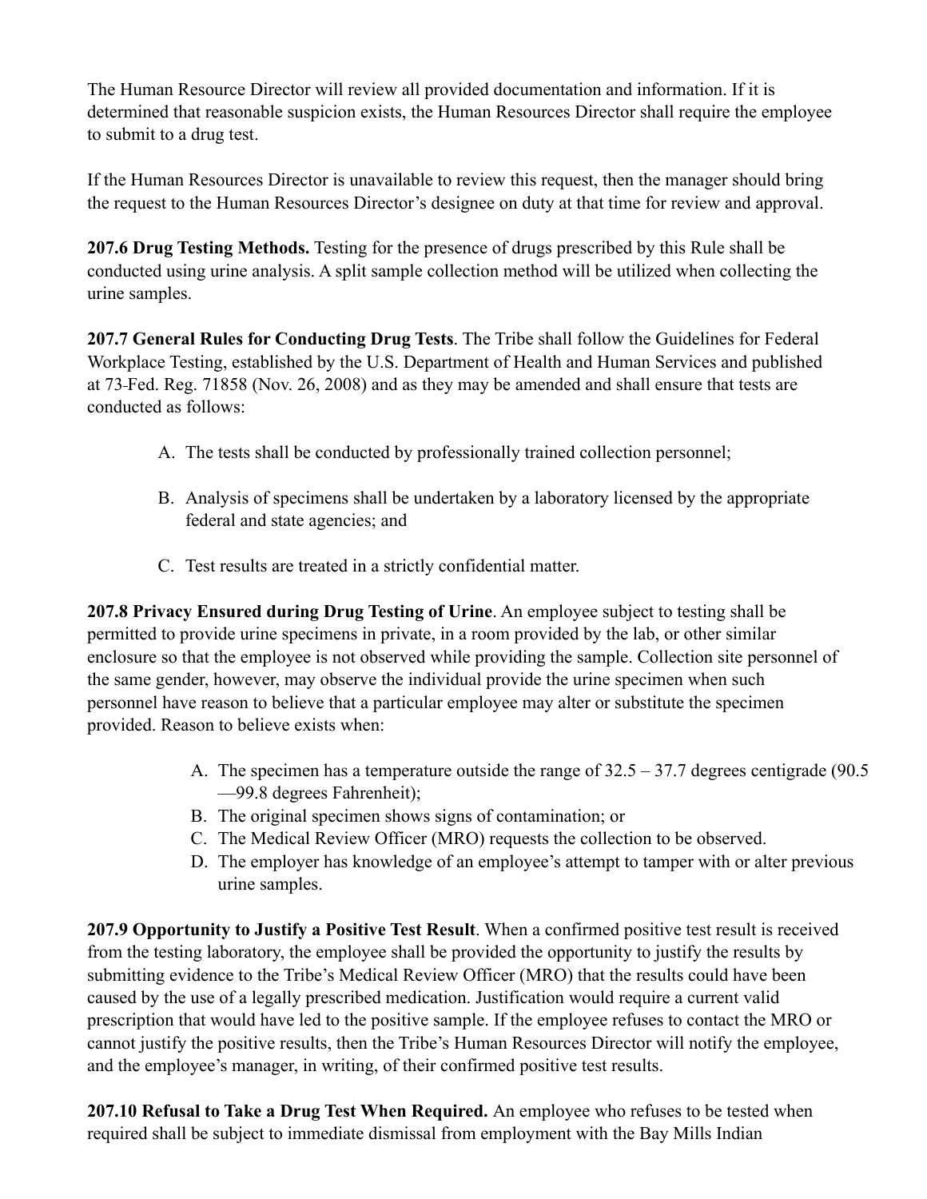The Human Resource Director will review all provided documentation and information. If it is determined that reasonable suspicion exists, the Human Resources Director shall require the employee to submit to a drug test.

If the Human Resources Director is unavailable to review this request, then the manager should bring the request to the Human Resources Director's designee on duty at that time for review and approval.

**207.6 Drug Testing Methods.** Testing for the presence of drugs prescribed by this Rule shall be conducted using urine analysis. A split sample collection method will be utilized when collecting the urine samples.

**207.7 General Rules for Conducting Drug Tests**. The Tribe shall follow the Guidelines for Federal Workplace Testing, established by the U.S. Department of Health and Human Services and published at 73-Fed. Reg. 71858 (Nov. 26, 2008) and as they may be amended and shall ensure that tests are conducted as follows:

A. The tests shall be conducted by professionally trained collection personnel;

B. Analysis of specimens shall be undertaken by a laboratory licensed by the appropriate federal and state agencies; and

C. Test results are treated in a strictly confidential matter.

**207.8 Privacy Ensured during Drug Testing of Urine**. An employee subject to testing shall be permitted to provide urine specimens in private, in a room provided by the lab, or other similar enclosure so that the employee is not observed while providing the sample. Collection site personnel of the same gender, however, may observe the individual provide the urine specimen when such personnel have reason to believe that a particular employee may alter or substitute the specimen provided. Reason to believe exists when:

A. The specimen has a temperature outside the range of 32.5 – 37.7 degrees centigrade (90.5 —99.8 degrees Fahrenheit);
B. The original specimen shows signs of contamination; or
C. The Medical Review Officer (MRO) requests the collection to be observed.
D. The employer has knowledge of an employee's attempt to tamper with or alter previous urine samples.

**207.9 Opportunity to Justify a Positive Test Result**. When a confirmed positive test result is received from the testing laboratory, the employee shall be provided the opportunity to justify the results by submitting evidence to the Tribe's Medical Review Officer (MRO) that the results could have been caused by the use of a legally prescribed medication. Justification would require a current valid prescription that would have led to the positive sample. If the employee refuses to contact the MRO or cannot justify the positive results, then the Tribe's Human Resources Director will notify the employee, and the employee's manager, in writing, of their confirmed positive test results.

**207.10 Refusal to Take a Drug Test When Required.** An employee who refuses to be tested when required shall be subject to immediate dismissal from employment with the Bay Mills Indian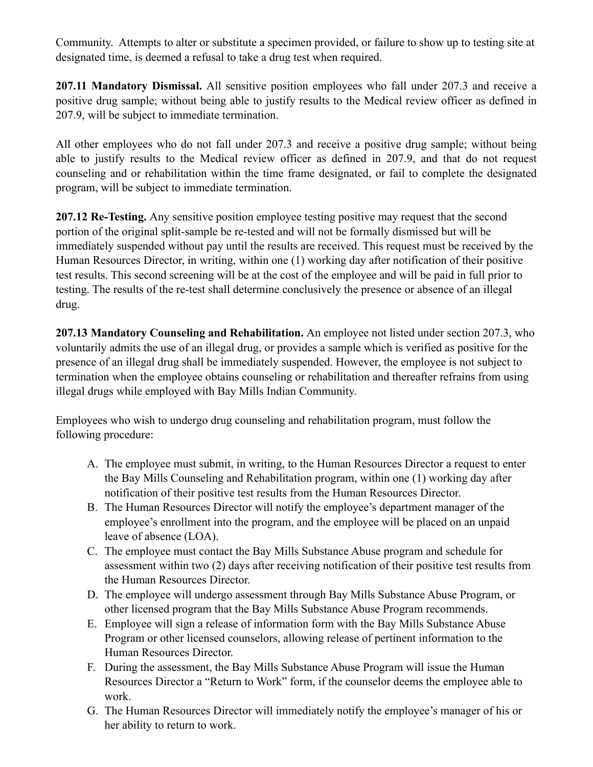Community. Attempts to alter or substitute a specimen provided, or failure to show up to testing site at designated time, is deemed a refusal to take a drug test when required.

**207.11 Mandatory Dismissal.** All sensitive position employees who fall under 207.3 and receive a positive drug sample; without being able to justify results to the Medical review officer as defined in 207.9, will be subject to immediate termination.

All other employees who do not fall under 207.3 and receive a positive drug sample; without being able to justify results to the Medical review officer as defined in 207.9, and that do not request counseling and or rehabilitation within the time frame designated, or fail to complete the designated program, will be subject to immediate termination.

**207.12 Re-Testing.** Any sensitive position employee testing positive may request that the second portion of the original split-sample be re-tested and will not be formally dismissed but will be immediately suspended without pay until the results are received. This request must be received by the Human Resources Director, in writing, within one (1) working day after notification of their positive test results. This second screening will be at the cost of the employee and will be paid in full prior to testing. The results of the re-test shall determine conclusively the presence or absence of an illegal drug.

**207.13 Mandatory Counseling and Rehabilitation.** An employee not listed under section 207.3, who voluntarily admits the use of an illegal drug, or provides a sample which is verified as positive for the presence of an illegal drug shall be immediately suspended. However, the employee is not subject to termination when the employee obtains counseling or rehabilitation and thereafter refrains from using illegal drugs while employed with Bay Mills Indian Community.

Employees who wish to undergo drug counseling and rehabilitation program, must follow the following procedure:

A. The employee must submit, in writing, to the Human Resources Director a request to enter the Bay Mills Counseling and Rehabilitation program, within one (1) working day after notification of their positive test results from the Human Resources Director.
B. The Human Resources Director will notify the employee's department manager of the employee's enrollment into the program, and the employee will be placed on an unpaid leave of absence (LOA).
C. The employee must contact the Bay Mills Substance Abuse program and schedule for assessment within two (2) days after receiving notification of their positive test results from the Human Resources Director.
D. The employee will undergo assessment through Bay Mills Substance Abuse Program, or other licensed program that the Bay Mills Substance Abuse Program recommends.
E. Employee will sign a release of information form with the Bay Mills Substance Abuse Program or other licensed counselors, allowing release of pertinent information to the Human Resources Director.
F. During the assessment, the Bay Mills Substance Abuse Program will issue the Human Resources Director a "Return to Work" form, if the counselor deems the employee able to work.
G. The Human Resources Director will immediately notify the employee's manager of his or her ability to return to work.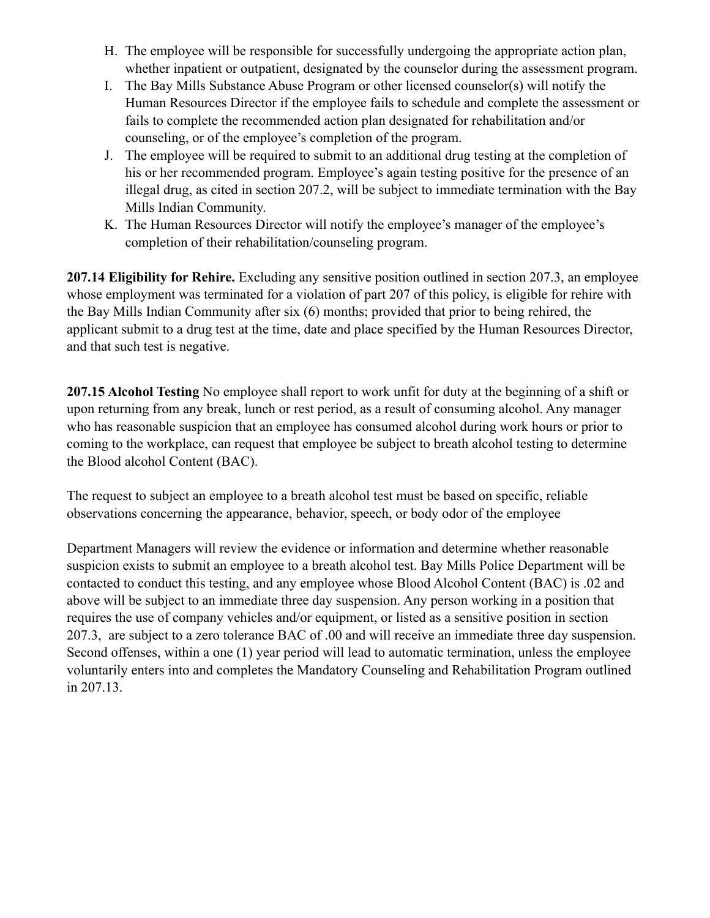H. The employee will be responsible for successfully undergoing the appropriate action plan, whether inpatient or outpatient, designated by the counselor during the assessment program.
I. The Bay Mills Substance Abuse Program or other licensed counselor(s) will notify the Human Resources Director if the employee fails to schedule and complete the assessment or fails to complete the recommended action plan designated for rehabilitation and/or counseling, or of the employee's completion of the program.
J. The employee will be required to submit to an additional drug testing at the completion of his or her recommended program. Employee's again testing positive for the presence of an illegal drug, as cited in section 207.2, will be subject to immediate termination with the Bay Mills Indian Community.
K. The Human Resources Director will notify the employee's manager of the employee's completion of their rehabilitation/counseling program.

**207.14 Eligibility for Rehire.** Excluding any sensitive position outlined in section 207.3, an employee whose employment was terminated for a violation of part 207 of this policy, is eligible for rehire with the Bay Mills Indian Community after six (6) months; provided that prior to being rehired, the applicant submit to a drug test at the time, date and place specified by the Human Resources Director, and that such test is negative.

**207.15 Alcohol Testing** No employee shall report to work unfit for duty at the beginning of a shift or upon returning from any break, lunch or rest period, as a result of consuming alcohol. Any manager who has reasonable suspicion that an employee has consumed alcohol during work hours or prior to coming to the workplace, can request that employee be subject to breath alcohol testing to determine the Blood alcohol Content (BAC).

The request to subject an employee to a breath alcohol test must be based on specific, reliable observations concerning the appearance, behavior, speech, or body odor of the employee

Department Managers will review the evidence or information and determine whether reasonable suspicion exists to submit an employee to a breath alcohol test. Bay Mills Police Department will be contacted to conduct this testing, and any employee whose Blood Alcohol Content (BAC) is .02 and above will be subject to an immediate three day suspension. Any person working in a position that requires the use of company vehicles and/or equipment, or listed as a sensitive position in section 207.3, are subject to a zero tolerance BAC of .00 and will receive an immediate three day suspension. Second offenses, within a one (1) year period will lead to automatic termination, unless the employee voluntarily enters into and completes the Mandatory Counseling and Rehabilitation Program outlined in 207.13.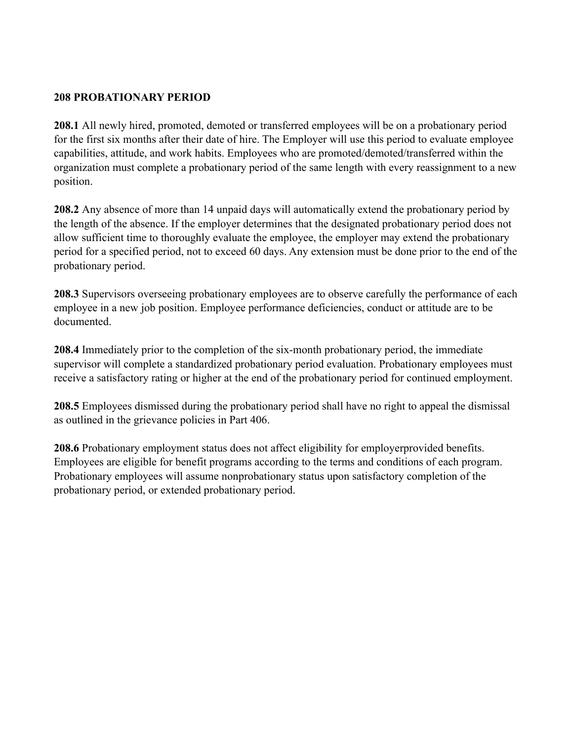**208 PROBATIONARY PERIOD**

**208.1** All newly hired, promoted, demoted or transferred employees will be on a probationary period for the first six months after their date of hire. The Employer will use this period to evaluate employee capabilities, attitude, and work habits. Employees who are promoted/demoted/transferred within the organization must complete a probationary period of the same length with every reassignment to a new position.

**208.2** Any absence of more than 14 unpaid days will automatically extend the probationary period by the length of the absence. If the employer determines that the designated probationary period does not allow sufficient time to thoroughly evaluate the employee, the employer may extend the probationary period for a specified period, not to exceed 60 days. Any extension must be done prior to the end of the probationary period.

**208.3** Supervisors overseeing probationary employees are to observe carefully the performance of each employee in a new job position. Employee performance deficiencies, conduct or attitude are to be documented.

**208.4** Immediately prior to the completion of the six-month probationary period, the immediate supervisor will complete a standardized probationary period evaluation. Probationary employees must receive a satisfactory rating or higher at the end of the probationary period for continued employment.

**208.5** Employees dismissed during the probationary period shall have no right to appeal the dismissal as outlined in the grievance policies in Part 406.

**208.6** Probationary employment status does not affect eligibility for employerprovided benefits. Employees are eligible for benefit programs according to the terms and conditions of each program. Probationary employees will assume nonprobationary status upon satisfactory completion of the probationary period, or extended probationary period.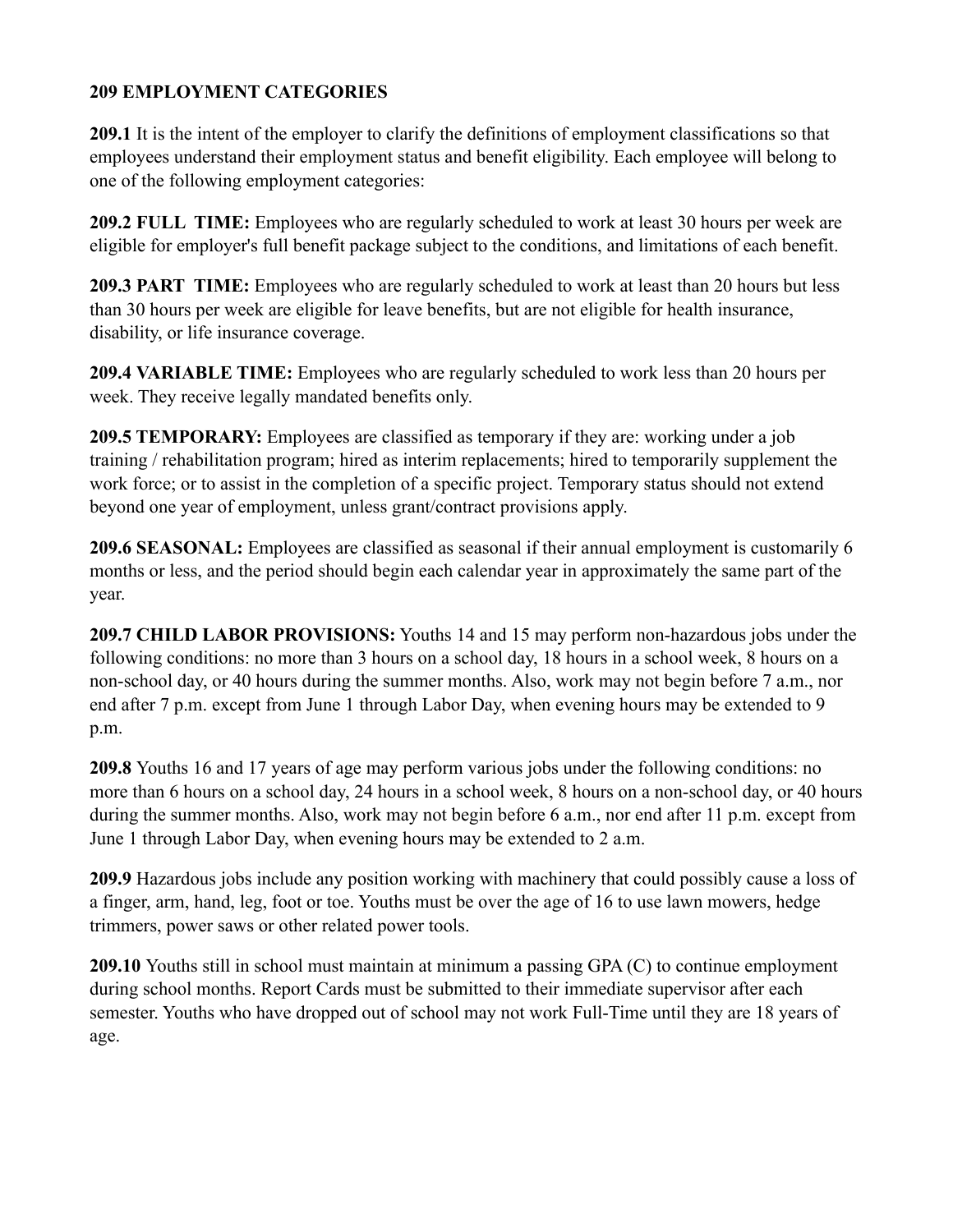## 209 EMPLOYMENT CATEGORIES

**209.1** It is the intent of the employer to clarify the definitions of employment classifications so that employees understand their employment status and benefit eligibility. Each employee will belong to one of the following employment categories:

**209.2 FULL TIME:** Employees who are regularly scheduled to work at least 30 hours per week are eligible for employer's full benefit package subject to the conditions, and limitations of each benefit.

**209.3 PART TIME:** Employees who are regularly scheduled to work at least than 20 hours but less than 30 hours per week are eligible for leave benefits, but are not eligible for health insurance, disability, or life insurance coverage.

**209.4 VARIABLE TIME:** Employees who are regularly scheduled to work less than 20 hours per week. They receive legally mandated benefits only.

**209.5 TEMPORARY:** Employees are classified as temporary if they are: working under a job training / rehabilitation program; hired as interim replacements; hired to temporarily supplement the work force; or to assist in the completion of a specific project. Temporary status should not extend beyond one year of employment, unless grant/contract provisions apply.

**209.6 SEASONAL:** Employees are classified as seasonal if their annual employment is customarily 6 months or less, and the period should begin each calendar year in approximately the same part of the year.

**209.7 CHILD LABOR PROVISIONS:** Youths 14 and 15 may perform non-hazardous jobs under the following conditions: no more than 3 hours on a school day, 18 hours in a school week, 8 hours on a non-school day, or 40 hours during the summer months. Also, work may not begin before 7 a.m., nor end after 7 p.m. except from June 1 through Labor Day, when evening hours may be extended to 9 p.m.

**209.8** Youths 16 and 17 years of age may perform various jobs under the following conditions: no more than 6 hours on a school day, 24 hours in a school week, 8 hours on a non-school day, or 40 hours during the summer months. Also, work may not begin before 6 a.m., nor end after 11 p.m. except from June 1 through Labor Day, when evening hours may be extended to 2 a.m.

**209.9** Hazardous jobs include any position working with machinery that could possibly cause a loss of a finger, arm, hand, leg, foot or toe. Youths must be over the age of 16 to use lawn mowers, hedge trimmers, power saws or other related power tools.

**209.10** Youths still in school must maintain at minimum a passing GPA (C) to continue employment during school months. Report Cards must be submitted to their immediate supervisor after each semester. Youths who have dropped out of school may not work Full-Time until they are 18 years of age.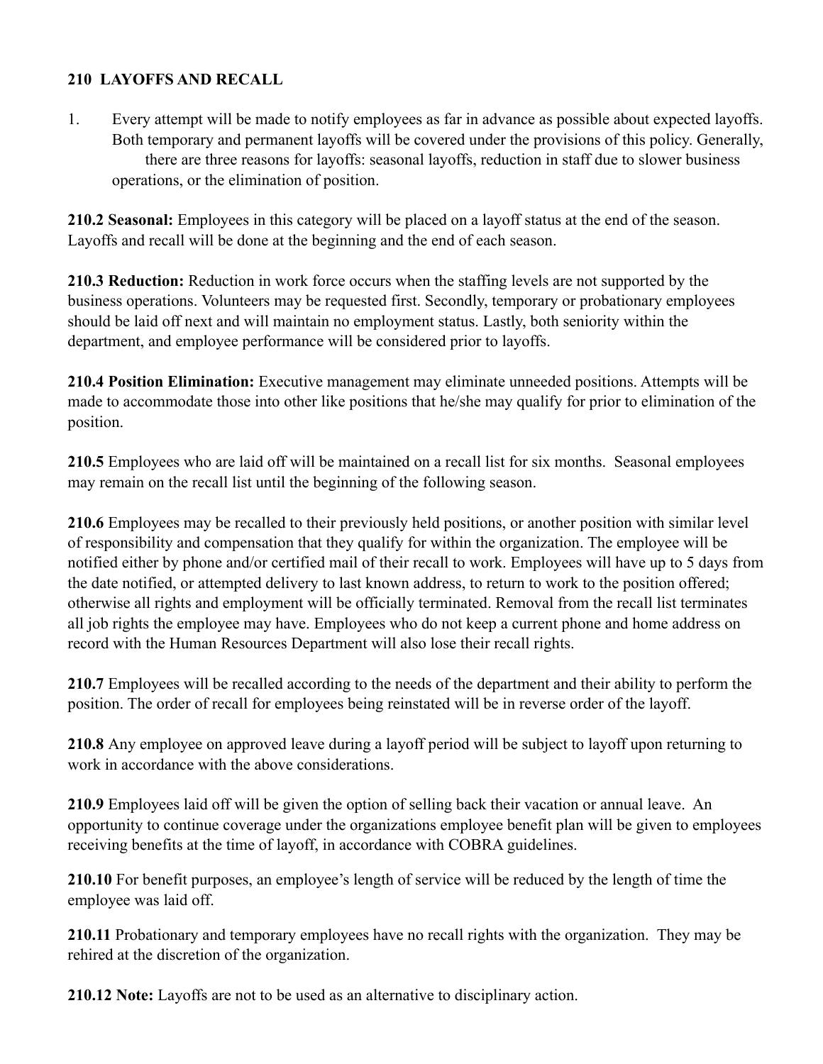## 210 LAYOFFS AND RECALL

1. Every attempt will be made to notify employees as far in advance as possible about expected layoffs. Both temporary and permanent layoffs will be covered under the provisions of this policy. Generally, there are three reasons for layoffs: seasonal layoffs, reduction in staff due to slower business operations, or the elimination of position.

**210.2 Seasonal:** Employees in this category will be placed on a layoff status at the end of the season. Layoffs and recall will be done at the beginning and the end of each season.

**210.3 Reduction:** Reduction in work force occurs when the staffing levels are not supported by the business operations. Volunteers may be requested first. Secondly, temporary or probationary employees should be laid off next and will maintain no employment status. Lastly, both seniority within the department, and employee performance will be considered prior to layoffs.

**210.4 Position Elimination:** Executive management may eliminate unneeded positions. Attempts will be made to accommodate those into other like positions that he/she may qualify for prior to elimination of the position.

**210.5** Employees who are laid off will be maintained on a recall list for six months. Seasonal employees may remain on the recall list until the beginning of the following season.

**210.6** Employees may be recalled to their previously held positions, or another position with similar level of responsibility and compensation that they qualify for within the organization. The employee will be notified either by phone and/or certified mail of their recall to work. Employees will have up to 5 days from the date notified, or attempted delivery to last known address, to return to work to the position offered; otherwise all rights and employment will be officially terminated. Removal from the recall list terminates all job rights the employee may have. Employees who do not keep a current phone and home address on record with the Human Resources Department will also lose their recall rights.

**210.7** Employees will be recalled according to the needs of the department and their ability to perform the position. The order of recall for employees being reinstated will be in reverse order of the layoff.

**210.8** Any employee on approved leave during a layoff period will be subject to layoff upon returning to work in accordance with the above considerations.

**210.9** Employees laid off will be given the option of selling back their vacation or annual leave. An opportunity to continue coverage under the organizations employee benefit plan will be given to employees receiving benefits at the time of layoff, in accordance with COBRA guidelines.

**210.10** For benefit purposes, an employee's length of service will be reduced by the length of time the employee was laid off.

**210.11** Probationary and temporary employees have no recall rights with the organization. They may be rehired at the discretion of the organization.

**210.12 Note:** Layoffs are not to be used as an alternative to disciplinary action.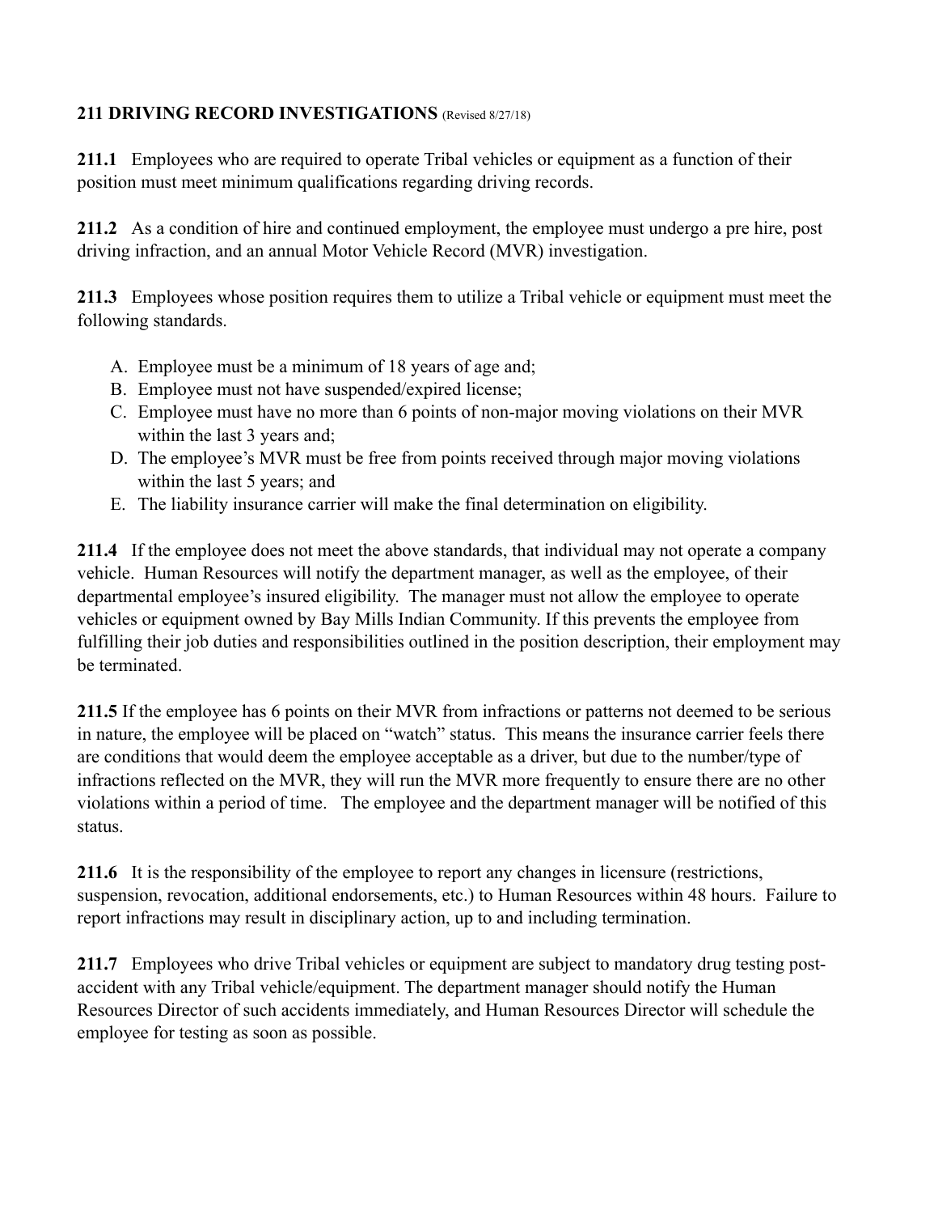## **211 DRIVING RECORD INVESTIGATIONS** (Revised 8/27/18)

**211.1** Employees who are required to operate Tribal vehicles or equipment as a function of their position must meet minimum qualifications regarding driving records.

**211.2** As a condition of hire and continued employment, the employee must undergo a pre hire, post driving infraction, and an annual Motor Vehicle Record (MVR) investigation.

**211.3** Employees whose position requires them to utilize a Tribal vehicle or equipment must meet the following standards.

A. Employee must be a minimum of 18 years of age and;
B. Employee must not have suspended/expired license;
C. Employee must have no more than 6 points of non-major moving violations on their MVR within the last 3 years and;
D. The employee's MVR must be free from points received through major moving violations within the last 5 years; and
E. The liability insurance carrier will make the final determination on eligibility.

**211.4** If the employee does not meet the above standards, that individual may not operate a company vehicle. Human Resources will notify the department manager, as well as the employee, of their departmental employee's insured eligibility. The manager must not allow the employee to operate vehicles or equipment owned by Bay Mills Indian Community. If this prevents the employee from fulfilling their job duties and responsibilities outlined in the position description, their employment may be terminated.

**211.5** If the employee has 6 points on their MVR from infractions or patterns not deemed to be serious in nature, the employee will be placed on "watch" status. This means the insurance carrier feels there are conditions that would deem the employee acceptable as a driver, but due to the number/type of infractions reflected on the MVR, they will run the MVR more frequently to ensure there are no other violations within a period of time. The employee and the department manager will be notified of this status.

**211.6** It is the responsibility of the employee to report any changes in licensure (restrictions, suspension, revocation, additional endorsements, etc.) to Human Resources within 48 hours. Failure to report infractions may result in disciplinary action, up to and including termination.

**211.7** Employees who drive Tribal vehicles or equipment are subject to mandatory drug testing post-accident with any Tribal vehicle/equipment. The department manager should notify the Human Resources Director of such accidents immediately, and Human Resources Director will schedule the employee for testing as soon as possible.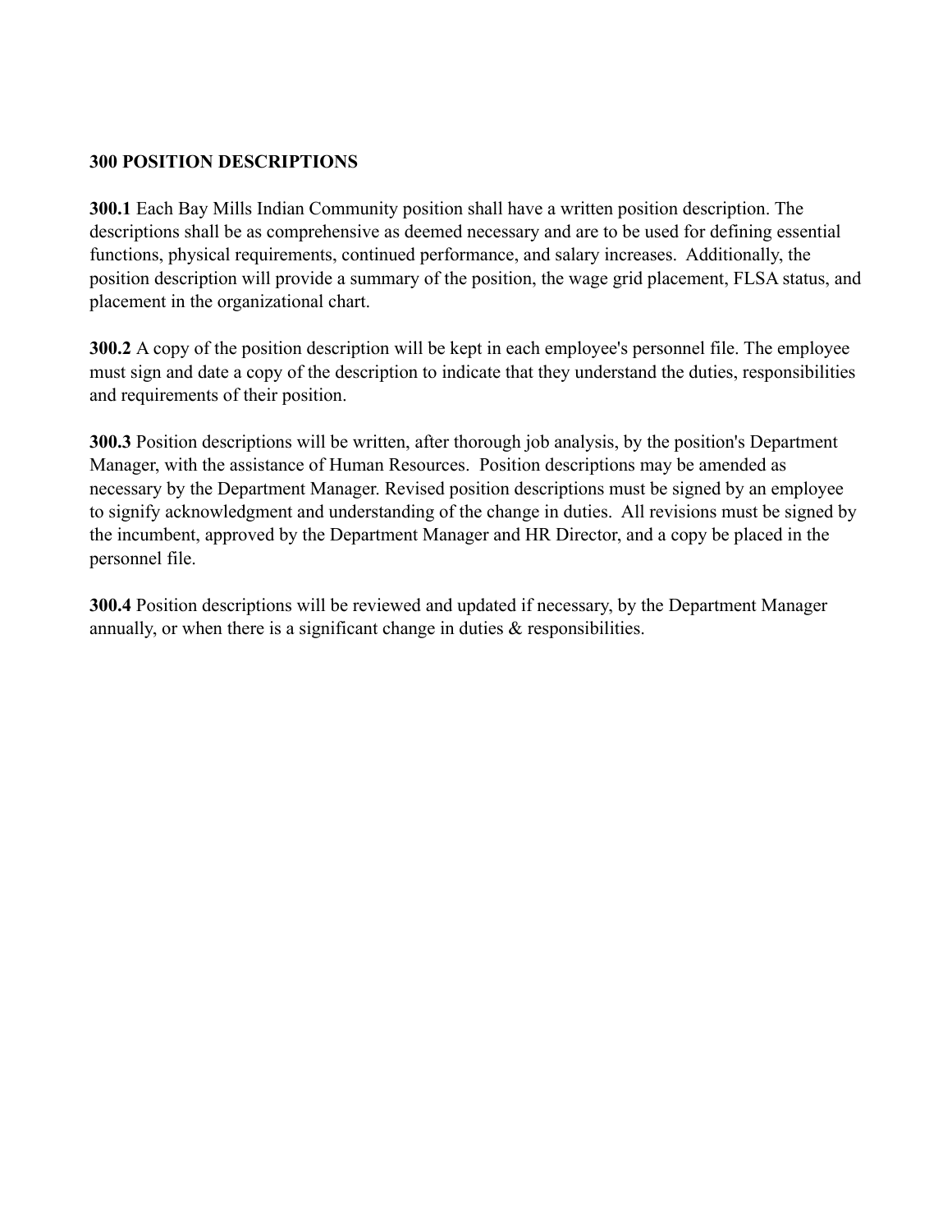## 300 POSITION DESCRIPTIONS

**300.1** Each Bay Mills Indian Community position shall have a written position description. The descriptions shall be as comprehensive as deemed necessary and are to be used for defining essential functions, physical requirements, continued performance, and salary increases. Additionally, the position description will provide a summary of the position, the wage grid placement, FLSA status, and placement in the organizational chart.

**300.2** A copy of the position description will be kept in each employee's personnel file. The employee must sign and date a copy of the description to indicate that they understand the duties, responsibilities and requirements of their position.

**300.3** Position descriptions will be written, after thorough job analysis, by the position's Department Manager, with the assistance of Human Resources. Position descriptions may be amended as necessary by the Department Manager. Revised position descriptions must be signed by an employee to signify acknowledgment and understanding of the change in duties. All revisions must be signed by the incumbent, approved by the Department Manager and HR Director, and a copy be placed in the personnel file.

**300.4** Position descriptions will be reviewed and updated if necessary, by the Department Manager annually, or when there is a significant change in duties & responsibilities.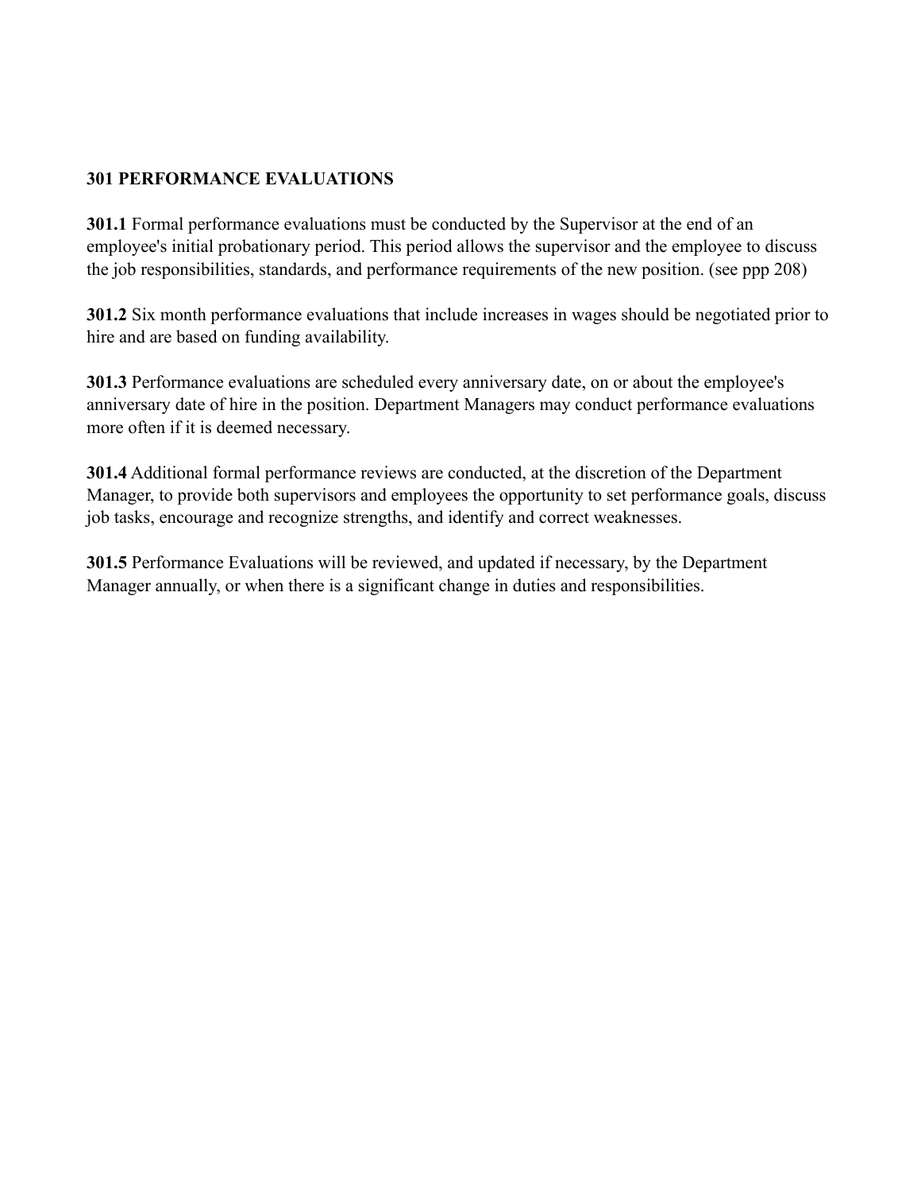## 301 PERFORMANCE EVALUATIONS

**301.1** Formal performance evaluations must be conducted by the Supervisor at the end of an employee's initial probationary period. This period allows the supervisor and the employee to discuss the job responsibilities, standards, and performance requirements of the new position. (see ppp 208)

**301.2** Six month performance evaluations that include increases in wages should be negotiated prior to hire and are based on funding availability.

**301.3** Performance evaluations are scheduled every anniversary date, on or about the employee's anniversary date of hire in the position. Department Managers may conduct performance evaluations more often if it is deemed necessary.

**301.4** Additional formal performance reviews are conducted, at the discretion of the Department Manager, to provide both supervisors and employees the opportunity to set performance goals, discuss job tasks, encourage and recognize strengths, and identify and correct weaknesses.

**301.5** Performance Evaluations will be reviewed, and updated if necessary, by the Department Manager annually, or when there is a significant change in duties and responsibilities.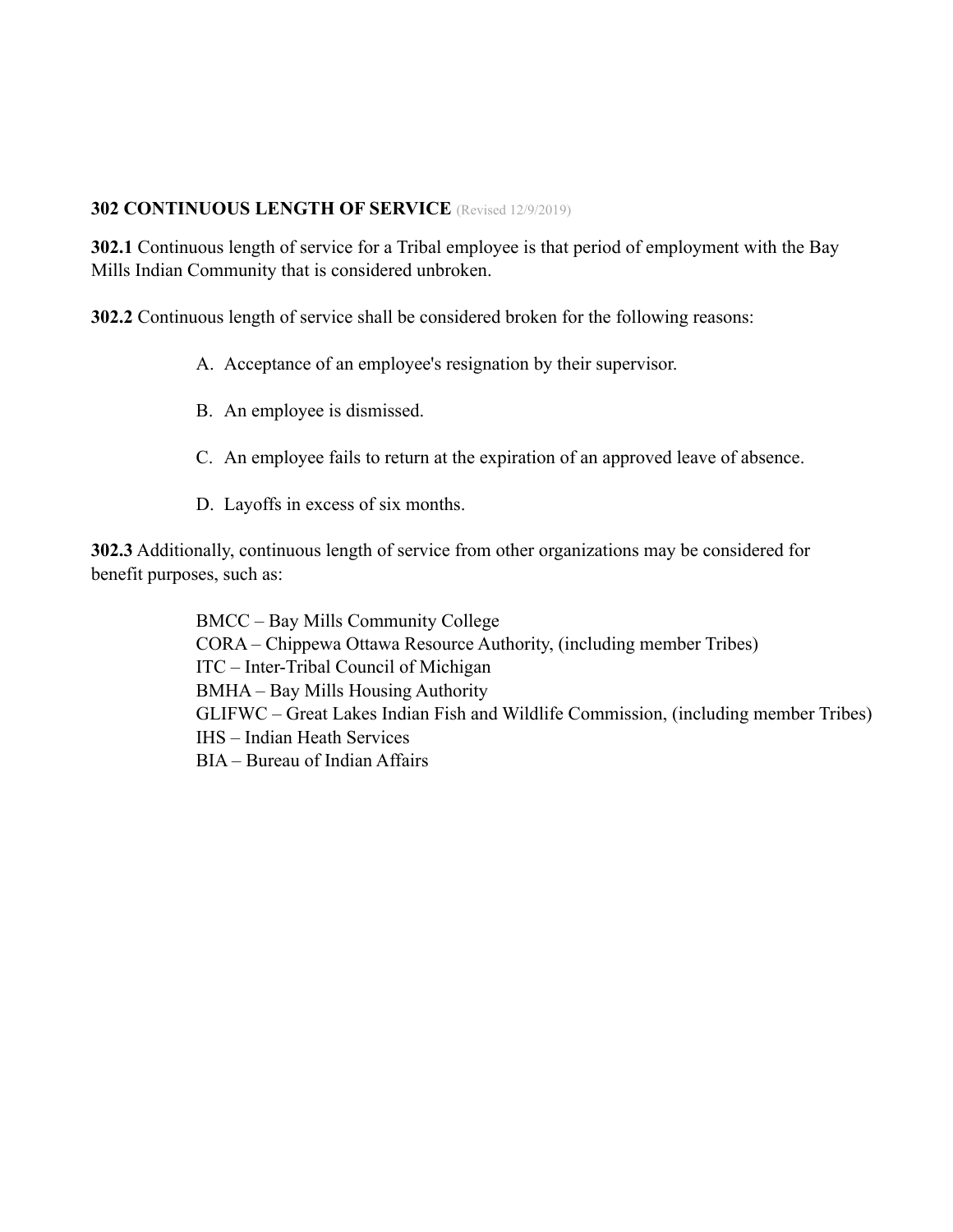## 302 CONTINUOUS LENGTH OF SERVICE (Revised 12/9/2019)

**302.1** Continuous length of service for a Tribal employee is that period of employment with the Bay Mills Indian Community that is considered unbroken.

**302.2** Continuous length of service shall be considered broken for the following reasons:

A. Acceptance of an employee's resignation by their supervisor.

B. An employee is dismissed.

C. An employee fails to return at the expiration of an approved leave of absence.

D. Layoffs in excess of six months.

**302.3** Additionally, continuous length of service from other organizations may be considered for benefit purposes, such as:

BMCC – Bay Mills Community College
CORA – Chippewa Ottawa Resource Authority, (including member Tribes)
ITC – Inter-Tribal Council of Michigan
BMHA – Bay Mills Housing Authority
GLIFWC – Great Lakes Indian Fish and Wildlife Commission, (including member Tribes)
IHS – Indian Heath Services
BIA – Bureau of Indian Affairs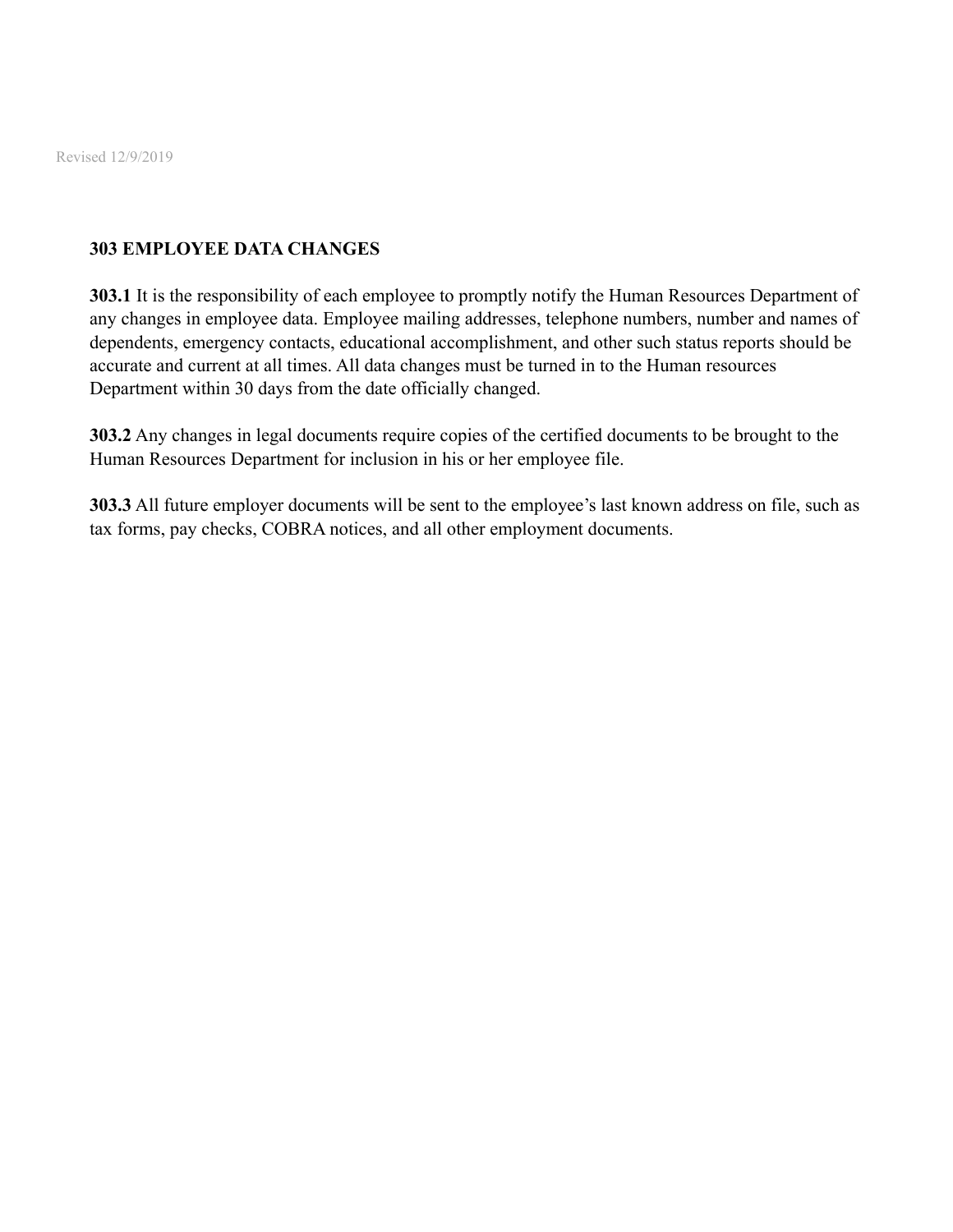Revised 12/9/2019

## 303 EMPLOYEE DATA CHANGES

**303.1** It is the responsibility of each employee to promptly notify the Human Resources Department of any changes in employee data. Employee mailing addresses, telephone numbers, number and names of dependents, emergency contacts, educational accomplishment, and other such status reports should be accurate and current at all times. All data changes must be turned in to the Human resources Department within 30 days from the date officially changed.

**303.2** Any changes in legal documents require copies of the certified documents to be brought to the Human Resources Department for inclusion in his or her employee file.

**303.3** All future employer documents will be sent to the employee's last known address on file, such as tax forms, pay checks, COBRA notices, and all other employment documents.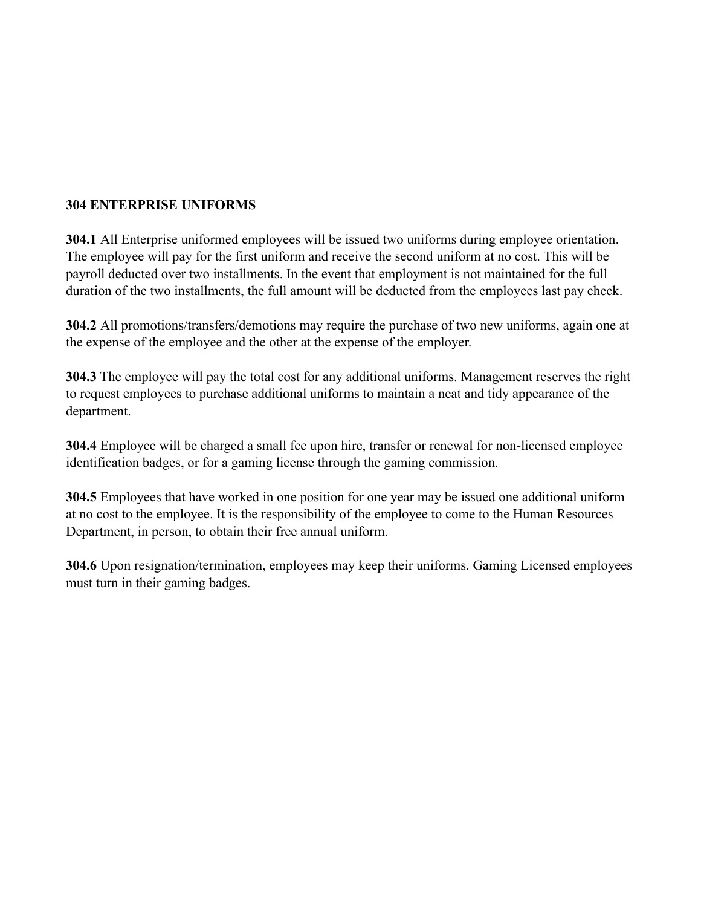## 304 ENTERPRISE UNIFORMS

**304.1** All Enterprise uniformed employees will be issued two uniforms during employee orientation. The employee will pay for the first uniform and receive the second uniform at no cost. This will be payroll deducted over two installments. In the event that employment is not maintained for the full duration of the two installments, the full amount will be deducted from the employees last pay check.

**304.2** All promotions/transfers/demotions may require the purchase of two new uniforms, again one at the expense of the employee and the other at the expense of the employer.

**304.3** The employee will pay the total cost for any additional uniforms. Management reserves the right to request employees to purchase additional uniforms to maintain a neat and tidy appearance of the department.

**304.4** Employee will be charged a small fee upon hire, transfer or renewal for non-licensed employee identification badges, or for a gaming license through the gaming commission.

**304.5** Employees that have worked in one position for one year may be issued one additional uniform at no cost to the employee. It is the responsibility of the employee to come to the Human Resources Department, in person, to obtain their free annual uniform.

**304.6** Upon resignation/termination, employees may keep their uniforms. Gaming Licensed employees must turn in their gaming badges.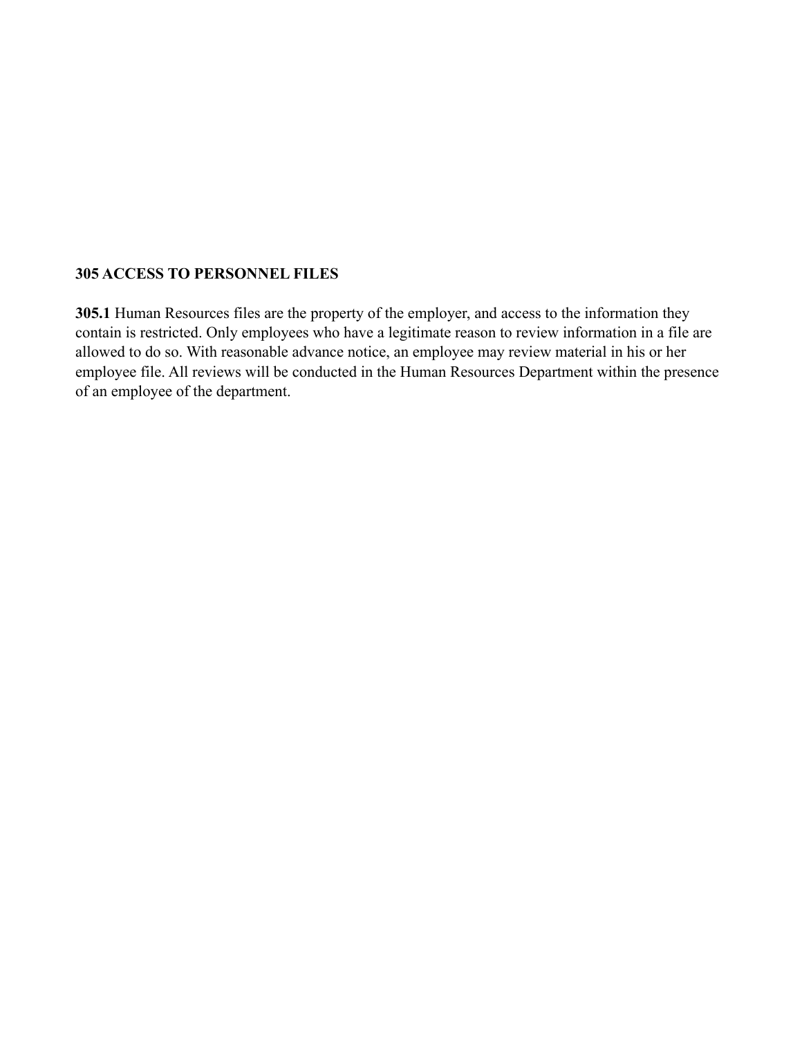## 305 ACCESS TO PERSONNEL FILES

**305.1** Human Resources files are the property of the employer, and access to the information they contain is restricted. Only employees who have a legitimate reason to review information in a file are allowed to do so. With reasonable advance notice, an employee may review material in his or her employee file. All reviews will be conducted in the Human Resources Department within the presence of an employee of the department.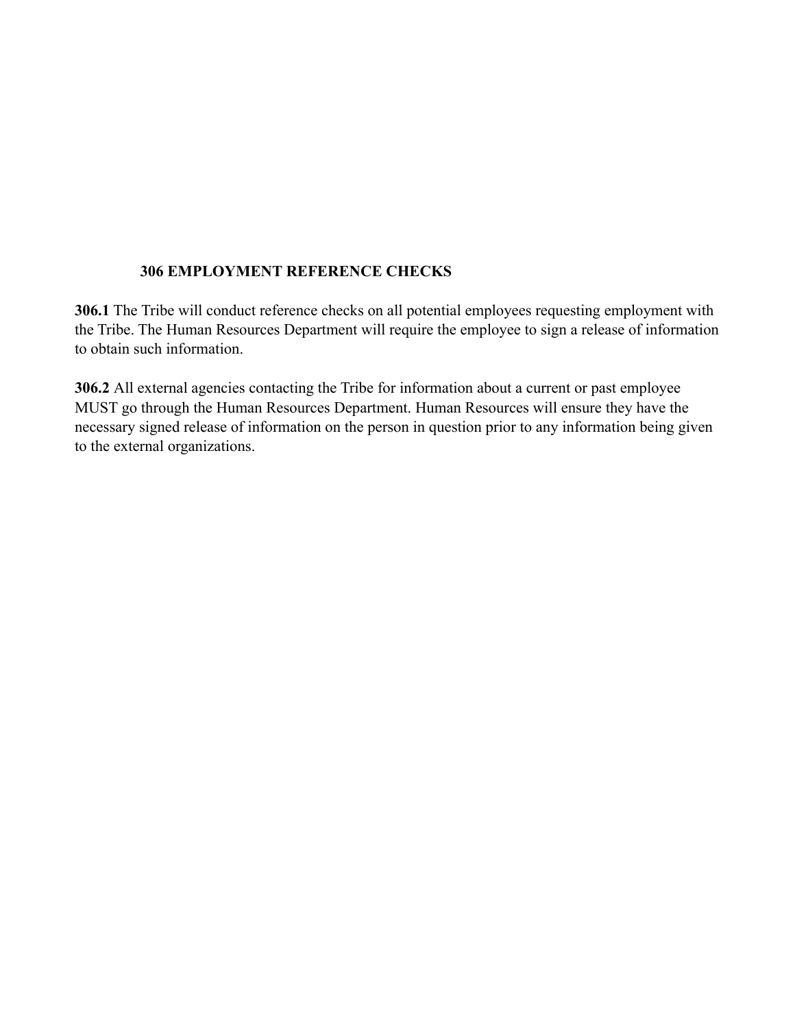## 306 EMPLOYMENT REFERENCE CHECKS

**306.1** The Tribe will conduct reference checks on all potential employees requesting employment with the Tribe. The Human Resources Department will require the employee to sign a release of information to obtain such information.

**306.2** All external agencies contacting the Tribe for information about a current or past employee MUST go through the Human Resources Department. Human Resources will ensure they have the necessary signed release of information on the person in question prior to any information being given to the external organizations.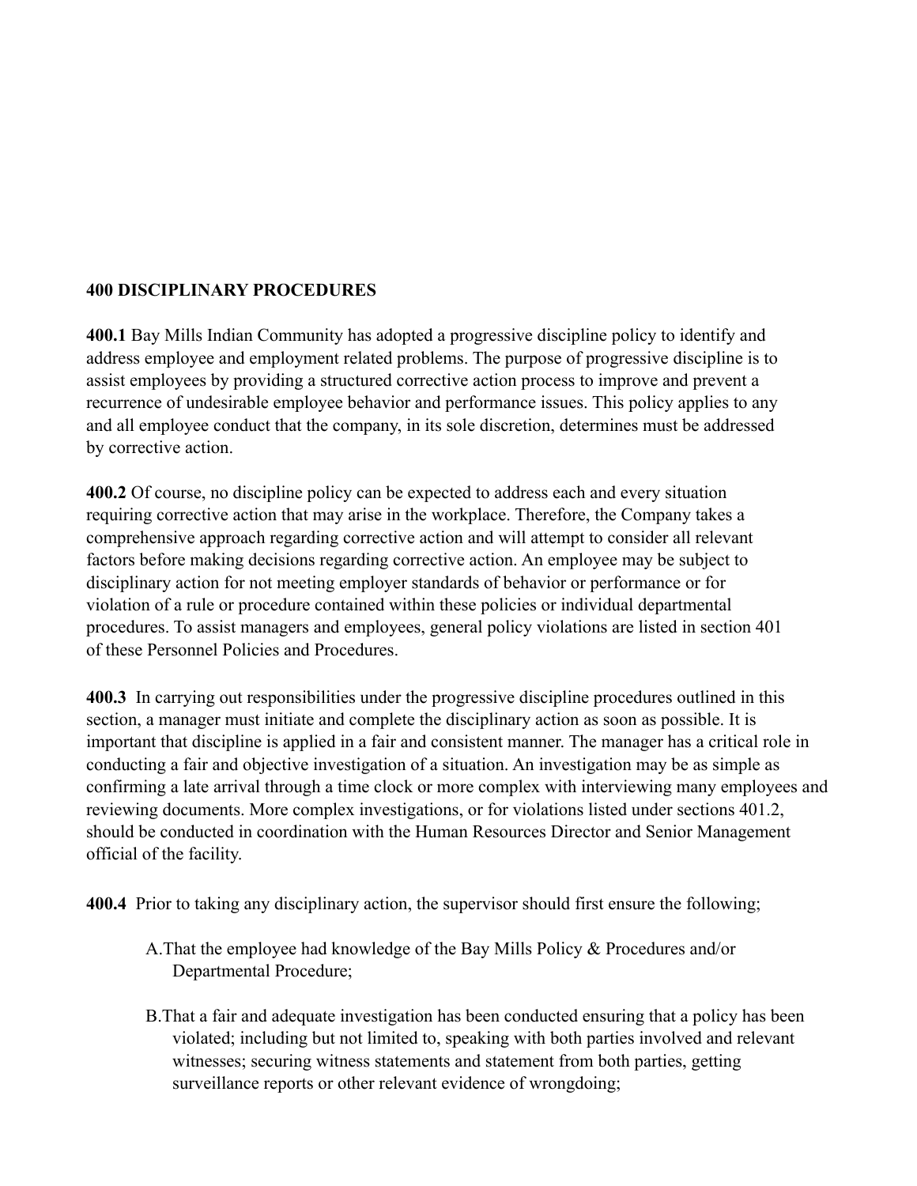**400 DISCIPLINARY PROCEDURES**

**400.1** Bay Mills Indian Community has adopted a progressive discipline policy to identify and address employee and employment related problems. The purpose of progressive discipline is to assist employees by providing a structured corrective action process to improve and prevent a recurrence of undesirable employee behavior and performance issues. This policy applies to any and all employee conduct that the company, in its sole discretion, determines must be addressed by corrective action.

**400.2** Of course, no discipline policy can be expected to address each and every situation requiring corrective action that may arise in the workplace. Therefore, the Company takes a comprehensive approach regarding corrective action and will attempt to consider all relevant factors before making decisions regarding corrective action. An employee may be subject to disciplinary action for not meeting employer standards of behavior or performance or for violation of a rule or procedure contained within these policies or individual departmental procedures. To assist managers and employees, general policy violations are listed in section 401 of these Personnel Policies and Procedures.

**400.3** In carrying out responsibilities under the progressive discipline procedures outlined in this section, a manager must initiate and complete the disciplinary action as soon as possible. It is important that discipline is applied in a fair and consistent manner. The manager has a critical role in conducting a fair and objective investigation of a situation. An investigation may be as simple as confirming a late arrival through a time clock or more complex with interviewing many employees and reviewing documents. More complex investigations, or for violations listed under sections 401.2, should be conducted in coordination with the Human Resources Director and Senior Management official of the facility.

**400.4** Prior to taking any disciplinary action, the supervisor should first ensure the following;

A. That the employee had knowledge of the Bay Mills Policy & Procedures and/or Departmental Procedure;

B. That a fair and adequate investigation has been conducted ensuring that a policy has been violated; including but not limited to, speaking with both parties involved and relevant witnesses; securing witness statements and statement from both parties, getting surveillance reports or other relevant evidence of wrongdoing;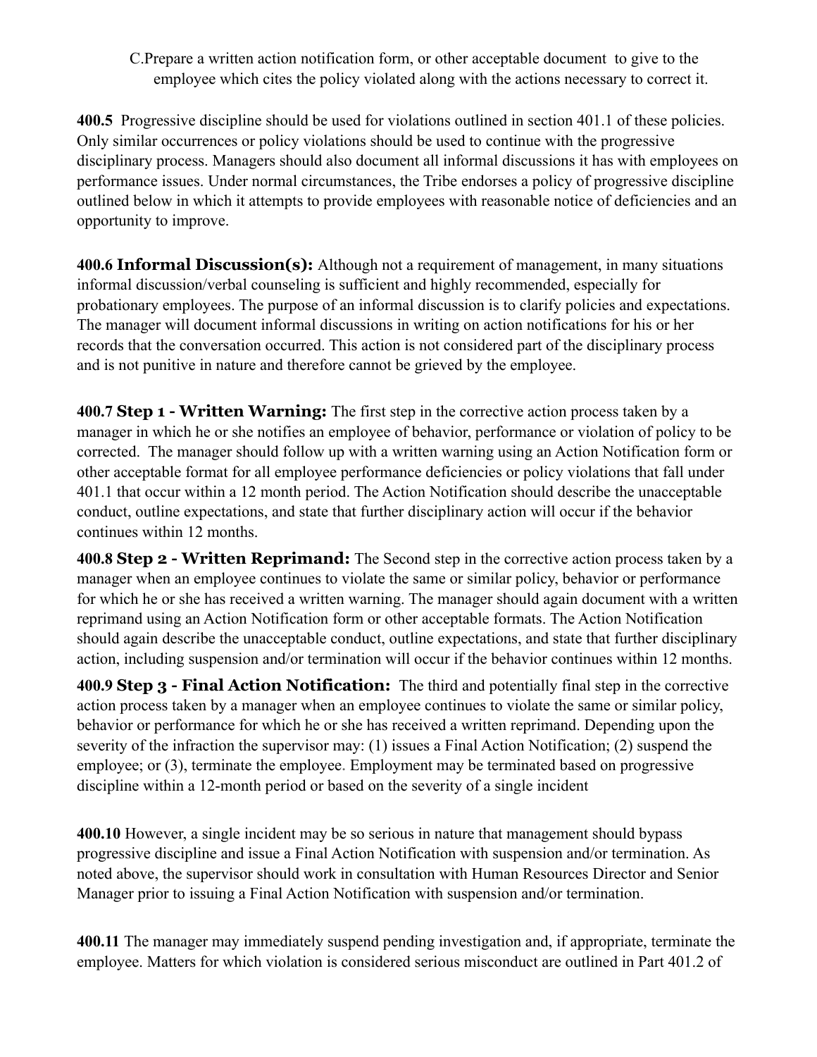C. Prepare a written action notification form, or other acceptable document to give to the employee which cites the policy violated along with the actions necessary to correct it.

**400.5** Progressive discipline should be used for violations outlined in section 401.1 of these policies. Only similar occurrences or policy violations should be used to continue with the progressive disciplinary process. Managers should also document all informal discussions it has with employees on performance issues. Under normal circumstances, the Tribe endorses a policy of progressive discipline outlined below in which it attempts to provide employees with reasonable notice of deficiencies and an opportunity to improve.

**400.6 Informal Discussion(s):** Although not a requirement of management, in many situations informal discussion/verbal counseling is sufficient and highly recommended, especially for probationary employees. The purpose of an informal discussion is to clarify policies and expectations. The manager will document informal discussions in writing on action notifications for his or her records that the conversation occurred. This action is not considered part of the disciplinary process and is not punitive in nature and therefore cannot be grieved by the employee.

**400.7 Step 1 - Written Warning:** The first step in the corrective action process taken by a manager in which he or she notifies an employee of behavior, performance or violation of policy to be corrected. The manager should follow up with a written warning using an Action Notification form or other acceptable format for all employee performance deficiencies or policy violations that fall under 401.1 that occur within a 12 month period. The Action Notification should describe the unacceptable conduct, outline expectations, and state that further disciplinary action will occur if the behavior continues within 12 months.

**400.8 Step 2 - Written Reprimand:** The Second step in the corrective action process taken by a manager when an employee continues to violate the same or similar policy, behavior or performance for which he or she has received a written warning. The manager should again document with a written reprimand using an Action Notification form or other acceptable formats. The Action Notification should again describe the unacceptable conduct, outline expectations, and state that further disciplinary action, including suspension and/or termination will occur if the behavior continues within 12 months.

**400.9 Step 3 - Final Action Notification:** The third and potentially final step in the corrective action process taken by a manager when an employee continues to violate the same or similar policy, behavior or performance for which he or she has received a written reprimand. Depending upon the severity of the infraction the supervisor may: (1) issues a Final Action Notification; (2) suspend the employee; or (3), terminate the employee. Employment may be terminated based on progressive discipline within a 12-month period or based on the severity of a single incident

**400.10** However, a single incident may be so serious in nature that management should bypass progressive discipline and issue a Final Action Notification with suspension and/or termination. As noted above, the supervisor should work in consultation with Human Resources Director and Senior Manager prior to issuing a Final Action Notification with suspension and/or termination.

**400.11** The manager may immediately suspend pending investigation and, if appropriate, terminate the employee. Matters for which violation is considered serious misconduct are outlined in Part 401.2 of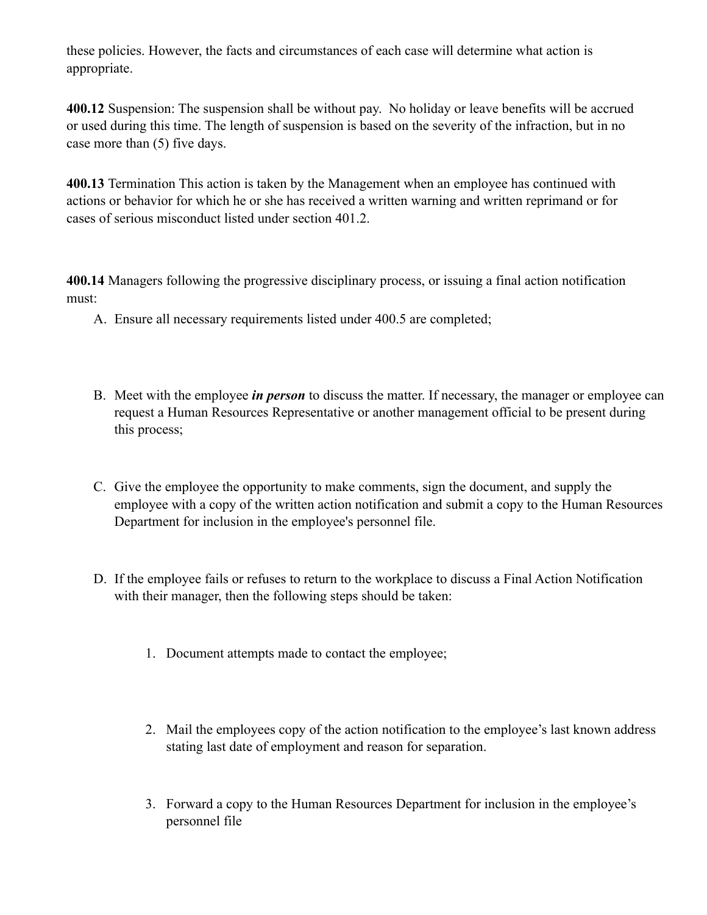these policies. However, the facts and circumstances of each case will determine what action is appropriate.

**400.12** Suspension: The suspension shall be without pay. No holiday or leave benefits will be accrued or used during this time. The length of suspension is based on the severity of the infraction, but in no case more than (5) five days.

**400.13** Termination This action is taken by the Management when an employee has continued with actions or behavior for which he or she has received a written warning and written reprimand or for cases of serious misconduct listed under section 401.2.

**400.14** Managers following the progressive disciplinary process, or issuing a final action notification must:

A. Ensure all necessary requirements listed under 400.5 are completed;

B. Meet with the employee ***in person*** to discuss the matter. If necessary, the manager or employee can request a Human Resources Representative or another management official to be present during this process;

C. Give the employee the opportunity to make comments, sign the document, and supply the employee with a copy of the written action notification and submit a copy to the Human Resources Department for inclusion in the employee's personnel file.

D. If the employee fails or refuses to return to the workplace to discuss a Final Action Notification with their manager, then the following steps should be taken:

   1. Document attempts made to contact the employee;

   2. Mail the employees copy of the action notification to the employee's last known address stating last date of employment and reason for separation.

   3. Forward a copy to the Human Resources Department for inclusion in the employee's personnel file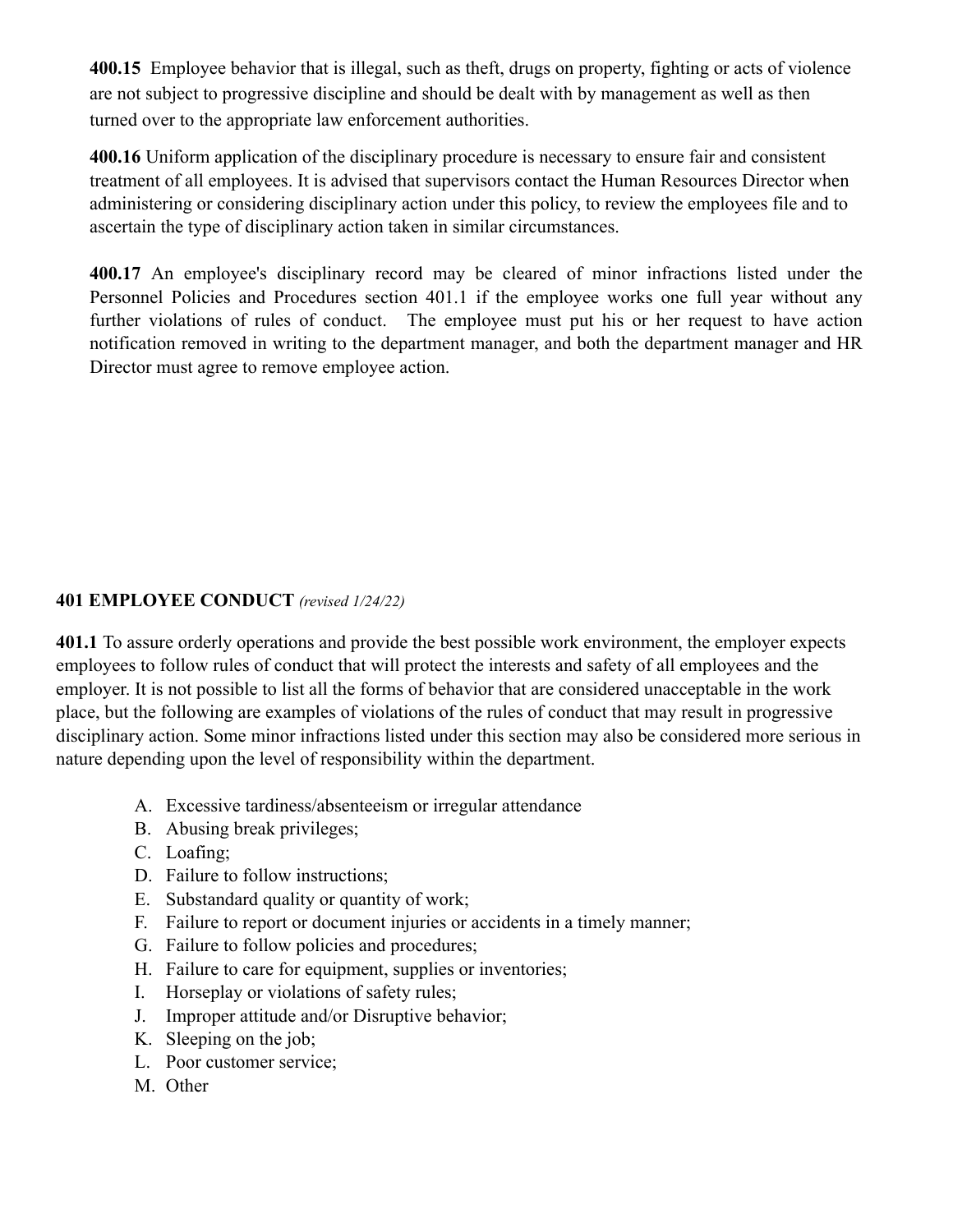**400.15** Employee behavior that is illegal, such as theft, drugs on property, fighting or acts of violence are not subject to progressive discipline and should be dealt with by management as well as then turned over to the appropriate law enforcement authorities.

**400.16** Uniform application of the disciplinary procedure is necessary to ensure fair and consistent treatment of all employees. It is advised that supervisors contact the Human Resources Director when administering or considering disciplinary action under this policy, to review the employees file and to ascertain the type of disciplinary action taken in similar circumstances.

**400.17** An employee's disciplinary record may be cleared of minor infractions listed under the Personnel Policies and Procedures section 401.1 if the employee works one full year without any further violations of rules of conduct. The employee must put his or her request to have action notification removed in writing to the department manager, and both the department manager and HR Director must agree to remove employee action.

## 401 EMPLOYEE CONDUCT *(revised 1/24/22)*

**401.1** To assure orderly operations and provide the best possible work environment, the employer expects employees to follow rules of conduct that will protect the interests and safety of all employees and the employer. It is not possible to list all the forms of behavior that are considered unacceptable in the work place, but the following are examples of violations of the rules of conduct that may result in progressive disciplinary action. Some minor infractions listed under this section may also be considered more serious in nature depending upon the level of responsibility within the department.

A. Excessive tardiness/absenteeism or irregular attendance
B. Abusing break privileges;
C. Loafing;
D. Failure to follow instructions;
E. Substandard quality or quantity of work;
F. Failure to report or document injuries or accidents in a timely manner;
G. Failure to follow policies and procedures;
H. Failure to care for equipment, supplies or inventories;
I. Horseplay or violations of safety rules;
J. Improper attitude and/or Disruptive behavior;
K. Sleeping on the job;
L. Poor customer service;
M. Other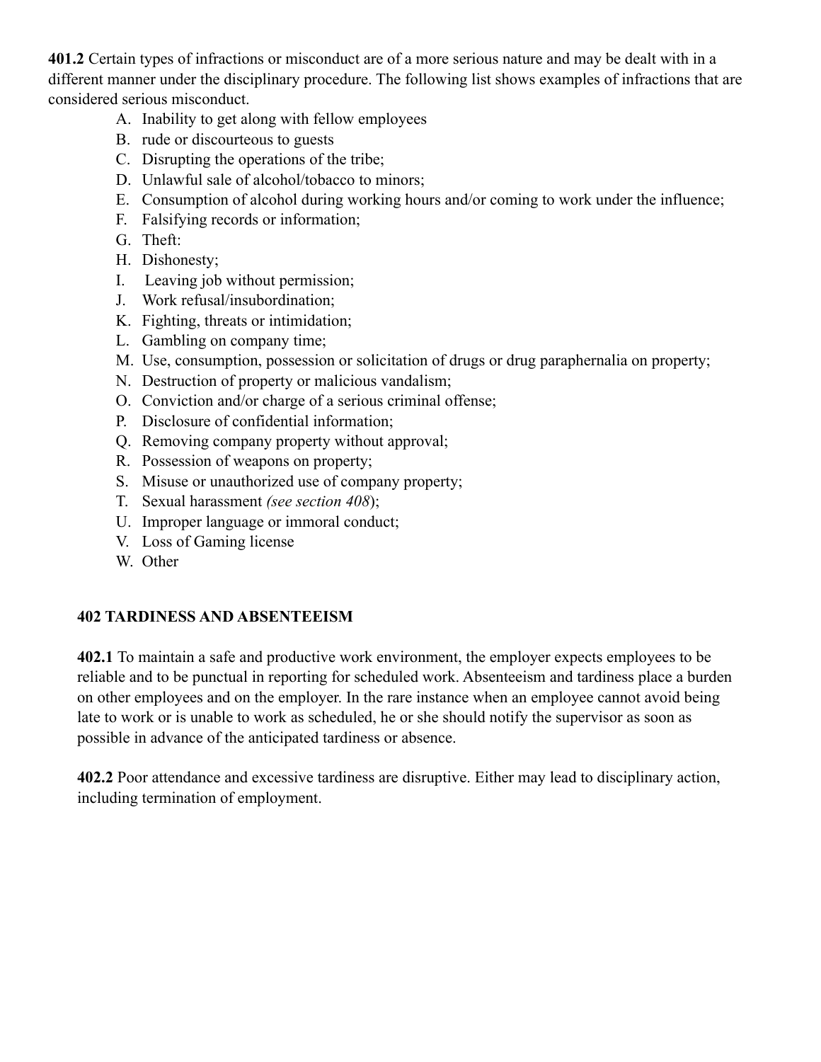**401.2** Certain types of infractions or misconduct are of a more serious nature and may be dealt with in a different manner under the disciplinary procedure. The following list shows examples of infractions that are considered serious misconduct.

A. Inability to get along with fellow employees
B. rude or discourteous to guests
C. Disrupting the operations of the tribe;
D. Unlawful sale of alcohol/tobacco to minors;
E. Consumption of alcohol during working hours and/or coming to work under the influence;
F. Falsifying records or information;
G. Theft:
H. Dishonesty;
I. Leaving job without permission;
J. Work refusal/insubordination;
K. Fighting, threats or intimidation;
L. Gambling on company time;
M. Use, consumption, possession or solicitation of drugs or drug paraphernalia on property;
N. Destruction of property or malicious vandalism;
O. Conviction and/or charge of a serious criminal offense;
P. Disclosure of confidential information;
Q. Removing company property without approval;
R. Possession of weapons on property;
S. Misuse or unauthorized use of company property;
T. Sexual harassment *(see section 408)*;
U. Improper language or immoral conduct;
V. Loss of Gaming license
W. Other

### 402 TARDINESS AND ABSENTEEISM

**402.1** To maintain a safe and productive work environment, the employer expects employees to be reliable and to be punctual in reporting for scheduled work. Absenteeism and tardiness place a burden on other employees and on the employer. In the rare instance when an employee cannot avoid being late to work or is unable to work as scheduled, he or she should notify the supervisor as soon as possible in advance of the anticipated tardiness or absence.

**402.2** Poor attendance and excessive tardiness are disruptive. Either may lead to disciplinary action, including termination of employment.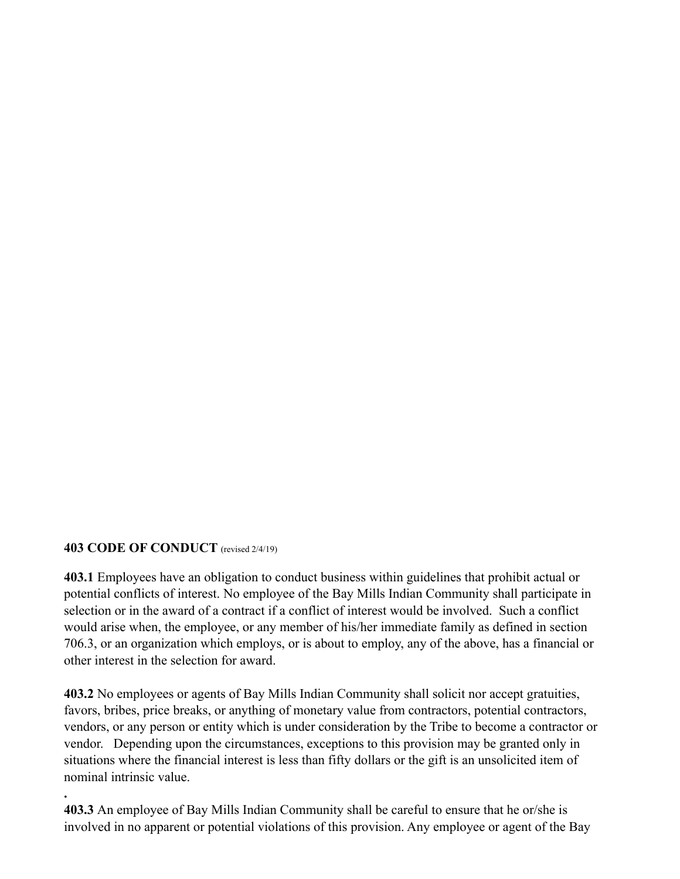**403 CODE OF CONDUCT** (revised 2/4/19)

**403.1** Employees have an obligation to conduct business within guidelines that prohibit actual or potential conflicts of interest. No employee of the Bay Mills Indian Community shall participate in selection or in the award of a contract if a conflict of interest would be involved. Such a conflict would arise when, the employee, or any member of his/her immediate family as defined in section 706.3, or an organization which employs, or is about to employ, any of the above, has a financial or other interest in the selection for award.

**403.2** No employees or agents of Bay Mills Indian Community shall solicit nor accept gratuities, favors, bribes, price breaks, or anything of monetary value from contractors, potential contractors, vendors, or any person or entity which is under consideration by the Tribe to become a contractor or vendor. Depending upon the circumstances, exceptions to this provision may be granted only in situations where the financial interest is less than fifty dollars or the gift is an unsolicited item of nominal intrinsic value.

.

**403.3** An employee of Bay Mills Indian Community shall be careful to ensure that he or/she is involved in no apparent or potential violations of this provision. Any employee or agent of the Bay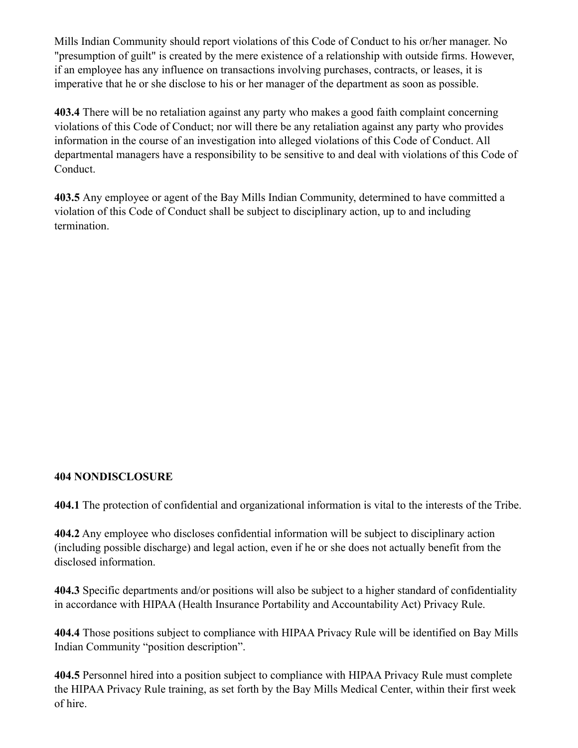Mills Indian Community should report violations of this Code of Conduct to his or/her manager. No "presumption of guilt" is created by the mere existence of a relationship with outside firms. However, if an employee has any influence on transactions involving purchases, contracts, or leases, it is imperative that he or she disclose to his or her manager of the department as soon as possible.

**403.4** There will be no retaliation against any party who makes a good faith complaint concerning violations of this Code of Conduct; nor will there be any retaliation against any party who provides information in the course of an investigation into alleged violations of this Code of Conduct. All departmental managers have a responsibility to be sensitive to and deal with violations of this Code of Conduct.

**403.5** Any employee or agent of the Bay Mills Indian Community, determined to have committed a violation of this Code of Conduct shall be subject to disciplinary action, up to and including termination.

## 404 NONDISCLOSURE

**404.1** The protection of confidential and organizational information is vital to the interests of the Tribe.

**404.2** Any employee who discloses confidential information will be subject to disciplinary action (including possible discharge) and legal action, even if he or she does not actually benefit from the disclosed information.

**404.3** Specific departments and/or positions will also be subject to a higher standard of confidentiality in accordance with HIPAA (Health Insurance Portability and Accountability Act) Privacy Rule.

**404.4** Those positions subject to compliance with HIPAA Privacy Rule will be identified on Bay Mills Indian Community "position description".

**404.5** Personnel hired into a position subject to compliance with HIPAA Privacy Rule must complete the HIPAA Privacy Rule training, as set forth by the Bay Mills Medical Center, within their first week of hire.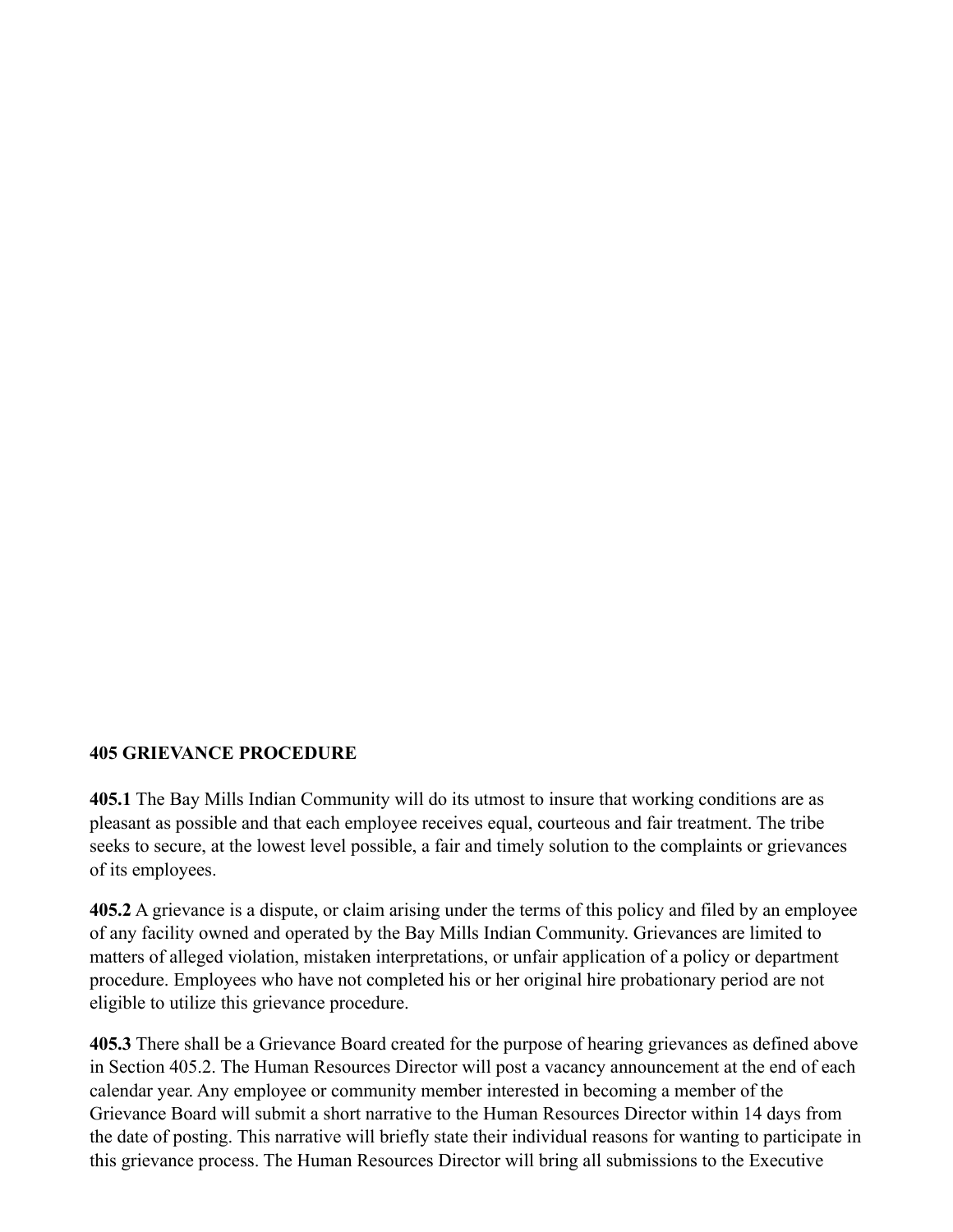**405 GRIEVANCE PROCEDURE**

**405.1** The Bay Mills Indian Community will do its utmost to insure that working conditions are as pleasant as possible and that each employee receives equal, courteous and fair treatment. The tribe seeks to secure, at the lowest level possible, a fair and timely solution to the complaints or grievances of its employees.

**405.2** A grievance is a dispute, or claim arising under the terms of this policy and filed by an employee of any facility owned and operated by the Bay Mills Indian Community. Grievances are limited to matters of alleged violation, mistaken interpretations, or unfair application of a policy or department procedure. Employees who have not completed his or her original hire probationary period are not eligible to utilize this grievance procedure.

**405.3** There shall be a Grievance Board created for the purpose of hearing grievances as defined above in Section 405.2. The Human Resources Director will post a vacancy announcement at the end of each calendar year. Any employee or community member interested in becoming a member of the Grievance Board will submit a short narrative to the Human Resources Director within 14 days from the date of posting. This narrative will briefly state their individual reasons for wanting to participate in this grievance process. The Human Resources Director will bring all submissions to the Executive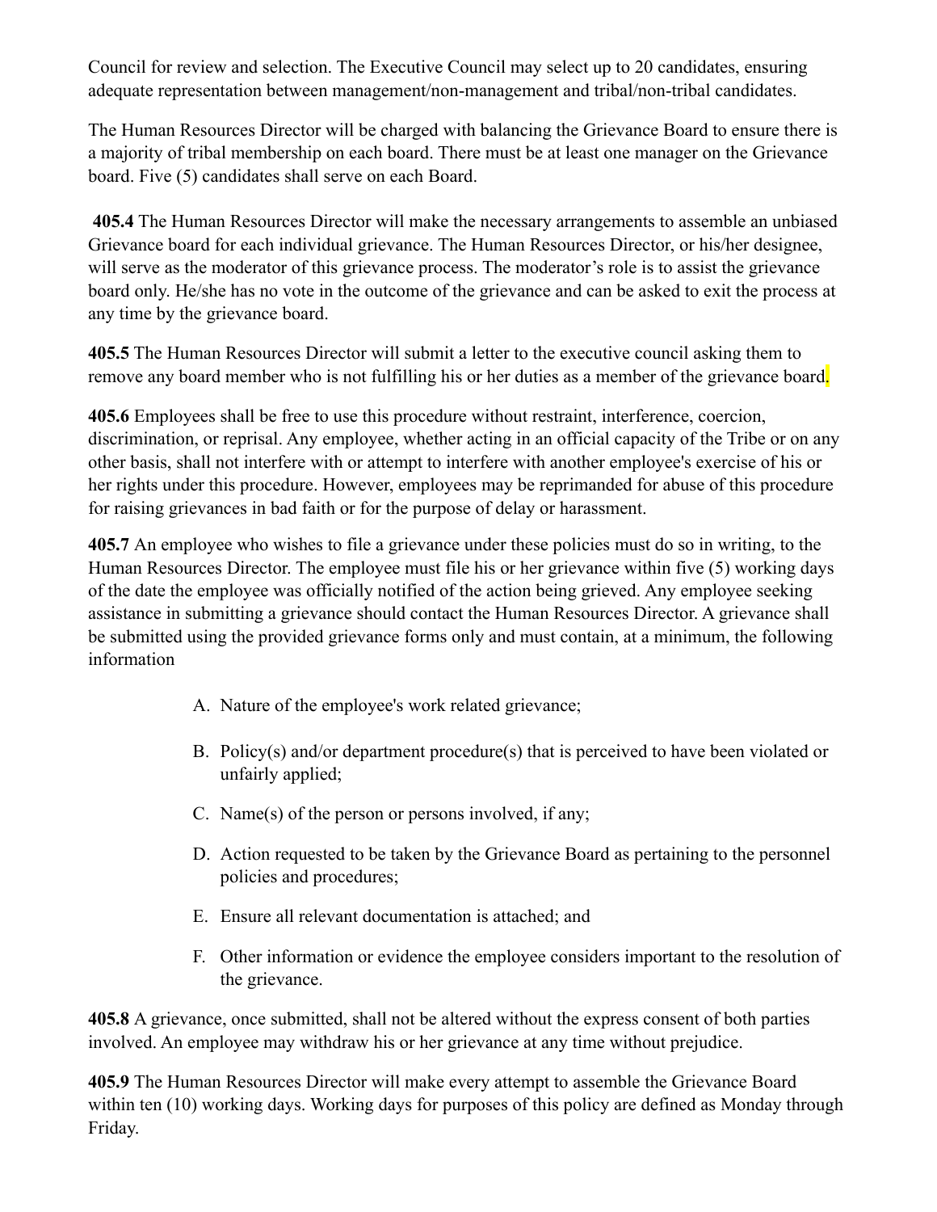Council for review and selection. The Executive Council may select up to 20 candidates, ensuring adequate representation between management/non-management and tribal/non-tribal candidates.

The Human Resources Director will be charged with balancing the Grievance Board to ensure there is a majority of tribal membership on each board. There must be at least one manager on the Grievance board. Five (5) candidates shall serve on each Board.

**405.4** The Human Resources Director will make the necessary arrangements to assemble an unbiased Grievance board for each individual grievance. The Human Resources Director, or his/her designee, will serve as the moderator of this grievance process. The moderator's role is to assist the grievance board only. He/she has no vote in the outcome of the grievance and can be asked to exit the process at any time by the grievance board.

**405.5** The Human Resources Director will submit a letter to the executive council asking them to remove any board member who is not fulfilling his or her duties as a member of the grievance board.

**405.6** Employees shall be free to use this procedure without restraint, interference, coercion, discrimination, or reprisal. Any employee, whether acting in an official capacity of the Tribe or on any other basis, shall not interfere with or attempt to interfere with another employee's exercise of his or her rights under this procedure. However, employees may be reprimanded for abuse of this procedure for raising grievances in bad faith or for the purpose of delay or harassment.

**405.7** An employee who wishes to file a grievance under these policies must do so in writing, to the Human Resources Director. The employee must file his or her grievance within five (5) working days of the date the employee was officially notified of the action being grieved. Any employee seeking assistance in submitting a grievance should contact the Human Resources Director. A grievance shall be submitted using the provided grievance forms only and must contain, at a minimum, the following information

A. Nature of the employee's work related grievance;

B. Policy(s) and/or department procedure(s) that is perceived to have been violated or unfairly applied;

C. Name(s) of the person or persons involved, if any;

D. Action requested to be taken by the Grievance Board as pertaining to the personnel policies and procedures;

E. Ensure all relevant documentation is attached; and

F. Other information or evidence the employee considers important to the resolution of the grievance.

**405.8** A grievance, once submitted, shall not be altered without the express consent of both parties involved. An employee may withdraw his or her grievance at any time without prejudice.

**405.9** The Human Resources Director will make every attempt to assemble the Grievance Board within ten (10) working days. Working days for purposes of this policy are defined as Monday through Friday.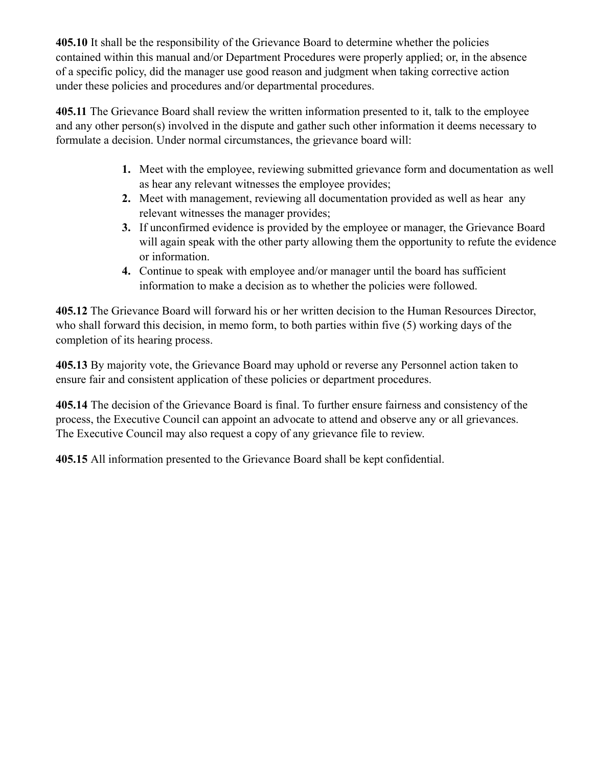**405.10** It shall be the responsibility of the Grievance Board to determine whether the policies contained within this manual and/or Department Procedures were properly applied; or, in the absence of a specific policy, did the manager use good reason and judgment when taking corrective action under these policies and procedures and/or departmental procedures.

**405.11** The Grievance Board shall review the written information presented to it, talk to the employee and any other person(s) involved in the dispute and gather such other information it deems necessary to formulate a decision. Under normal circumstances, the grievance board will:

1. Meet with the employee, reviewing submitted grievance form and documentation as well as hear any relevant witnesses the employee provides;
2. Meet with management, reviewing all documentation provided as well as hear any relevant witnesses the manager provides;
3. If unconfirmed evidence is provided by the employee or manager, the Grievance Board will again speak with the other party allowing them the opportunity to refute the evidence or information.
4. Continue to speak with employee and/or manager until the board has sufficient information to make a decision as to whether the policies were followed.

**405.12** The Grievance Board will forward his or her written decision to the Human Resources Director, who shall forward this decision, in memo form, to both parties within five (5) working days of the completion of its hearing process.

**405.13** By majority vote, the Grievance Board may uphold or reverse any Personnel action taken to ensure fair and consistent application of these policies or department procedures.

**405.14** The decision of the Grievance Board is final. To further ensure fairness and consistency of the process, the Executive Council can appoint an advocate to attend and observe any or all grievances. The Executive Council may also request a copy of any grievance file to review.

**405.15** All information presented to the Grievance Board shall be kept confidential.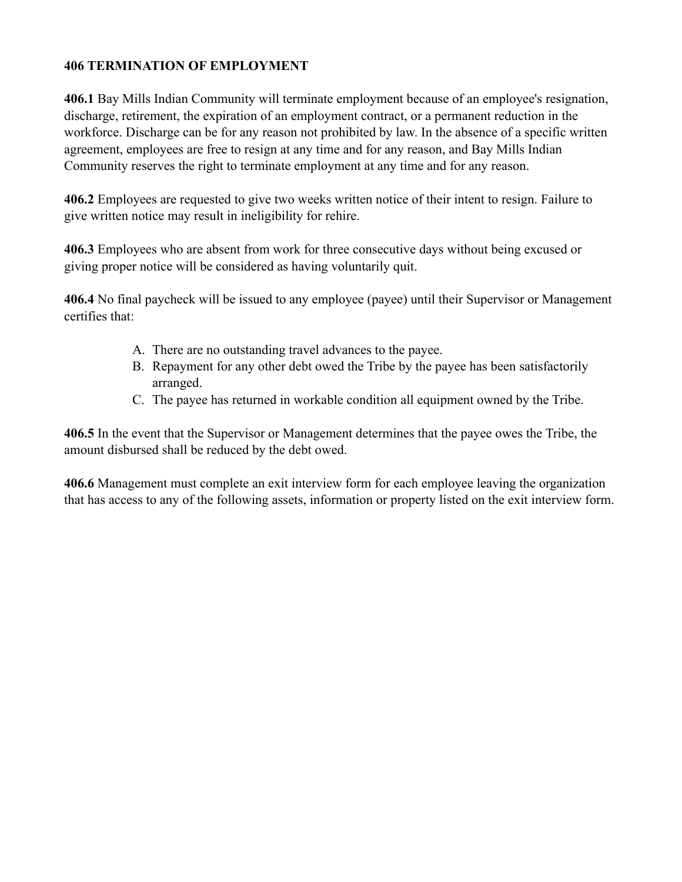## 406 TERMINATION OF EMPLOYMENT

**406.1** Bay Mills Indian Community will terminate employment because of an employee's resignation, discharge, retirement, the expiration of an employment contract, or a permanent reduction in the workforce. Discharge can be for any reason not prohibited by law. In the absence of a specific written agreement, employees are free to resign at any time and for any reason, and Bay Mills Indian Community reserves the right to terminate employment at any time and for any reason.

**406.2** Employees are requested to give two weeks written notice of their intent to resign. Failure to give written notice may result in ineligibility for rehire.

**406.3** Employees who are absent from work for three consecutive days without being excused or giving proper notice will be considered as having voluntarily quit.

**406.4** No final paycheck will be issued to any employee (payee) until their Supervisor or Management certifies that:

A. There are no outstanding travel advances to the payee.
B. Repayment for any other debt owed the Tribe by the payee has been satisfactorily arranged.
C. The payee has returned in workable condition all equipment owned by the Tribe.

**406.5** In the event that the Supervisor or Management determines that the payee owes the Tribe, the amount disbursed shall be reduced by the debt owed.

**406.6** Management must complete an exit interview form for each employee leaving the organization that has access to any of the following assets, information or property listed on the exit interview form.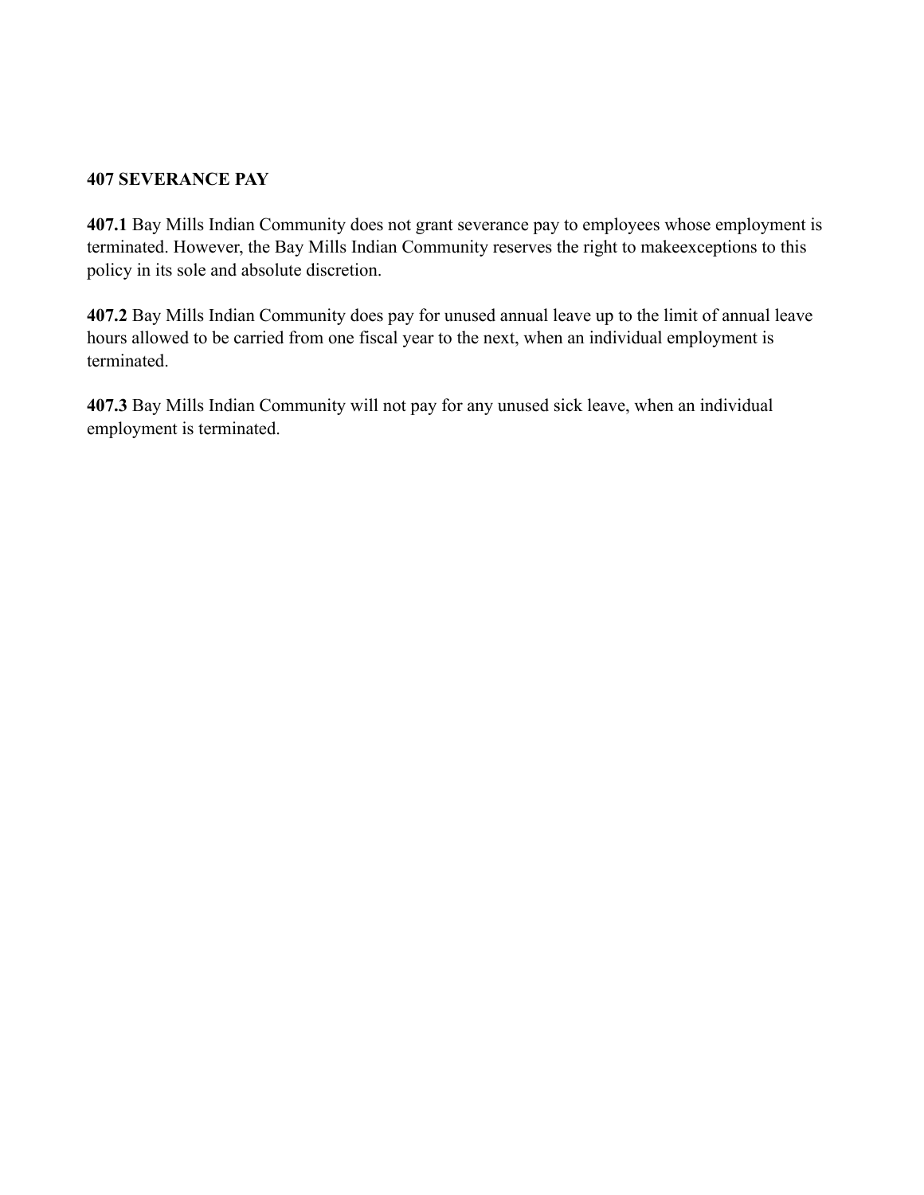## 407 SEVERANCE PAY

**407.1** Bay Mills Indian Community does not grant severance pay to employees whose employment is terminated. However, the Bay Mills Indian Community reserves the right to makeexceptions to this policy in its sole and absolute discretion.

**407.2** Bay Mills Indian Community does pay for unused annual leave up to the limit of annual leave hours allowed to be carried from one fiscal year to the next, when an individual employment is terminated.

**407.3** Bay Mills Indian Community will not pay for any unused sick leave, when an individual employment is terminated.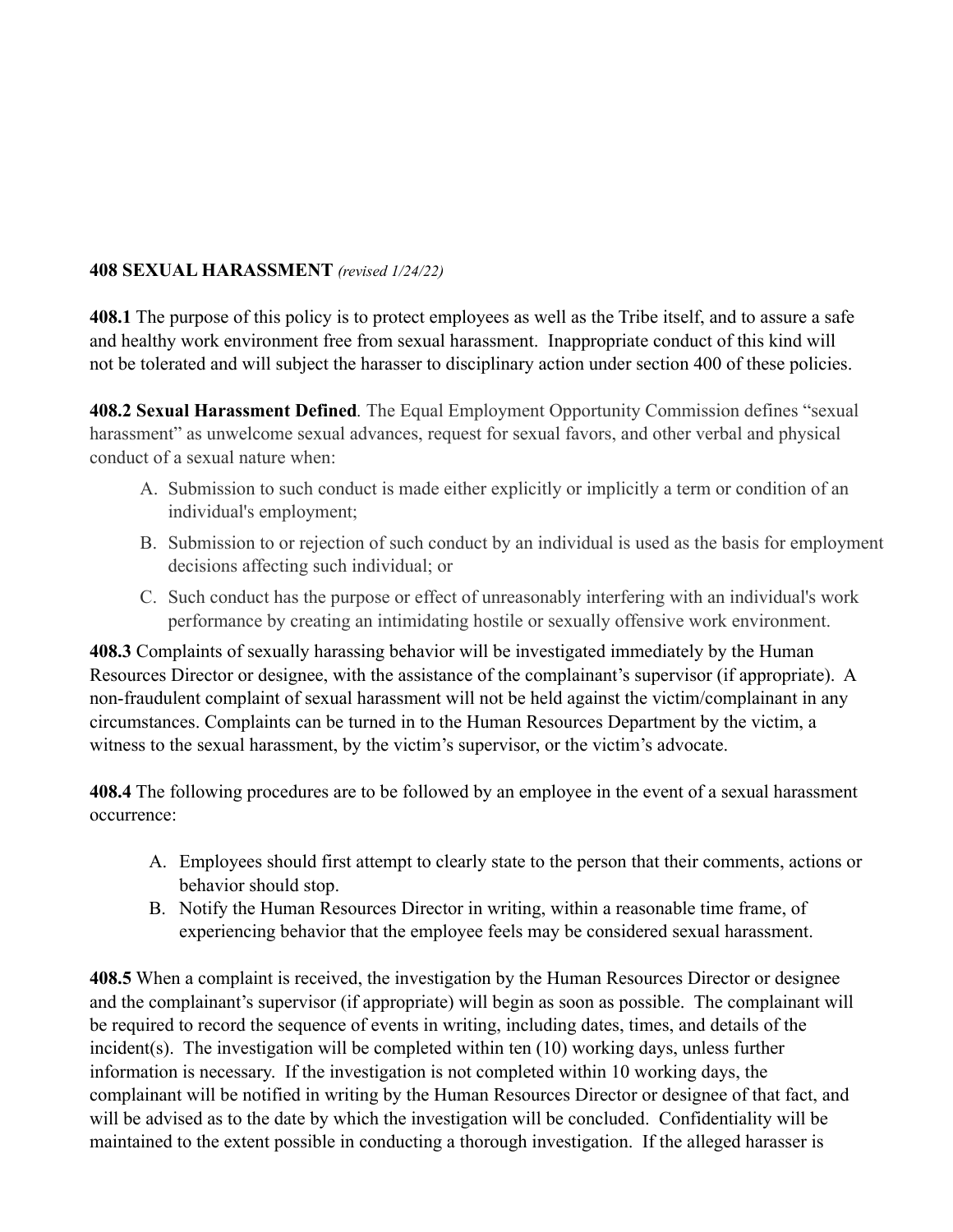**408 SEXUAL HARASSMENT** *(revised 1/24/22)*

**408.1** The purpose of this policy is to protect employees as well as the Tribe itself, and to assure a safe and healthy work environment free from sexual harassment. Inappropriate conduct of this kind will not be tolerated and will subject the harasser to disciplinary action under section 400 of these policies.

**408.2 Sexual Harassment Defined**. The Equal Employment Opportunity Commission defines "sexual harassment" as unwelcome sexual advances, request for sexual favors, and other verbal and physical conduct of a sexual nature when:

A. Submission to such conduct is made either explicitly or implicitly a term or condition of an individual's employment;
B. Submission to or rejection of such conduct by an individual is used as the basis for employment decisions affecting such individual; or
C. Such conduct has the purpose or effect of unreasonably interfering with an individual's work performance by creating an intimidating hostile or sexually offensive work environment.

**408.3** Complaints of sexually harassing behavior will be investigated immediately by the Human Resources Director or designee, with the assistance of the complainant's supervisor (if appropriate). A non-fraudulent complaint of sexual harassment will not be held against the victim/complainant in any circumstances. Complaints can be turned in to the Human Resources Department by the victim, a witness to the sexual harassment, by the victim's supervisor, or the victim's advocate.

**408.4** The following procedures are to be followed by an employee in the event of a sexual harassment occurrence:

A. Employees should first attempt to clearly state to the person that their comments, actions or behavior should stop.
B. Notify the Human Resources Director in writing, within a reasonable time frame, of experiencing behavior that the employee feels may be considered sexual harassment.

**408.5** When a complaint is received, the investigation by the Human Resources Director or designee and the complainant's supervisor (if appropriate) will begin as soon as possible. The complainant will be required to record the sequence of events in writing, including dates, times, and details of the incident(s). The investigation will be completed within ten (10) working days, unless further information is necessary. If the investigation is not completed within 10 working days, the complainant will be notified in writing by the Human Resources Director or designee of that fact, and will be advised as to the date by which the investigation will be concluded. Confidentiality will be maintained to the extent possible in conducting a thorough investigation. If the alleged harasser is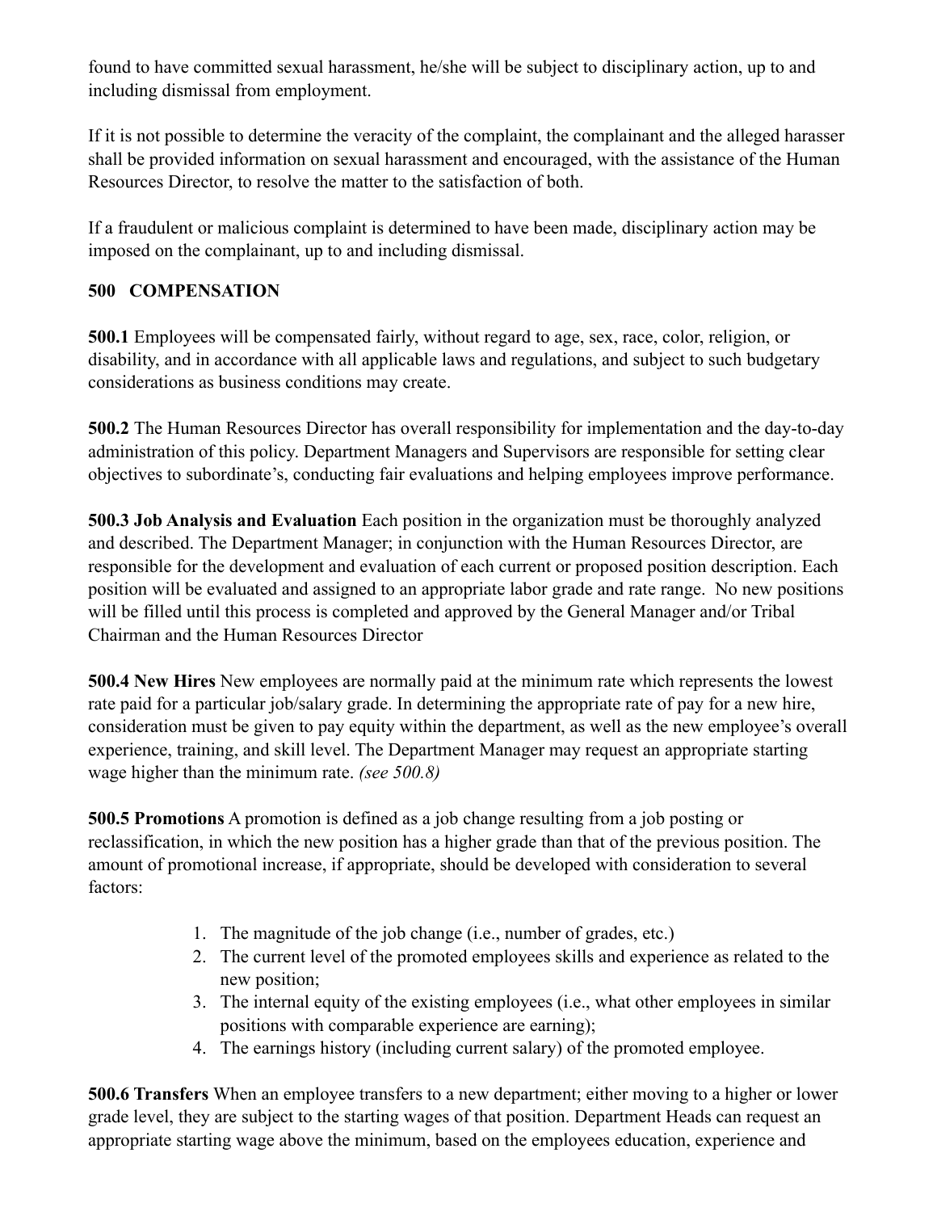found to have committed sexual harassment, he/she will be subject to disciplinary action, up to and including dismissal from employment.

If it is not possible to determine the veracity of the complaint, the complainant and the alleged harasser shall be provided information on sexual harassment and encouraged, with the assistance of the Human Resources Director, to resolve the matter to the satisfaction of both.

If a fraudulent or malicious complaint is determined to have been made, disciplinary action may be imposed on the complainant, up to and including dismissal.

## 500 COMPENSATION

**500.1** Employees will be compensated fairly, without regard to age, sex, race, color, religion, or disability, and in accordance with all applicable laws and regulations, and subject to such budgetary considerations as business conditions may create.

**500.2** The Human Resources Director has overall responsibility for implementation and the day-to-day administration of this policy. Department Managers and Supervisors are responsible for setting clear objectives to subordinate's, conducting fair evaluations and helping employees improve performance.

**500.3 Job Analysis and Evaluation** Each position in the organization must be thoroughly analyzed and described. The Department Manager; in conjunction with the Human Resources Director, are responsible for the development and evaluation of each current or proposed position description. Each position will be evaluated and assigned to an appropriate labor grade and rate range. No new positions will be filled until this process is completed and approved by the General Manager and/or Tribal Chairman and the Human Resources Director

**500.4 New Hires** New employees are normally paid at the minimum rate which represents the lowest rate paid for a particular job/salary grade. In determining the appropriate rate of pay for a new hire, consideration must be given to pay equity within the department, as well as the new employee's overall experience, training, and skill level. The Department Manager may request an appropriate starting wage higher than the minimum rate. *(see 500.8)*

**500.5 Promotions** A promotion is defined as a job change resulting from a job posting or reclassification, in which the new position has a higher grade than that of the previous position. The amount of promotional increase, if appropriate, should be developed with consideration to several factors:

1. The magnitude of the job change (i.e., number of grades, etc.)
2. The current level of the promoted employees skills and experience as related to the new position;
3. The internal equity of the existing employees (i.e., what other employees in similar positions with comparable experience are earning);
4. The earnings history (including current salary) of the promoted employee.

**500.6 Transfers** When an employee transfers to a new department; either moving to a higher or lower grade level, they are subject to the starting wages of that position. Department Heads can request an appropriate starting wage above the minimum, based on the employees education, experience and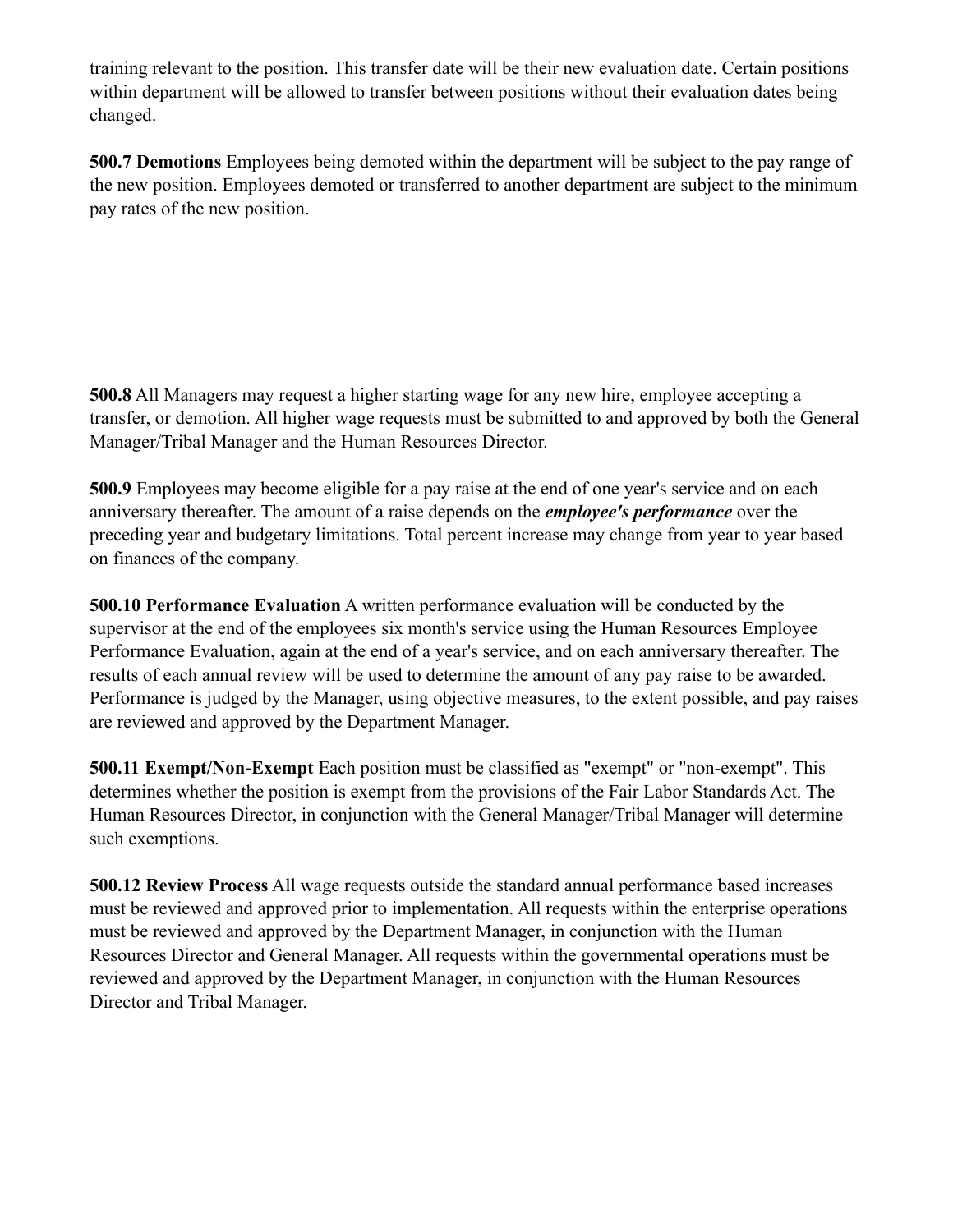training relevant to the position. This transfer date will be their new evaluation date. Certain positions within department will be allowed to transfer between positions without their evaluation dates being changed.

**500.7 Demotions** Employees being demoted within the department will be subject to the pay range of the new position. Employees demoted or transferred to another department are subject to the minimum pay rates of the new position.

**500.8** All Managers may request a higher starting wage for any new hire, employee accepting a transfer, or demotion. All higher wage requests must be submitted to and approved by both the General Manager/Tribal Manager and the Human Resources Director.

**500.9** Employees may become eligible for a pay raise at the end of one year's service and on each anniversary thereafter. The amount of a raise depends on the ***employee's performance*** over the preceding year and budgetary limitations. Total percent increase may change from year to year based on finances of the company.

**500.10 Performance Evaluation** A written performance evaluation will be conducted by the supervisor at the end of the employees six month's service using the Human Resources Employee Performance Evaluation, again at the end of a year's service, and on each anniversary thereafter. The results of each annual review will be used to determine the amount of any pay raise to be awarded. Performance is judged by the Manager, using objective measures, to the extent possible, and pay raises are reviewed and approved by the Department Manager.

**500.11 Exempt/Non-Exempt** Each position must be classified as "exempt" or "non-exempt". This determines whether the position is exempt from the provisions of the Fair Labor Standards Act. The Human Resources Director, in conjunction with the General Manager/Tribal Manager will determine such exemptions.

**500.12 Review Process** All wage requests outside the standard annual performance based increases must be reviewed and approved prior to implementation. All requests within the enterprise operations must be reviewed and approved by the Department Manager, in conjunction with the Human Resources Director and General Manager. All requests within the governmental operations must be reviewed and approved by the Department Manager, in conjunction with the Human Resources Director and Tribal Manager.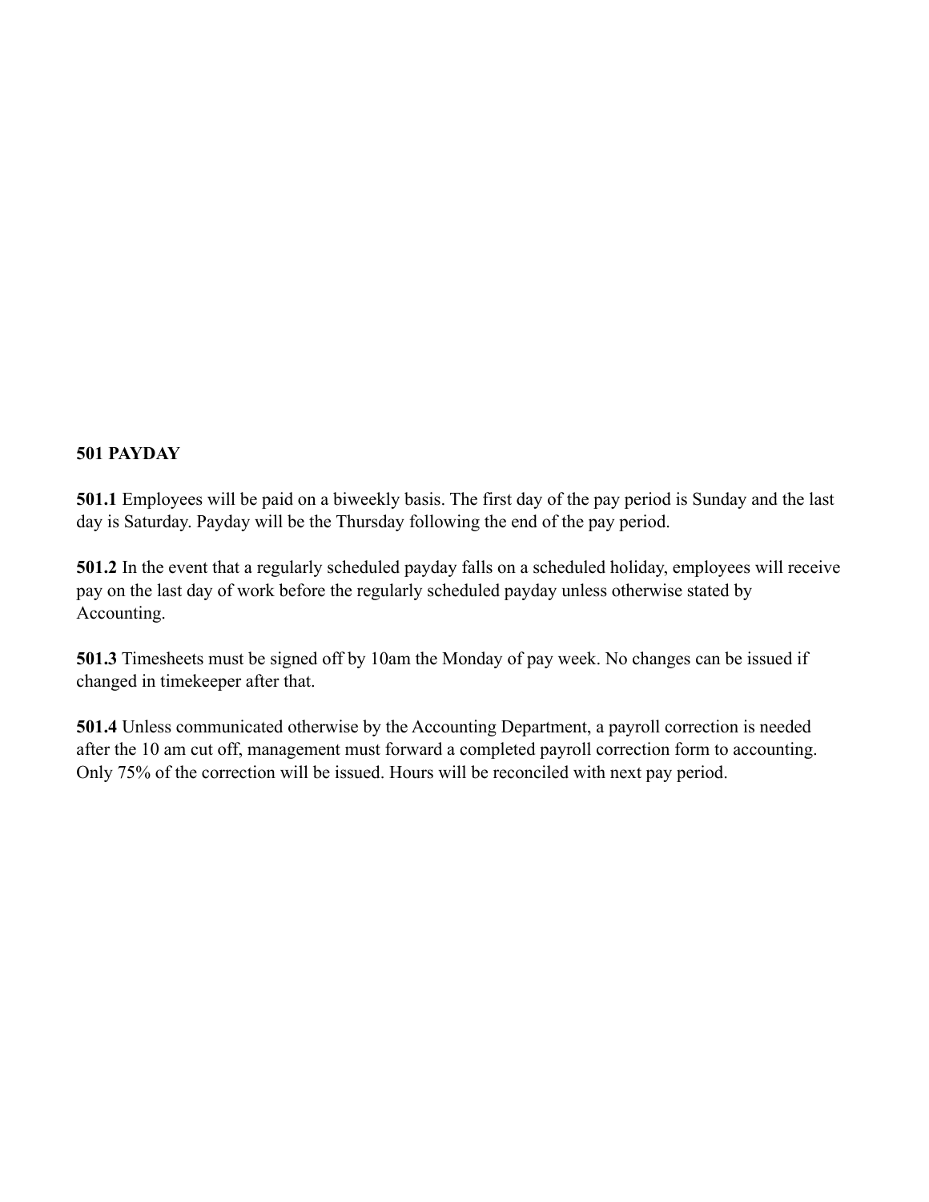## 501 PAYDAY

**501.1** Employees will be paid on a biweekly basis. The first day of the pay period is Sunday and the last day is Saturday. Payday will be the Thursday following the end of the pay period.

**501.2** In the event that a regularly scheduled payday falls on a scheduled holiday, employees will receive pay on the last day of work before the regularly scheduled payday unless otherwise stated by Accounting.

**501.3** Timesheets must be signed off by 10am the Monday of pay week. No changes can be issued if changed in timekeeper after that.

**501.4** Unless communicated otherwise by the Accounting Department, a payroll correction is needed after the 10 am cut off, management must forward a completed payroll correction form to accounting. Only 75% of the correction will be issued. Hours will be reconciled with next pay period.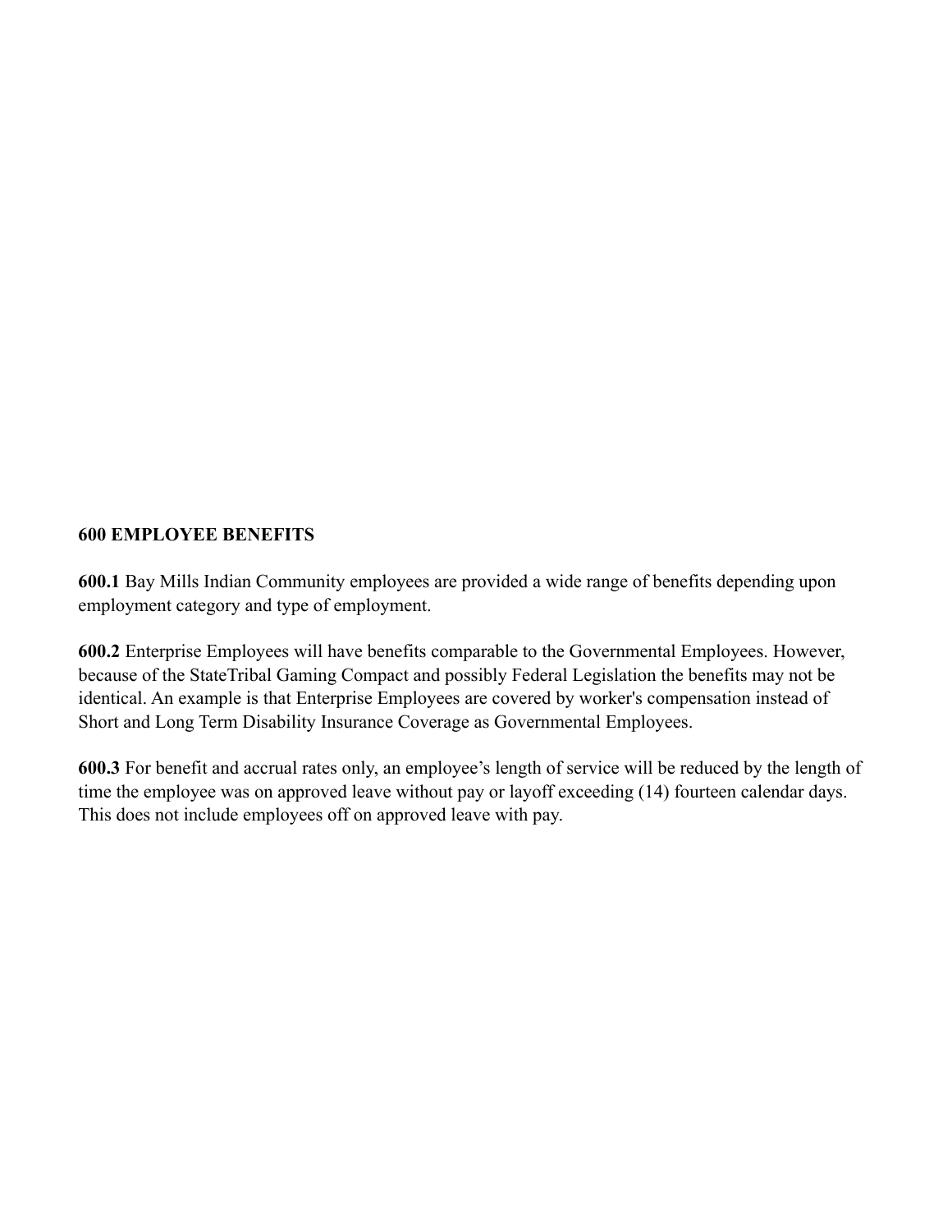## 600 EMPLOYEE BENEFITS

**600.1** Bay Mills Indian Community employees are provided a wide range of benefits depending upon employment category and type of employment.

**600.2** Enterprise Employees will have benefits comparable to the Governmental Employees. However, because of the StateTribal Gaming Compact and possibly Federal Legislation the benefits may not be identical. An example is that Enterprise Employees are covered by worker's compensation instead of Short and Long Term Disability Insurance Coverage as Governmental Employees.

**600.3** For benefit and accrual rates only, an employee’s length of service will be reduced by the length of time the employee was on approved leave without pay or layoff exceeding (14) fourteen calendar days. This does not include employees off on approved leave with pay.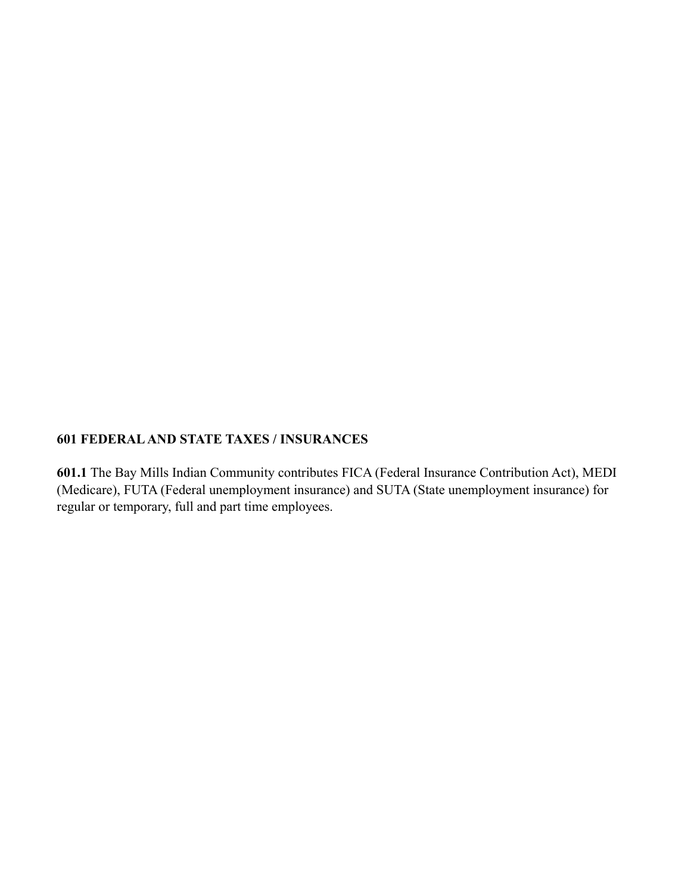## 601 FEDERAL AND STATE TAXES / INSURANCES

**601.1** The Bay Mills Indian Community contributes FICA (Federal Insurance Contribution Act), MEDI (Medicare), FUTA (Federal unemployment insurance) and SUTA (State unemployment insurance) for regular or temporary, full and part time employees.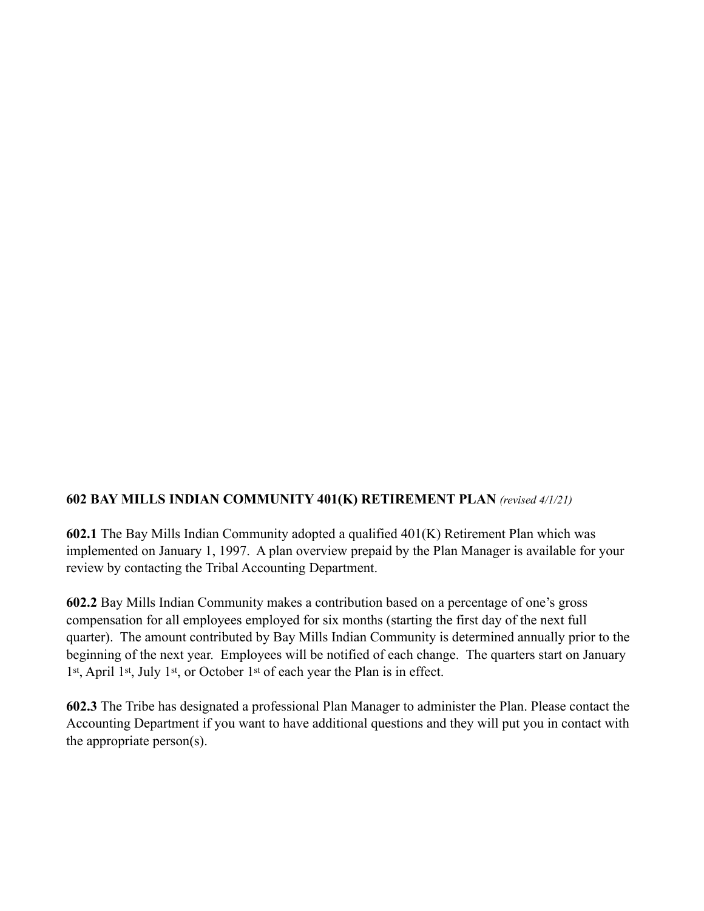**602 BAY MILLS INDIAN COMMUNITY 401(K) RETIREMENT PLAN** *(revised 4/1/21)*

**602.1** The Bay Mills Indian Community adopted a qualified 401(K) Retirement Plan which was implemented on January 1, 1997. A plan overview prepaid by the Plan Manager is available for your review by contacting the Tribal Accounting Department.

**602.2** Bay Mills Indian Community makes a contribution based on a percentage of one's gross compensation for all employees employed for six months (starting the first day of the next full quarter). The amount contributed by Bay Mills Indian Community is determined annually prior to the beginning of the next year. Employees will be notified of each change. The quarters start on January 1st, April 1st, July 1st, or October 1st of each year the Plan is in effect.

**602.3** The Tribe has designated a professional Plan Manager to administer the Plan. Please contact the Accounting Department if you want to have additional questions and they will put you in contact with the appropriate person(s).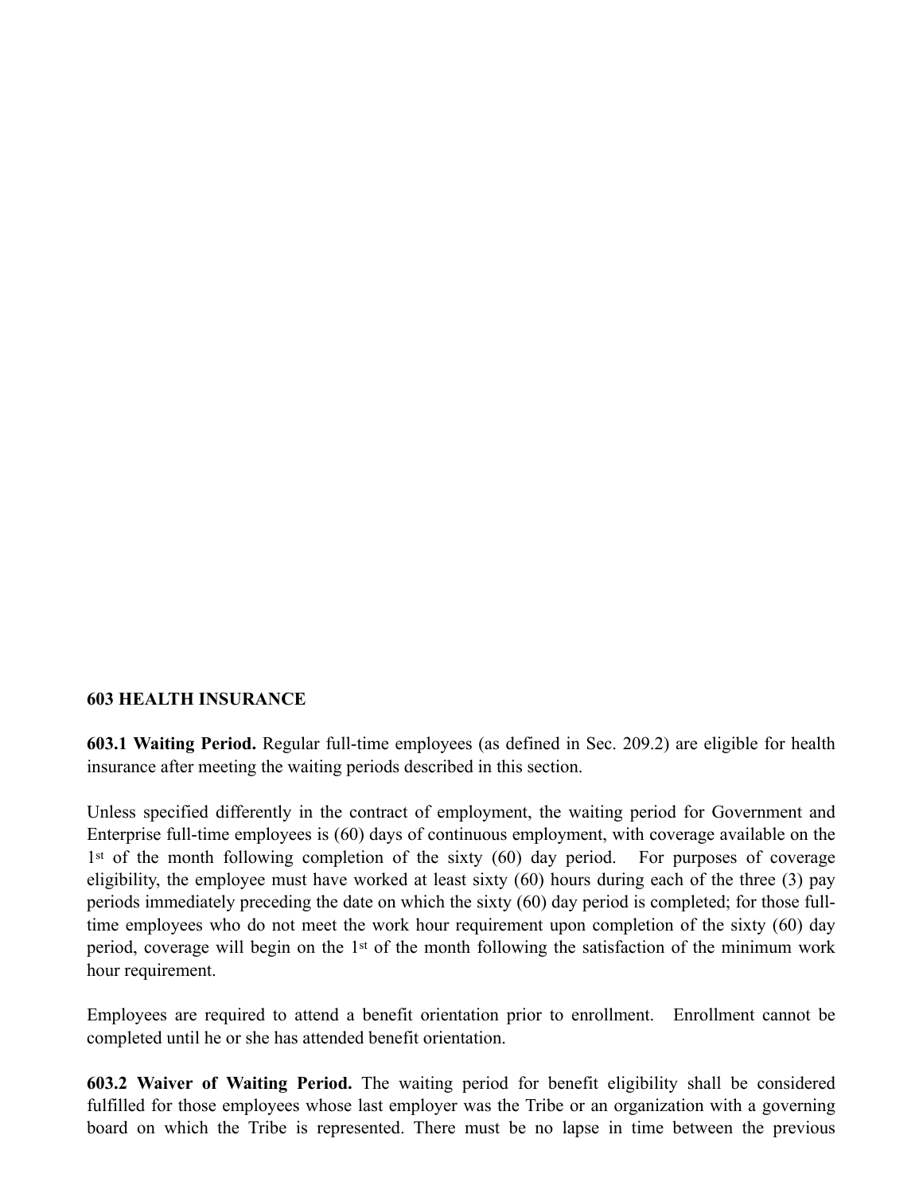**603 HEALTH INSURANCE**

**603.1 Waiting Period.** Regular full-time employees (as defined in Sec. 209.2) are eligible for health insurance after meeting the waiting periods described in this section.

Unless specified differently in the contract of employment, the waiting period for Government and Enterprise full-time employees is (60) days of continuous employment, with coverage available on the 1st of the month following completion of the sixty (60) day period. For purposes of coverage eligibility, the employee must have worked at least sixty (60) hours during each of the three (3) pay periods immediately preceding the date on which the sixty (60) day period is completed; for those full-time employees who do not meet the work hour requirement upon completion of the sixty (60) day period, coverage will begin on the 1st of the month following the satisfaction of the minimum work hour requirement.

Employees are required to attend a benefit orientation prior to enrollment. Enrollment cannot be completed until he or she has attended benefit orientation.

**603.2 Waiver of Waiting Period.** The waiting period for benefit eligibility shall be considered fulfilled for those employees whose last employer was the Tribe or an organization with a governing board on which the Tribe is represented. There must be no lapse in time between the previous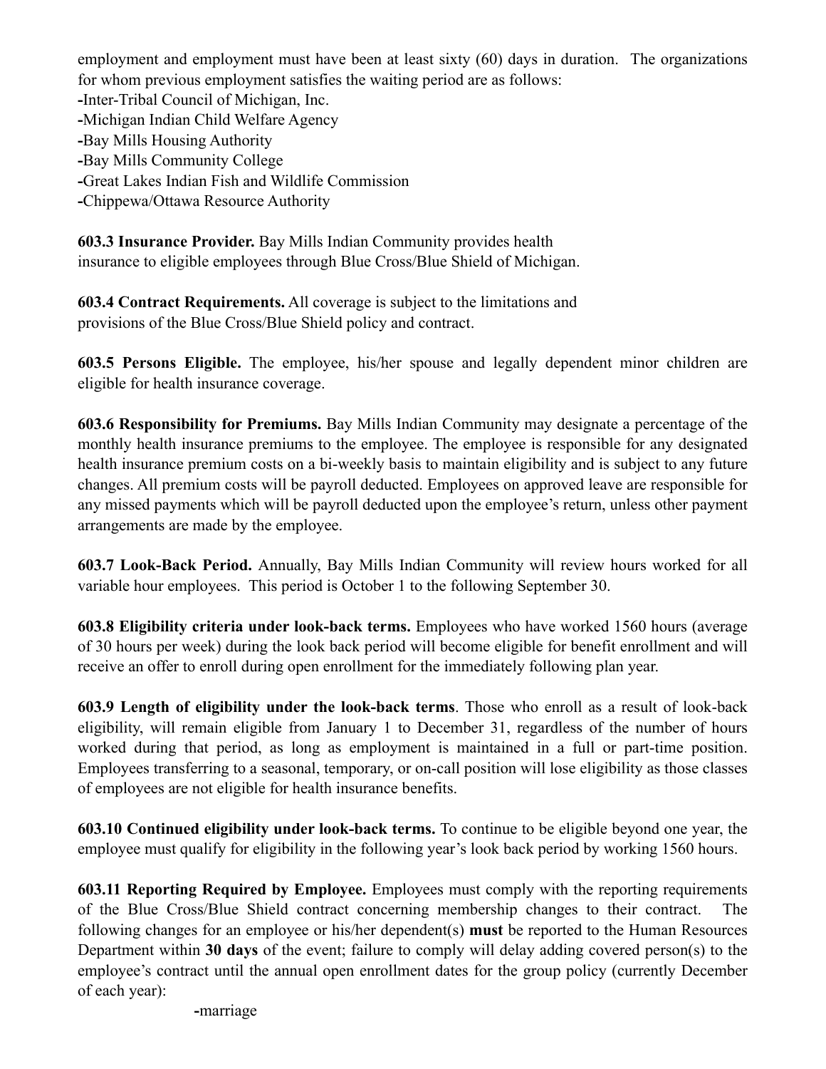employment and employment must have been at least sixty (60) days in duration. The organizations for whom previous employment satisfies the waiting period are as follows:

-Inter-Tribal Council of Michigan, Inc.
-Michigan Indian Child Welfare Agency
-Bay Mills Housing Authority
-Bay Mills Community College
-Great Lakes Indian Fish and Wildlife Commission
-Chippewa/Ottawa Resource Authority

**603.3 Insurance Provider.** Bay Mills Indian Community provides health insurance to eligible employees through Blue Cross/Blue Shield of Michigan.

**603.4 Contract Requirements.** All coverage is subject to the limitations and provisions of the Blue Cross/Blue Shield policy and contract.

**603.5 Persons Eligible.** The employee, his/her spouse and legally dependent minor children are eligible for health insurance coverage.

**603.6 Responsibility for Premiums.** Bay Mills Indian Community may designate a percentage of the monthly health insurance premiums to the employee. The employee is responsible for any designated health insurance premium costs on a bi-weekly basis to maintain eligibility and is subject to any future changes. All premium costs will be payroll deducted. Employees on approved leave are responsible for any missed payments which will be payroll deducted upon the employee's return, unless other payment arrangements are made by the employee.

**603.7 Look-Back Period.** Annually, Bay Mills Indian Community will review hours worked for all variable hour employees. This period is October 1 to the following September 30.

**603.8 Eligibility criteria under look-back terms.** Employees who have worked 1560 hours (average of 30 hours per week) during the look back period will become eligible for benefit enrollment and will receive an offer to enroll during open enrollment for the immediately following plan year.

**603.9 Length of eligibility under the look-back terms**. Those who enroll as a result of look-back eligibility, will remain eligible from January 1 to December 31, regardless of the number of hours worked during that period, as long as employment is maintained in a full or part-time position. Employees transferring to a seasonal, temporary, or on-call position will lose eligibility as those classes of employees are not eligible for health insurance benefits.

**603.10 Continued eligibility under look-back terms.** To continue to be eligible beyond one year, the employee must qualify for eligibility in the following year's look back period by working 1560 hours.

**603.11 Reporting Required by Employee.** Employees must comply with the reporting requirements of the Blue Cross/Blue Shield contract concerning membership changes to their contract. The following changes for an employee or his/her dependent(s) **must** be reported to the Human Resources Department within **30 days** of the event; failure to comply will delay adding covered person(s) to the employee's contract until the annual open enrollment dates for the group policy (currently December of each year):

-marriage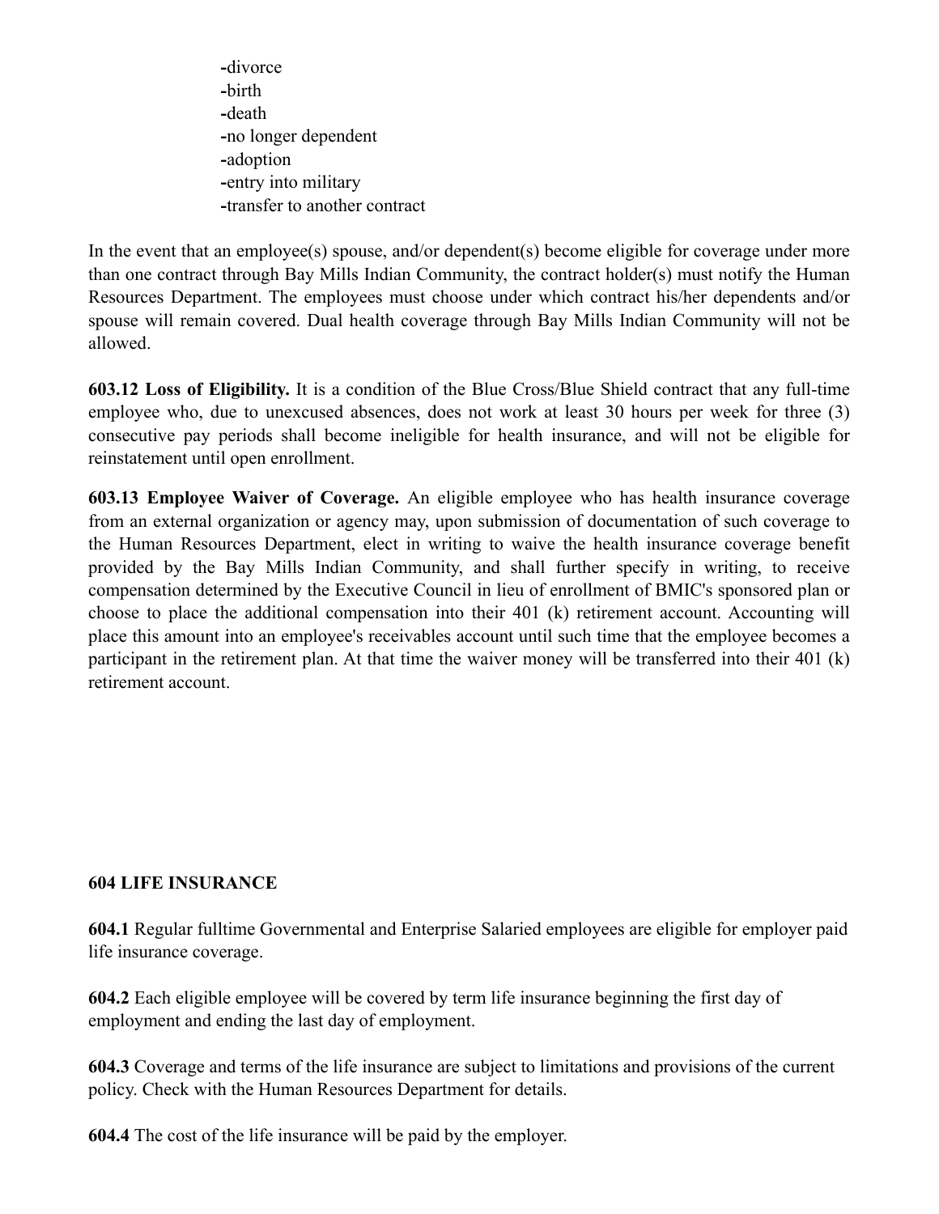-divorce
-birth
-death
-no longer dependent
-adoption
-entry into military
-transfer to another contract

In the event that an employee(s) spouse, and/or dependent(s) become eligible for coverage under more than one contract through Bay Mills Indian Community, the contract holder(s) must notify the Human Resources Department. The employees must choose under which contract his/her dependents and/or spouse will remain covered. Dual health coverage through Bay Mills Indian Community will not be allowed.

**603.12 Loss of Eligibility.** It is a condition of the Blue Cross/Blue Shield contract that any full-time employee who, due to unexcused absences, does not work at least 30 hours per week for three (3) consecutive pay periods shall become ineligible for health insurance, and will not be eligible for reinstatement until open enrollment.

**603.13 Employee Waiver of Coverage.** An eligible employee who has health insurance coverage from an external organization or agency may, upon submission of documentation of such coverage to the Human Resources Department, elect in writing to waive the health insurance coverage benefit provided by the Bay Mills Indian Community, and shall further specify in writing, to receive compensation determined by the Executive Council in lieu of enrollment of BMIC's sponsored plan or choose to place the additional compensation into their 401 (k) retirement account. Accounting will place this amount into an employee's receivables account until such time that the employee becomes a participant in the retirement plan. At that time the waiver money will be transferred into their 401 (k) retirement account.

## 604 LIFE INSURANCE

**604.1** Regular fulltime Governmental and Enterprise Salaried employees are eligible for employer paid life insurance coverage.

**604.2** Each eligible employee will be covered by term life insurance beginning the first day of employment and ending the last day of employment.

**604.3** Coverage and terms of the life insurance are subject to limitations and provisions of the current policy. Check with the Human Resources Department for details.

**604.4** The cost of the life insurance will be paid by the employer.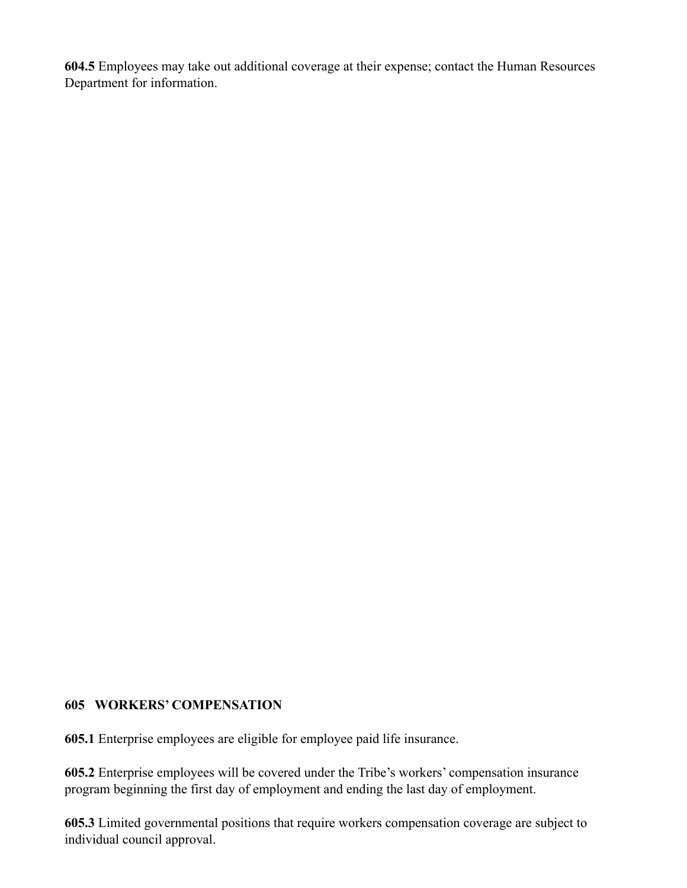**604.5** Employees may take out additional coverage at their expense; contact the Human Resources Department for information.

**605 WORKERS' COMPENSATION**

**605.1** Enterprise employees are eligible for employee paid life insurance.

**605.2** Enterprise employees will be covered under the Tribe's workers' compensation insurance program beginning the first day of employment and ending the last day of employment.

**605.3** Limited governmental positions that require workers compensation coverage are subject to individual council approval.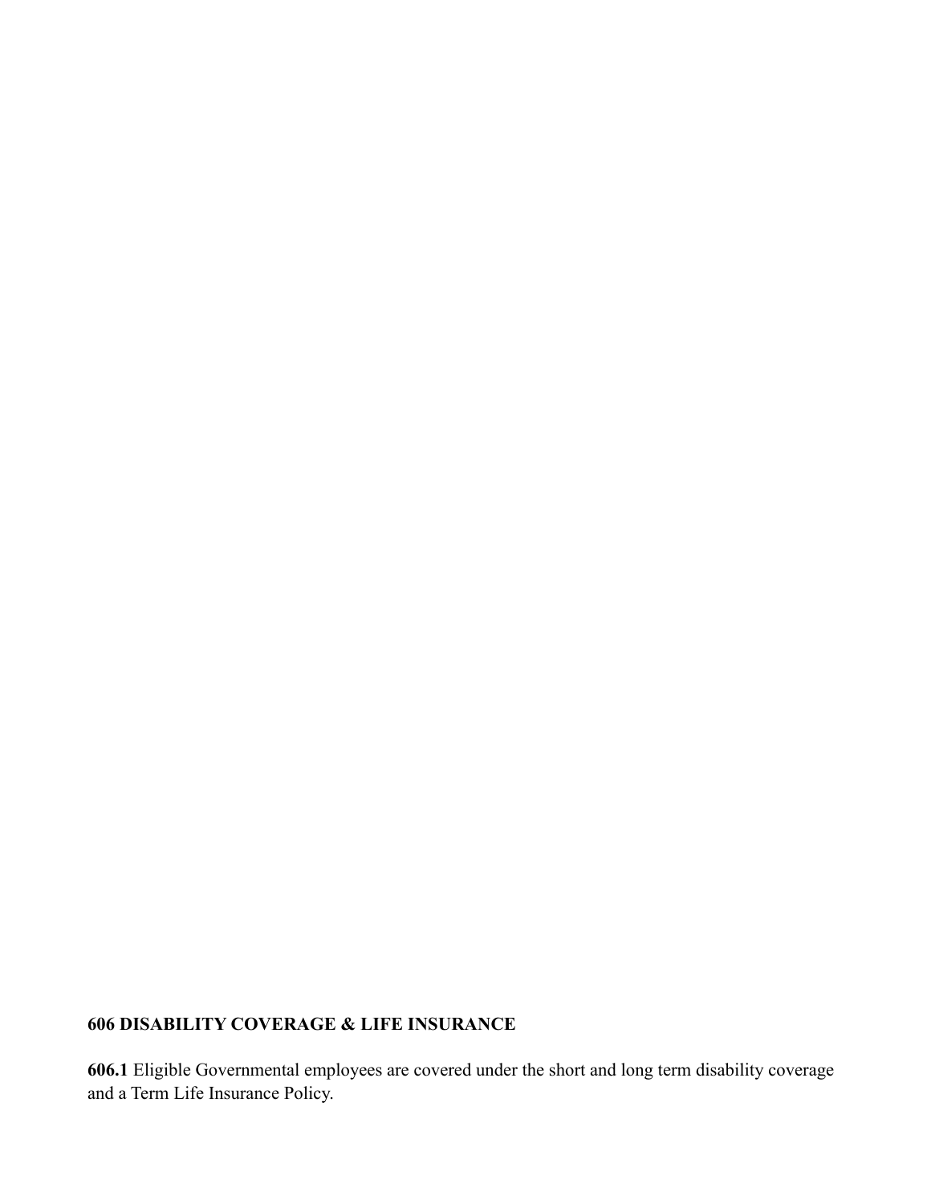## 606 DISABILITY COVERAGE & LIFE INSURANCE

**606.1** Eligible Governmental employees are covered under the short and long term disability coverage and a Term Life Insurance Policy.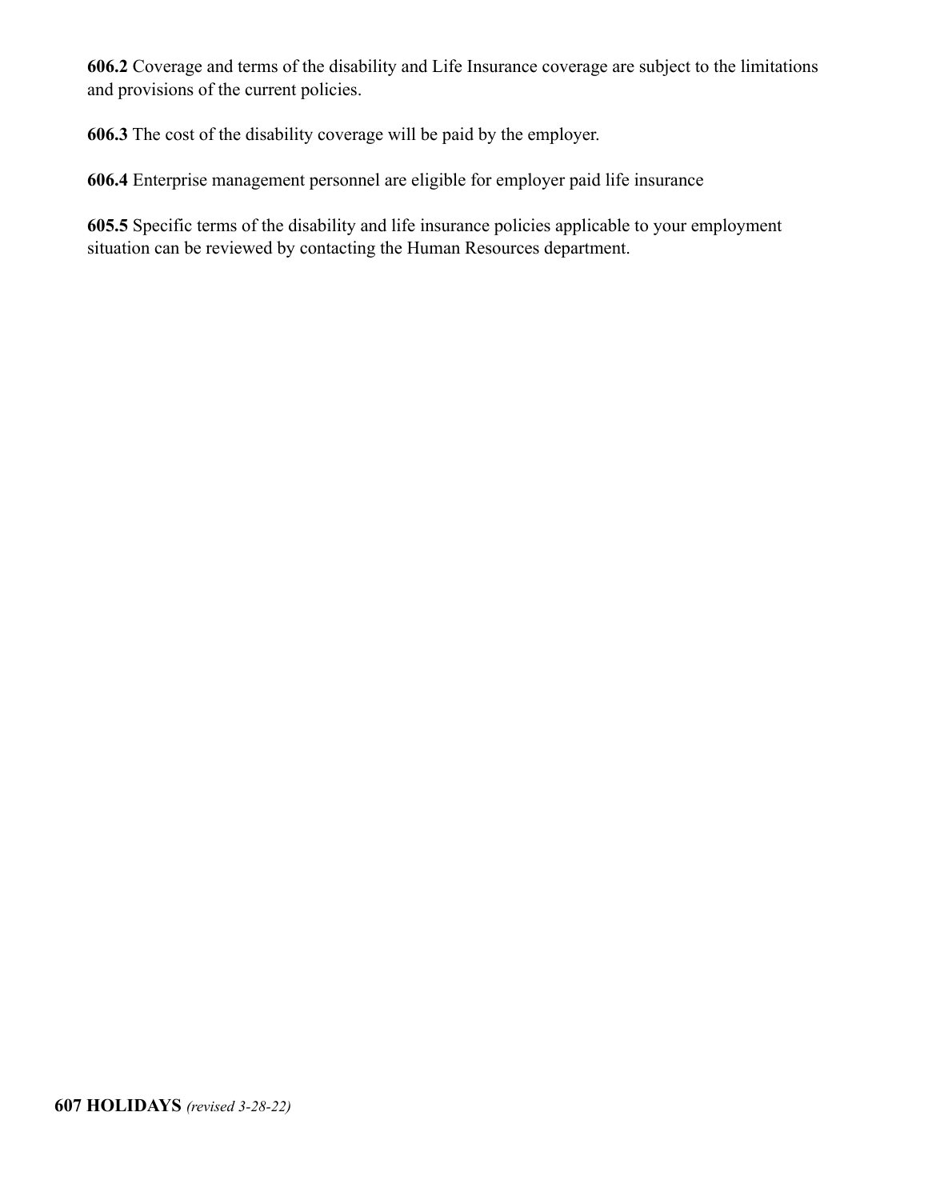**606.2** Coverage and terms of the disability and Life Insurance coverage are subject to the limitations and provisions of the current policies.

**606.3** The cost of the disability coverage will be paid by the employer.

**606.4** Enterprise management personnel are eligible for employer paid life insurance

**605.5** Specific terms of the disability and life insurance policies applicable to your employment situation can be reviewed by contacting the Human Resources department.

## 607 HOLIDAYS *(revised 3-28-22)*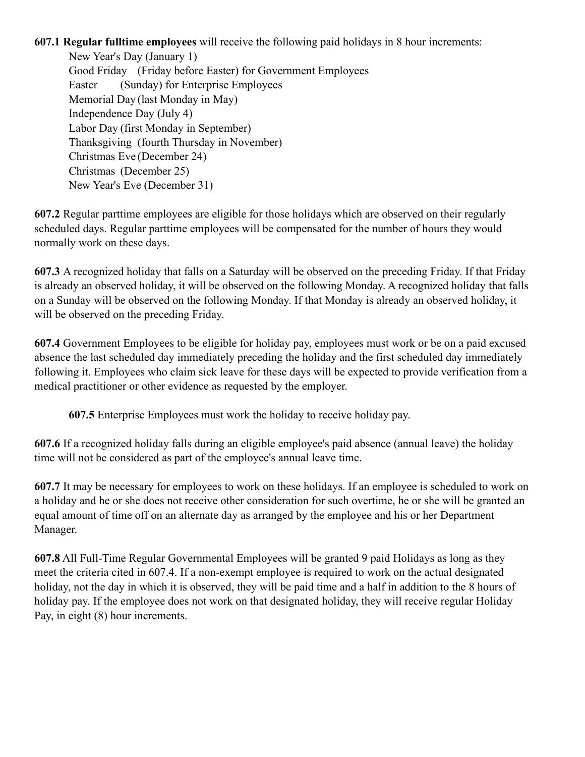**607.1 Regular fulltime employees** will receive the following paid holidays in 8 hour increments:

- New Year's Day (January 1)
- Good Friday (Friday before Easter) for Government Employees
- Easter (Sunday) for Enterprise Employees
- Memorial Day (last Monday in May)
- Independence Day (July 4)
- Labor Day (first Monday in September)
- Thanksgiving (fourth Thursday in November)
- Christmas Eve (December 24)
- Christmas (December 25)
- New Year's Eve (December 31)

**607.2** Regular parttime employees are eligible for those holidays which are observed on their regularly scheduled days. Regular parttime employees will be compensated for the number of hours they would normally work on these days.

**607.3** A recognized holiday that falls on a Saturday will be observed on the preceding Friday. If that Friday is already an observed holiday, it will be observed on the following Monday. A recognized holiday that falls on a Sunday will be observed on the following Monday. If that Monday is already an observed holiday, it will be observed on the preceding Friday.

**607.4** Government Employees to be eligible for holiday pay, employees must work or be on a paid excused absence the last scheduled day immediately preceding the holiday and the first scheduled day immediately following it. Employees who claim sick leave for these days will be expected to provide verification from a medical practitioner or other evidence as requested by the employer.

**607.5** Enterprise Employees must work the holiday to receive holiday pay.

**607.6** If a recognized holiday falls during an eligible employee's paid absence (annual leave) the holiday time will not be considered as part of the employee's annual leave time.

**607.7** It may be necessary for employees to work on these holidays. If an employee is scheduled to work on a holiday and he or she does not receive other consideration for such overtime, he or she will be granted an equal amount of time off on an alternate day as arranged by the employee and his or her Department Manager.

**607.8** All Full-Time Regular Governmental Employees will be granted 9 paid Holidays as long as they meet the criteria cited in 607.4. If a non-exempt employee is required to work on the actual designated holiday, not the day in which it is observed, they will be paid time and a half in addition to the 8 hours of holiday pay. If the employee does not work on that designated holiday, they will receive regular Holiday Pay, in eight (8) hour increments.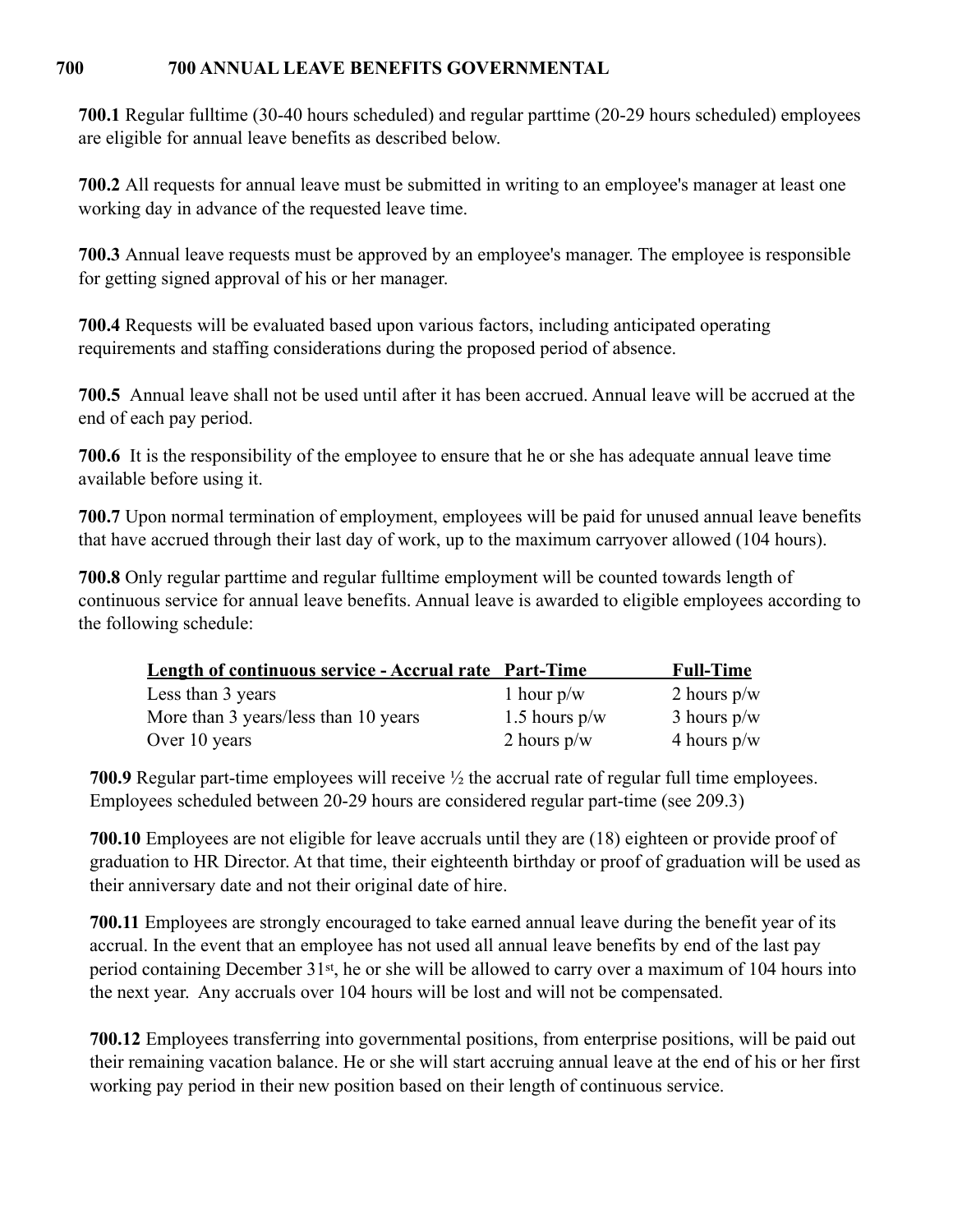# 700 &nbsp;&nbsp;&nbsp; 700 ANNUAL LEAVE BENEFITS GOVERNMENTAL

**700.1** Regular fulltime (30-40 hours scheduled) and regular parttime (20-29 hours scheduled) employees are eligible for annual leave benefits as described below.

**700.2** All requests for annual leave must be submitted in writing to an employee's manager at least one working day in advance of the requested leave time.

**700.3** Annual leave requests must be approved by an employee's manager. The employee is responsible for getting signed approval of his or her manager.

**700.4** Requests will be evaluated based upon various factors, including anticipated operating requirements and staffing considerations during the proposed period of absence.

**700.5** Annual leave shall not be used until after it has been accrued. Annual leave will be accrued at the end of each pay period.

**700.6** It is the responsibility of the employee to ensure that he or she has adequate annual leave time available before using it.

**700.7** Upon normal termination of employment, employees will be paid for unused annual leave benefits that have accrued through their last day of work, up to the maximum carryover allowed (104 hours).

**700.8** Only regular parttime and regular fulltime employment will be counted towards length of continuous service for annual leave benefits. Annual leave is awarded to eligible employees according to the following schedule:

| Length of continuous service - Accrual rate | Part-Time | Full-Time |
|---|---|---|
| Less than 3 years | 1 hour p/w | 2 hours p/w |
| More than 3 years/less than 10 years | 1.5 hours p/w | 3 hours p/w |
| Over 10 years | 2 hours p/w | 4 hours p/w |

**700.9** Regular part-time employees will receive ½ the accrual rate of regular full time employees. Employees scheduled between 20-29 hours are considered regular part-time (see 209.3)

**700.10** Employees are not eligible for leave accruals until they are (18) eighteen or provide proof of graduation to HR Director. At that time, their eighteenth birthday or proof of graduation will be used as their anniversary date and not their original date of hire.

**700.11** Employees are strongly encouraged to take earned annual leave during the benefit year of its accrual. In the event that an employee has not used all annual leave benefits by end of the last pay period containing December 31st, he or she will be allowed to carry over a maximum of 104 hours into the next year. Any accruals over 104 hours will be lost and will not be compensated.

**700.12** Employees transferring into governmental positions, from enterprise positions, will be paid out their remaining vacation balance. He or she will start accruing annual leave at the end of his or her first working pay period in their new position based on their length of continuous service.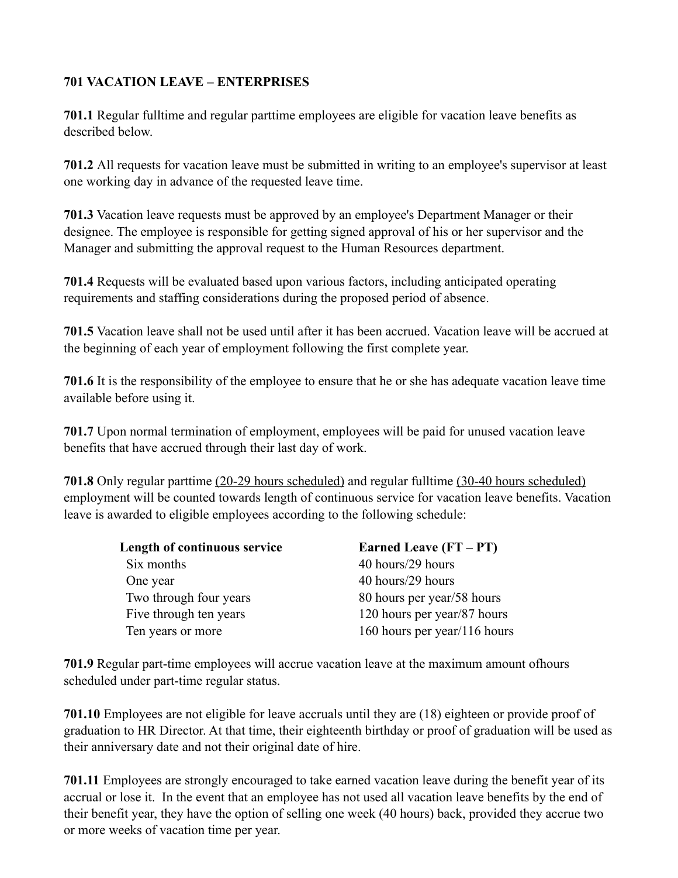**701 VACATION LEAVE – ENTERPRISES**

**701.1** Regular fulltime and regular parttime employees are eligible for vacation leave benefits as described below.

**701.2** All requests for vacation leave must be submitted in writing to an employee's supervisor at least one working day in advance of the requested leave time.

**701.3** Vacation leave requests must be approved by an employee's Department Manager or their designee. The employee is responsible for getting signed approval of his or her supervisor and the Manager and submitting the approval request to the Human Resources department.

**701.4** Requests will be evaluated based upon various factors, including anticipated operating requirements and staffing considerations during the proposed period of absence.

**701.5** Vacation leave shall not be used until after it has been accrued. Vacation leave will be accrued at the beginning of each year of employment following the first complete year.

**701.6** It is the responsibility of the employee to ensure that he or she has adequate vacation leave time available before using it.

**701.7** Upon normal termination of employment, employees will be paid for unused vacation leave benefits that have accrued through their last day of work.

**701.8** Only regular parttime <u>(20-29 hours scheduled)</u> and regular fulltime <u>(30-40 hours scheduled)</u> employment will be counted towards length of continuous service for vacation leave benefits. Vacation leave is awarded to eligible employees according to the following schedule:

| Length of continuous service | Earned Leave (FT – PT) |
|---|---|
| Six months | 40 hours/29 hours |
| One year | 40 hours/29 hours |
| Two through four years | 80 hours per year/58 hours |
| Five through ten years | 120 hours per year/87 hours |
| Ten years or more | 160 hours per year/116 hours |

**701.9** Regular part-time employees will accrue vacation leave at the maximum amount ofhours scheduled under part-time regular status.

**701.10** Employees are not eligible for leave accruals until they are (18) eighteen or provide proof of graduation to HR Director. At that time, their eighteenth birthday or proof of graduation will be used as their anniversary date and not their original date of hire.

**701.11** Employees are strongly encouraged to take earned vacation leave during the benefit year of its accrual or lose it. In the event that an employee has not used all vacation leave benefits by the end of their benefit year, they have the option of selling one week (40 hours) back, provided they accrue two or more weeks of vacation time per year.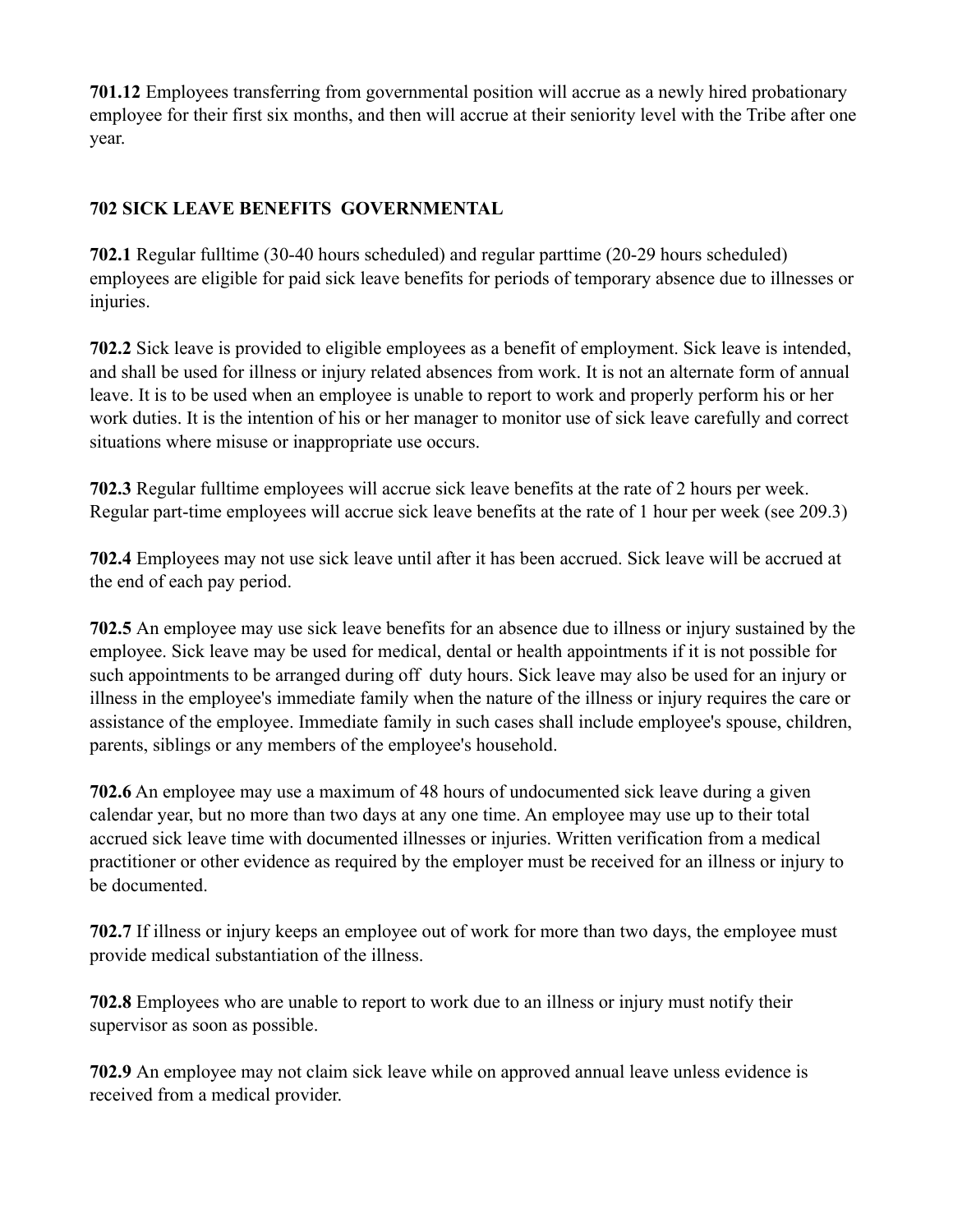**701.12** Employees transferring from governmental position will accrue as a newly hired probationary employee for their first six months, and then will accrue at their seniority level with the Tribe after one year.

## 702 SICK LEAVE BENEFITS GOVERNMENTAL

**702.1** Regular fulltime (30-40 hours scheduled) and regular parttime (20-29 hours scheduled) employees are eligible for paid sick leave benefits for periods of temporary absence due to illnesses or injuries.

**702.2** Sick leave is provided to eligible employees as a benefit of employment. Sick leave is intended, and shall be used for illness or injury related absences from work. It is not an alternate form of annual leave. It is to be used when an employee is unable to report to work and properly perform his or her work duties. It is the intention of his or her manager to monitor use of sick leave carefully and correct situations where misuse or inappropriate use occurs.

**702.3** Regular fulltime employees will accrue sick leave benefits at the rate of 2 hours per week. Regular part-time employees will accrue sick leave benefits at the rate of 1 hour per week (see 209.3)

**702.4** Employees may not use sick leave until after it has been accrued. Sick leave will be accrued at the end of each pay period.

**702.5** An employee may use sick leave benefits for an absence due to illness or injury sustained by the employee. Sick leave may be used for medical, dental or health appointments if it is not possible for such appointments to be arranged during off duty hours. Sick leave may also be used for an injury or illness in the employee's immediate family when the nature of the illness or injury requires the care or assistance of the employee. Immediate family in such cases shall include employee's spouse, children, parents, siblings or any members of the employee's household.

**702.6** An employee may use a maximum of 48 hours of undocumented sick leave during a given calendar year, but no more than two days at any one time. An employee may use up to their total accrued sick leave time with documented illnesses or injuries. Written verification from a medical practitioner or other evidence as required by the employer must be received for an illness or injury to be documented.

**702.7** If illness or injury keeps an employee out of work for more than two days, the employee must provide medical substantiation of the illness.

**702.8** Employees who are unable to report to work due to an illness or injury must notify their supervisor as soon as possible.

**702.9** An employee may not claim sick leave while on approved annual leave unless evidence is received from a medical provider.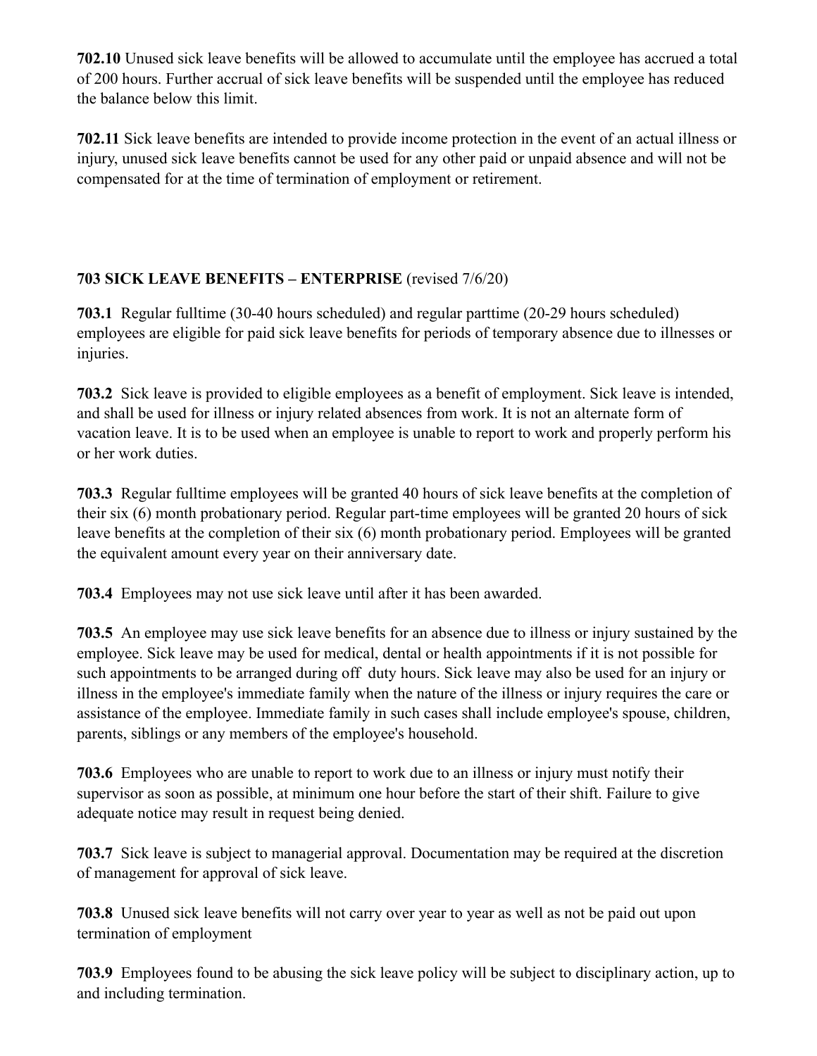**702.10** Unused sick leave benefits will be allowed to accumulate until the employee has accrued a total of 200 hours. Further accrual of sick leave benefits will be suspended until the employee has reduced the balance below this limit.

**702.11** Sick leave benefits are intended to provide income protection in the event of an actual illness or injury, unused sick leave benefits cannot be used for any other paid or unpaid absence and will not be compensated for at the time of termination of employment or retirement.

### **703 SICK LEAVE BENEFITS – ENTERPRISE** (revised 7/6/20)

**703.1** Regular fulltime (30-40 hours scheduled) and regular parttime (20-29 hours scheduled) employees are eligible for paid sick leave benefits for periods of temporary absence due to illnesses or injuries.

**703.2** Sick leave is provided to eligible employees as a benefit of employment. Sick leave is intended, and shall be used for illness or injury related absences from work. It is not an alternate form of vacation leave. It is to be used when an employee is unable to report to work and properly perform his or her work duties.

**703.3** Regular fulltime employees will be granted 40 hours of sick leave benefits at the completion of their six (6) month probationary period. Regular part-time employees will be granted 20 hours of sick leave benefits at the completion of their six (6) month probationary period. Employees will be granted the equivalent amount every year on their anniversary date.

**703.4** Employees may not use sick leave until after it has been awarded.

**703.5** An employee may use sick leave benefits for an absence due to illness or injury sustained by the employee. Sick leave may be used for medical, dental or health appointments if it is not possible for such appointments to be arranged during off duty hours. Sick leave may also be used for an injury or illness in the employee's immediate family when the nature of the illness or injury requires the care or assistance of the employee. Immediate family in such cases shall include employee's spouse, children, parents, siblings or any members of the employee's household.

**703.6** Employees who are unable to report to work due to an illness or injury must notify their supervisor as soon as possible, at minimum one hour before the start of their shift. Failure to give adequate notice may result in request being denied.

**703.7** Sick leave is subject to managerial approval. Documentation may be required at the discretion of management for approval of sick leave.

**703.8** Unused sick leave benefits will not carry over year to year as well as not be paid out upon termination of employment

**703.9** Employees found to be abusing the sick leave policy will be subject to disciplinary action, up to and including termination.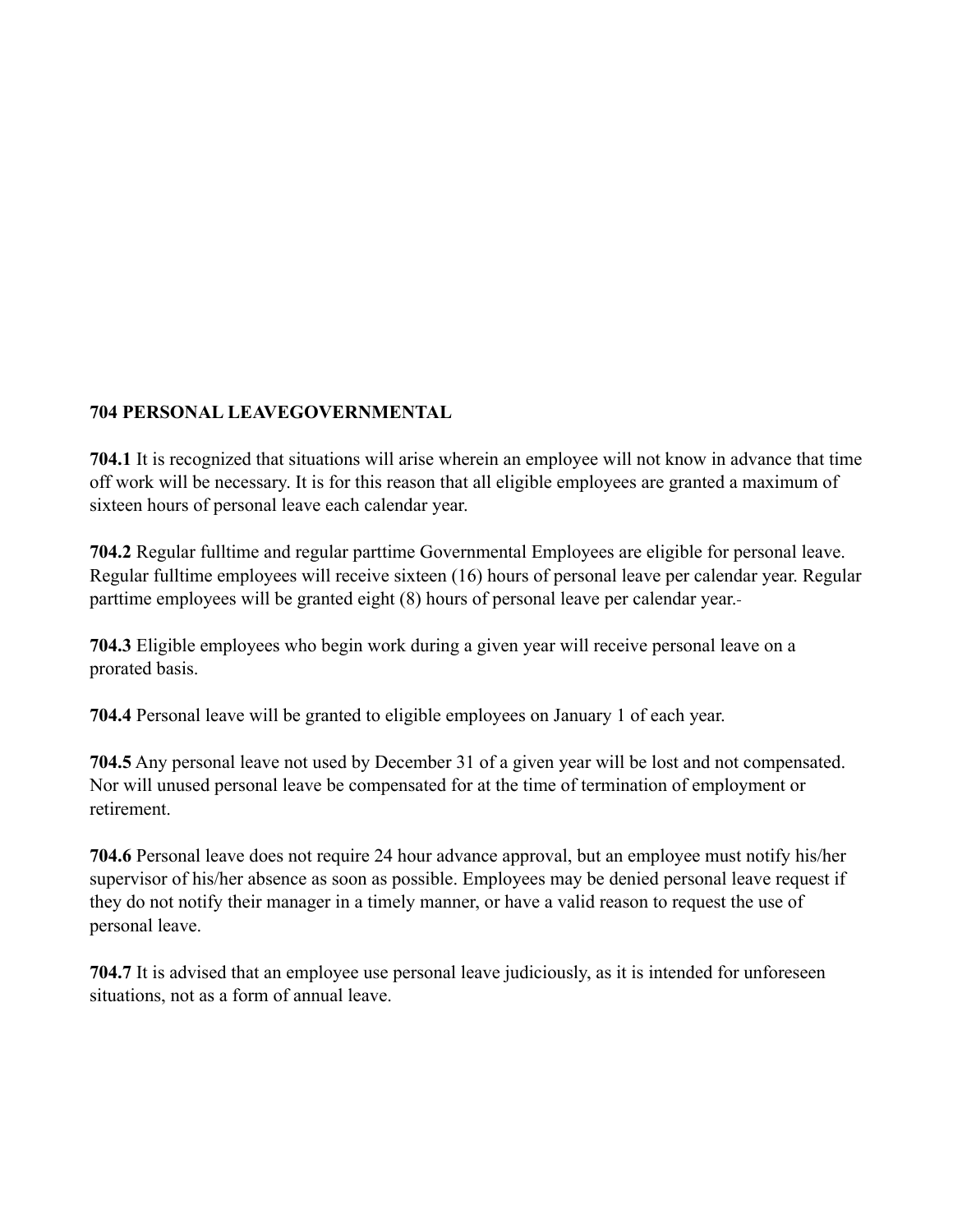**704 PERSONAL LEAVEGOVERNMENTAL**

**704.1** It is recognized that situations will arise wherein an employee will not know in advance that time off work will be necessary. It is for this reason that all eligible employees are granted a maximum of sixteen hours of personal leave each calendar year.

**704.2** Regular fulltime and regular parttime Governmental Employees are eligible for personal leave. Regular fulltime employees will receive sixteen (16) hours of personal leave per calendar year. Regular parttime employees will be granted eight (8) hours of personal leave per calendar year.

**704.3** Eligible employees who begin work during a given year will receive personal leave on a prorated basis.

**704.4** Personal leave will be granted to eligible employees on January 1 of each year.

**704.5** Any personal leave not used by December 31 of a given year will be lost and not compensated. Nor will unused personal leave be compensated for at the time of termination of employment or retirement.

**704.6** Personal leave does not require 24 hour advance approval, but an employee must notify his/her supervisor of his/her absence as soon as possible. Employees may be denied personal leave request if they do not notify their manager in a timely manner, or have a valid reason to request the use of personal leave.

**704.7** It is advised that an employee use personal leave judiciously, as it is intended for unforeseen situations, not as a form of annual leave.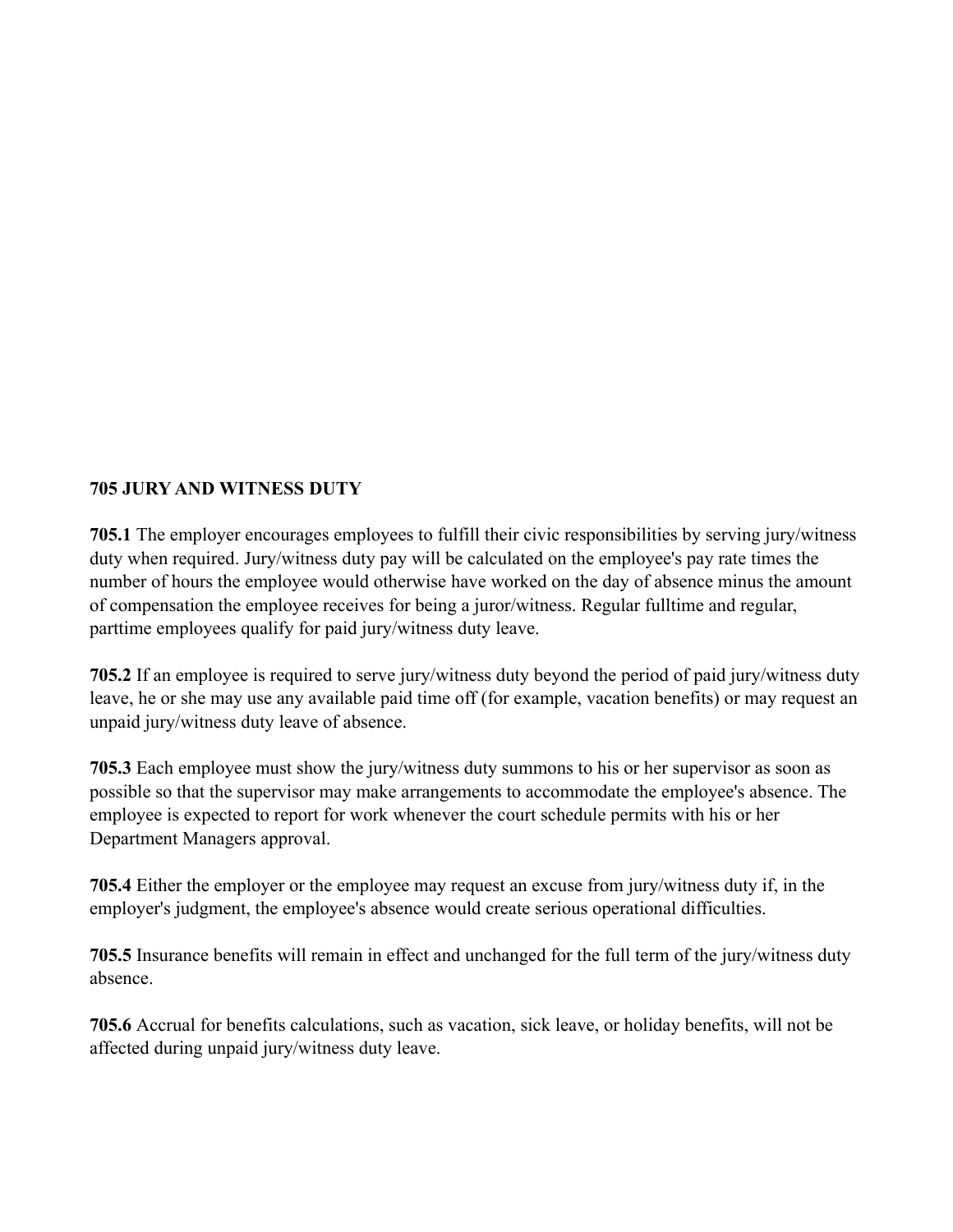## 705 JURY AND WITNESS DUTY

**705.1** The employer encourages employees to fulfill their civic responsibilities by serving jury/witness duty when required. Jury/witness duty pay will be calculated on the employee's pay rate times the number of hours the employee would otherwise have worked on the day of absence minus the amount of compensation the employee receives for being a juror/witness. Regular fulltime and regular, parttime employees qualify for paid jury/witness duty leave.

**705.2** If an employee is required to serve jury/witness duty beyond the period of paid jury/witness duty leave, he or she may use any available paid time off (for example, vacation benefits) or may request an unpaid jury/witness duty leave of absence.

**705.3** Each employee must show the jury/witness duty summons to his or her supervisor as soon as possible so that the supervisor may make arrangements to accommodate the employee's absence. The employee is expected to report for work whenever the court schedule permits with his or her Department Managers approval.

**705.4** Either the employer or the employee may request an excuse from jury/witness duty if, in the employer's judgment, the employee's absence would create serious operational difficulties.

**705.5** Insurance benefits will remain in effect and unchanged for the full term of the jury/witness duty absence.

**705.6** Accrual for benefits calculations, such as vacation, sick leave, or holiday benefits, will not be affected during unpaid jury/witness duty leave.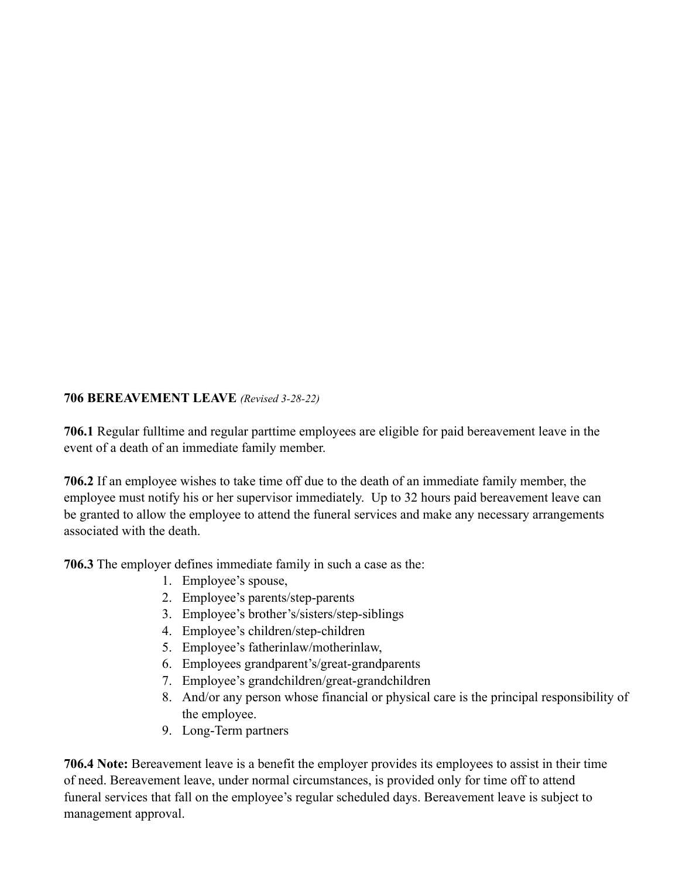**706 BEREAVEMENT LEAVE** *(Revised 3-28-22)*

**706.1** Regular fulltime and regular parttime employees are eligible for paid bereavement leave in the event of a death of an immediate family member.

**706.2** If an employee wishes to take time off due to the death of an immediate family member, the employee must notify his or her supervisor immediately. Up to 32 hours paid bereavement leave can be granted to allow the employee to attend the funeral services and make any necessary arrangements associated with the death.

**706.3** The employer defines immediate family in such a case as the:

1. Employee's spouse,
2. Employee's parents/step-parents
3. Employee's brother's/sisters/step-siblings
4. Employee's children/step-children
5. Employee's fatherinlaw/motherinlaw,
6. Employees grandparent's/great-grandparents
7. Employee's grandchildren/great-grandchildren
8. And/or any person whose financial or physical care is the principal responsibility of the employee.
9. Long-Term partners

**706.4 Note:** Bereavement leave is a benefit the employer provides its employees to assist in their time of need. Bereavement leave, under normal circumstances, is provided only for time off to attend funeral services that fall on the employee's regular scheduled days. Bereavement leave is subject to management approval.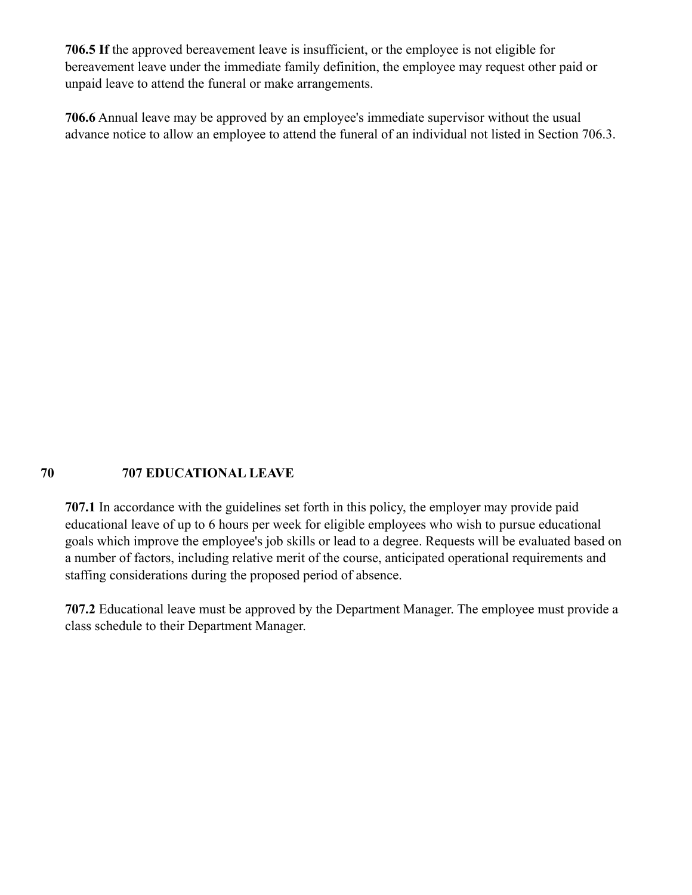**706.5 If** the approved bereavement leave is insufficient, or the employee is not eligible for bereavement leave under the immediate family definition, the employee may request other paid or unpaid leave to attend the funeral or make arrangements.

**706.6** Annual leave may be approved by an employee's immediate supervisor without the usual advance notice to allow an employee to attend the funeral of an individual not listed in Section 706.3.

## 707 EDUCATIONAL LEAVE

**707.1** In accordance with the guidelines set forth in this policy, the employer may provide paid educational leave of up to 6 hours per week for eligible employees who wish to pursue educational goals which improve the employee's job skills or lead to a degree. Requests will be evaluated based on a number of factors, including relative merit of the course, anticipated operational requirements and staffing considerations during the proposed period of absence.

**707.2** Educational leave must be approved by the Department Manager. The employee must provide a class schedule to their Department Manager.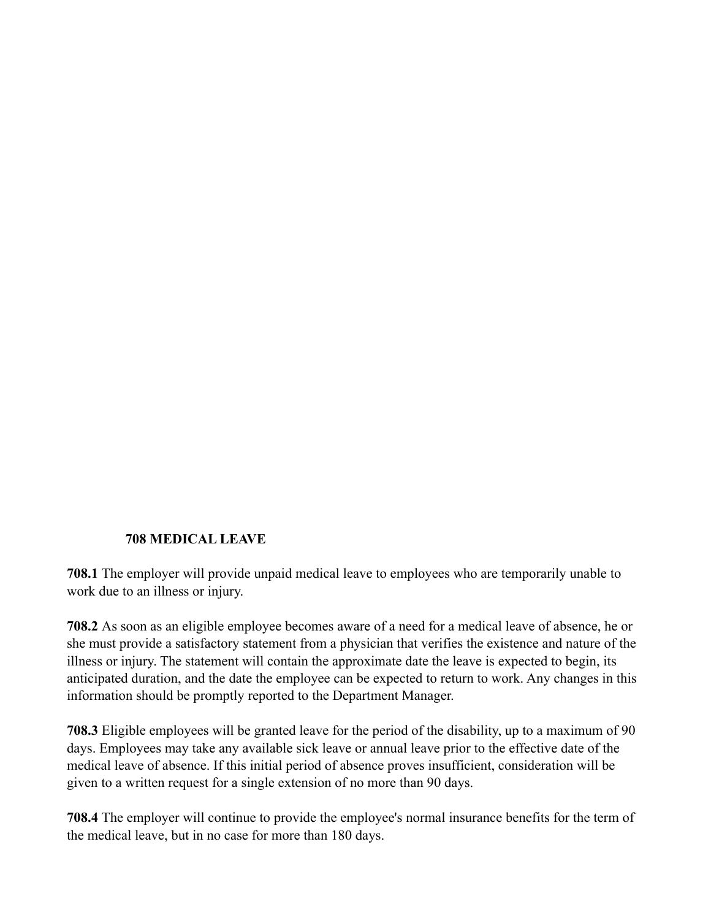### 708 MEDICAL LEAVE

**708.1** The employer will provide unpaid medical leave to employees who are temporarily unable to work due to an illness or injury.

**708.2** As soon as an eligible employee becomes aware of a need for a medical leave of absence, he or she must provide a satisfactory statement from a physician that verifies the existence and nature of the illness or injury. The statement will contain the approximate date the leave is expected to begin, its anticipated duration, and the date the employee can be expected to return to work. Any changes in this information should be promptly reported to the Department Manager.

**708.3** Eligible employees will be granted leave for the period of the disability, up to a maximum of 90 days. Employees may take any available sick leave or annual leave prior to the effective date of the medical leave of absence. If this initial period of absence proves insufficient, consideration will be given to a written request for a single extension of no more than 90 days.

**708.4** The employer will continue to provide the employee's normal insurance benefits for the term of the medical leave, but in no case for more than 180 days.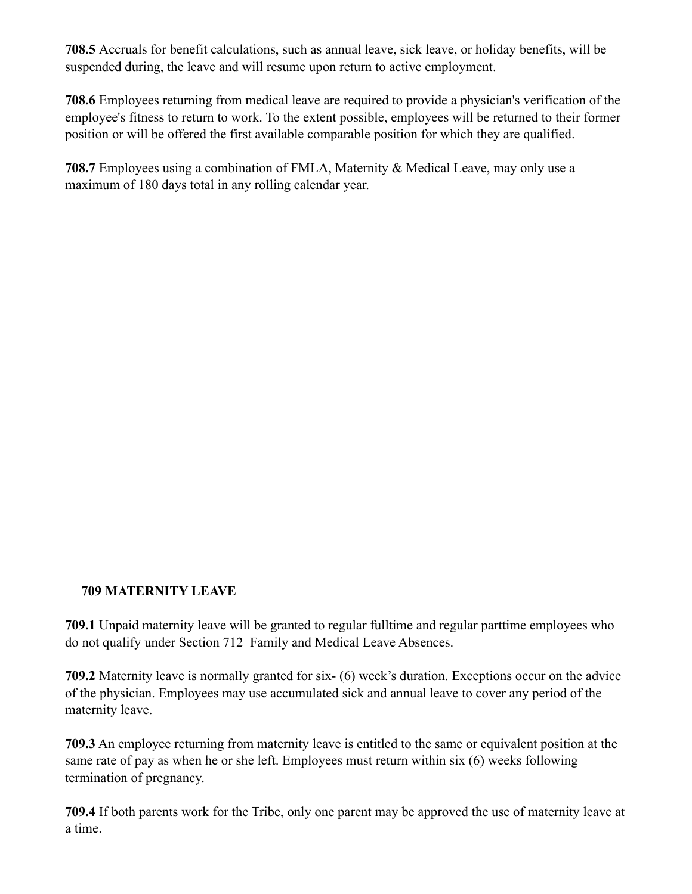**708.5** Accruals for benefit calculations, such as annual leave, sick leave, or holiday benefits, will be suspended during, the leave and will resume upon return to active employment.

**708.6** Employees returning from medical leave are required to provide a physician's verification of the employee's fitness to return to work. To the extent possible, employees will be returned to their former position or will be offered the first available comparable position for which they are qualified.

**708.7** Employees using a combination of FMLA, Maternity & Medical Leave, may only use a maximum of 180 days total in any rolling calendar year.

## 709 MATERNITY LEAVE

**709.1** Unpaid maternity leave will be granted to regular fulltime and regular parttime employees who do not qualify under Section 712 Family and Medical Leave Absences.

**709.2** Maternity leave is normally granted for six- (6) week's duration. Exceptions occur on the advice of the physician. Employees may use accumulated sick and annual leave to cover any period of the maternity leave.

**709.3** An employee returning from maternity leave is entitled to the same or equivalent position at the same rate of pay as when he or she left. Employees must return within six (6) weeks following termination of pregnancy.

**709.4** If both parents work for the Tribe, only one parent may be approved the use of maternity leave at a time.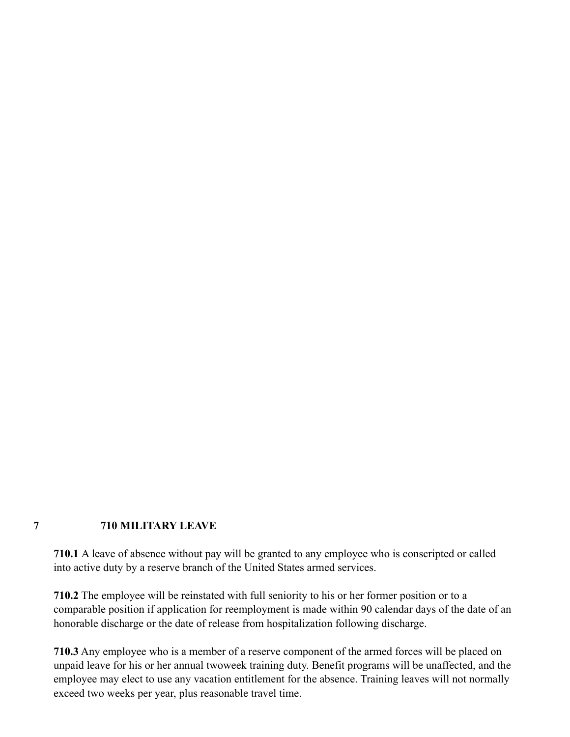## 7 710 MILITARY LEAVE

**710.1** A leave of absence without pay will be granted to any employee who is conscripted or called into active duty by a reserve branch of the United States armed services.

**710.2** The employee will be reinstated with full seniority to his or her former position or to a comparable position if application for reemployment is made within 90 calendar days of the date of an honorable discharge or the date of release from hospitalization following discharge.

**710.3** Any employee who is a member of a reserve component of the armed forces will be placed on unpaid leave for his or her annual twoweek training duty. Benefit programs will be unaffected, and the employee may elect to use any vacation entitlement for the absence. Training leaves will not normally exceed two weeks per year, plus reasonable travel time.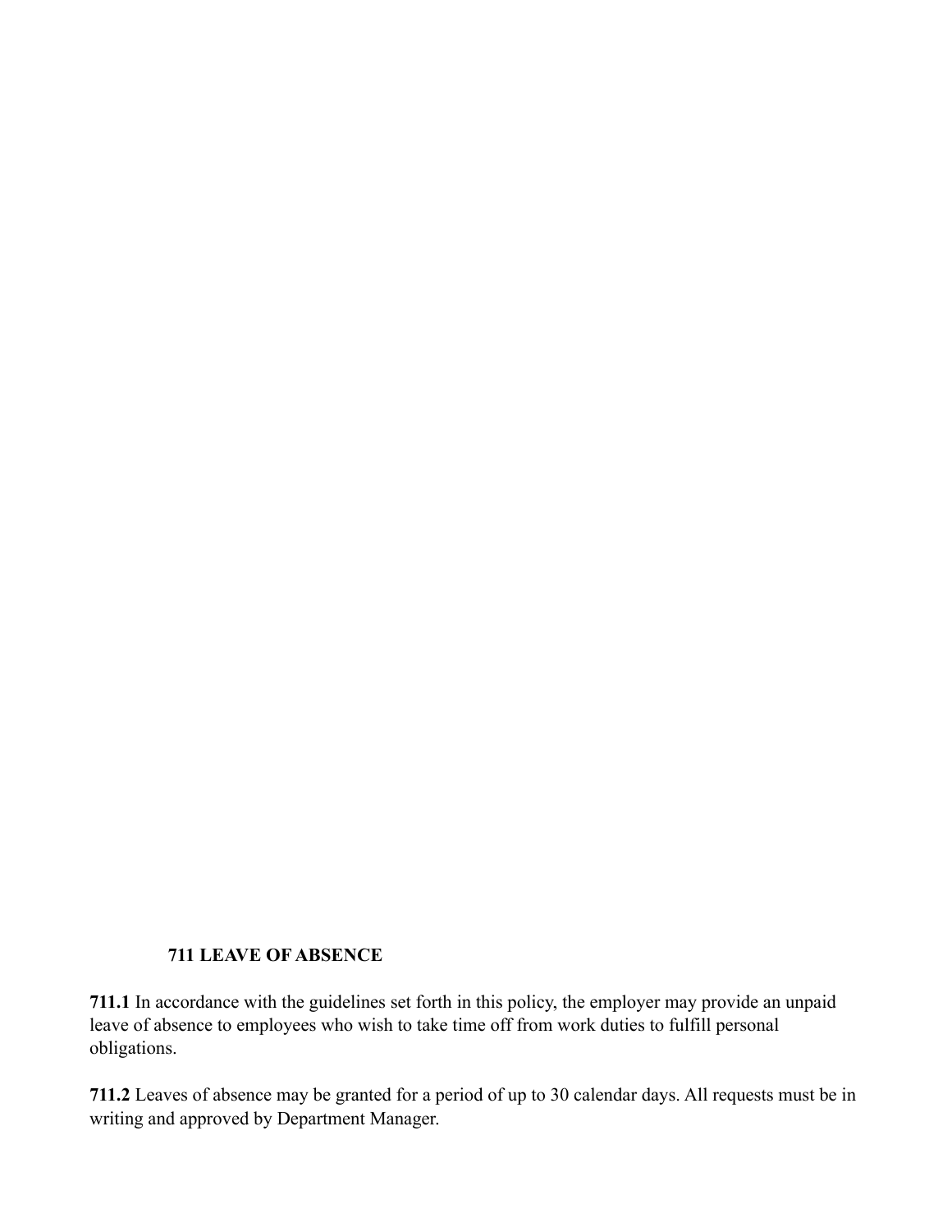## 711 LEAVE OF ABSENCE

**711.1** In accordance with the guidelines set forth in this policy, the employer may provide an unpaid leave of absence to employees who wish to take time off from work duties to fulfill personal obligations.

**711.2** Leaves of absence may be granted for a period of up to 30 calendar days. All requests must be in writing and approved by Department Manager.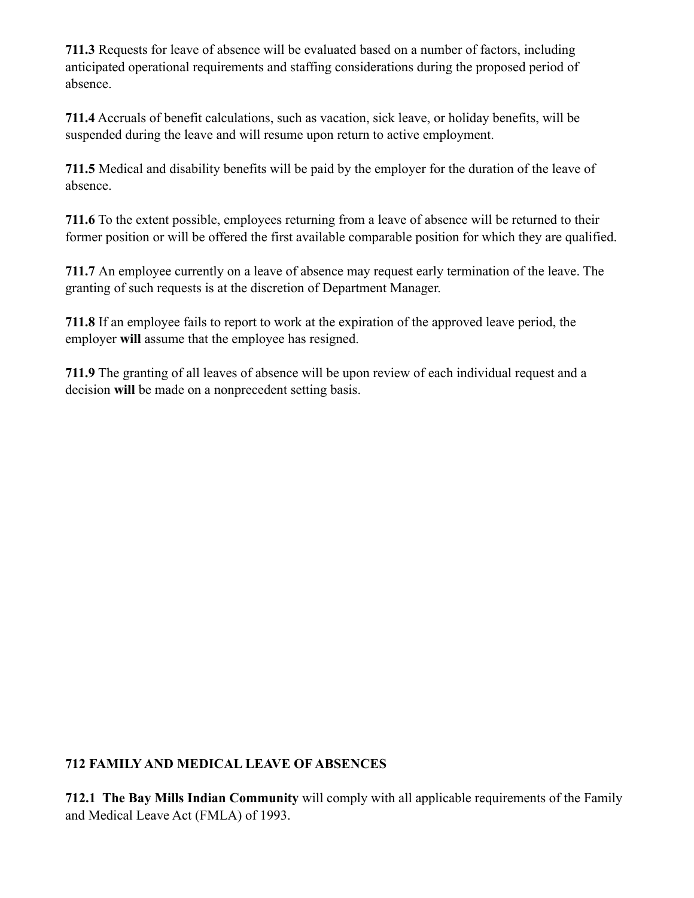**711.3** Requests for leave of absence will be evaluated based on a number of factors, including anticipated operational requirements and staffing considerations during the proposed period of absence.

**711.4** Accruals of benefit calculations, such as vacation, sick leave, or holiday benefits, will be suspended during the leave and will resume upon return to active employment.

**711.5** Medical and disability benefits will be paid by the employer for the duration of the leave of absence.

**711.6** To the extent possible, employees returning from a leave of absence will be returned to their former position or will be offered the first available comparable position for which they are qualified.

**711.7** An employee currently on a leave of absence may request early termination of the leave. The granting of such requests is at the discretion of Department Manager.

**711.8** If an employee fails to report to work at the expiration of the approved leave period, the employer **will** assume that the employee has resigned.

**711.9** The granting of all leaves of absence will be upon review of each individual request and a decision **will** be made on a nonprecedent setting basis.

## 712 FAMILY AND MEDICAL LEAVE OF ABSENCES

**712.1 The Bay Mills Indian Community** will comply with all applicable requirements of the Family and Medical Leave Act (FMLA) of 1993.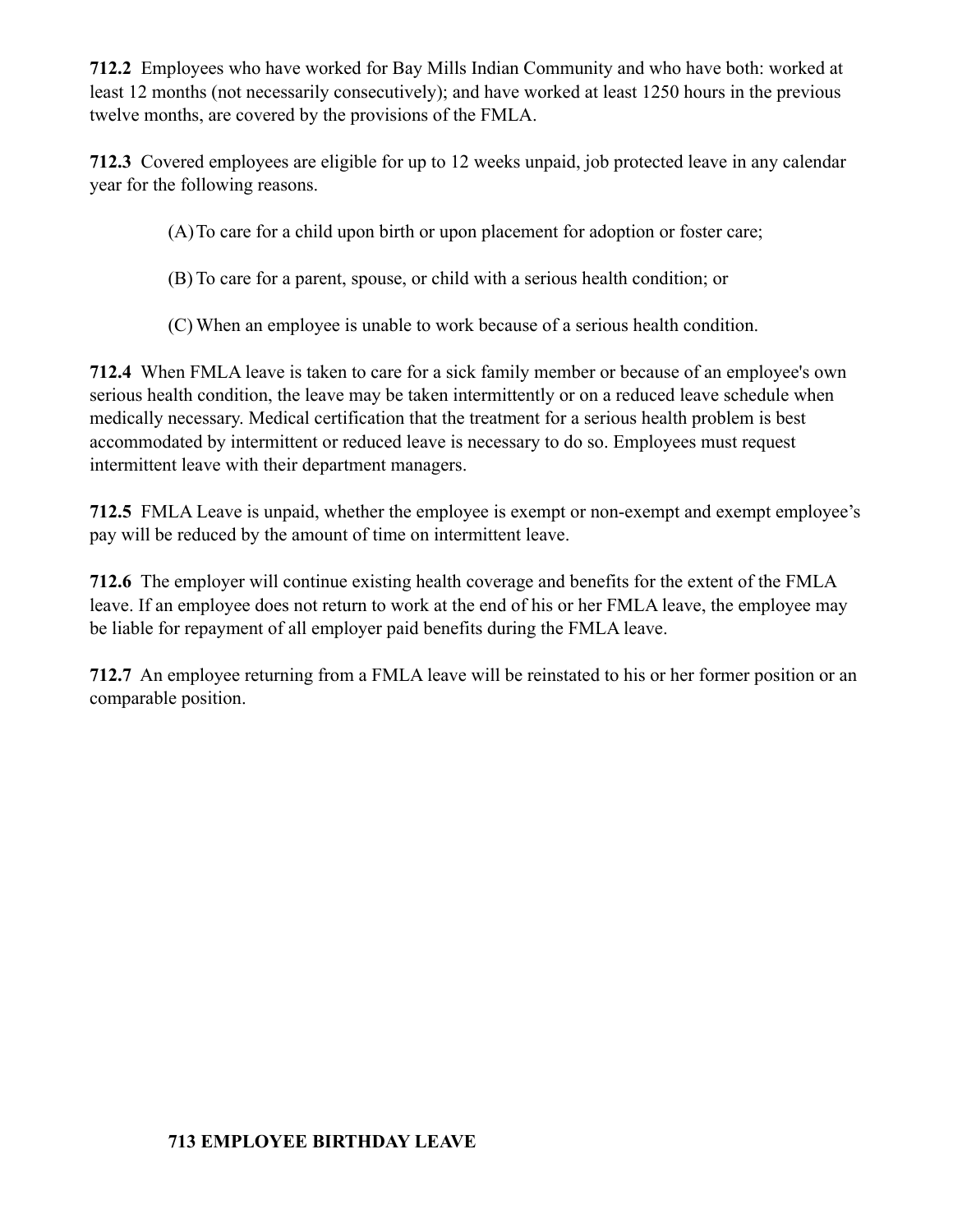**712.2** Employees who have worked for Bay Mills Indian Community and who have both: worked at least 12 months (not necessarily consecutively); and have worked at least 1250 hours in the previous twelve months, are covered by the provisions of the FMLA.

**712.3** Covered employees are eligible for up to 12 weeks unpaid, job protected leave in any calendar year for the following reasons.

(A) To care for a child upon birth or upon placement for adoption or foster care;

(B) To care for a parent, spouse, or child with a serious health condition; or

(C) When an employee is unable to work because of a serious health condition.

**712.4** When FMLA leave is taken to care for a sick family member or because of an employee's own serious health condition, the leave may be taken intermittently or on a reduced leave schedule when medically necessary. Medical certification that the treatment for a serious health problem is best accommodated by intermittent or reduced leave is necessary to do so. Employees must request intermittent leave with their department managers.

**712.5** FMLA Leave is unpaid, whether the employee is exempt or non-exempt and exempt employee's pay will be reduced by the amount of time on intermittent leave.

**712.6** The employer will continue existing health coverage and benefits for the extent of the FMLA leave. If an employee does not return to work at the end of his or her FMLA leave, the employee may be liable for repayment of all employer paid benefits during the FMLA leave.

**712.7** An employee returning from a FMLA leave will be reinstated to his or her former position or an comparable position.

## 713 EMPLOYEE BIRTHDAY LEAVE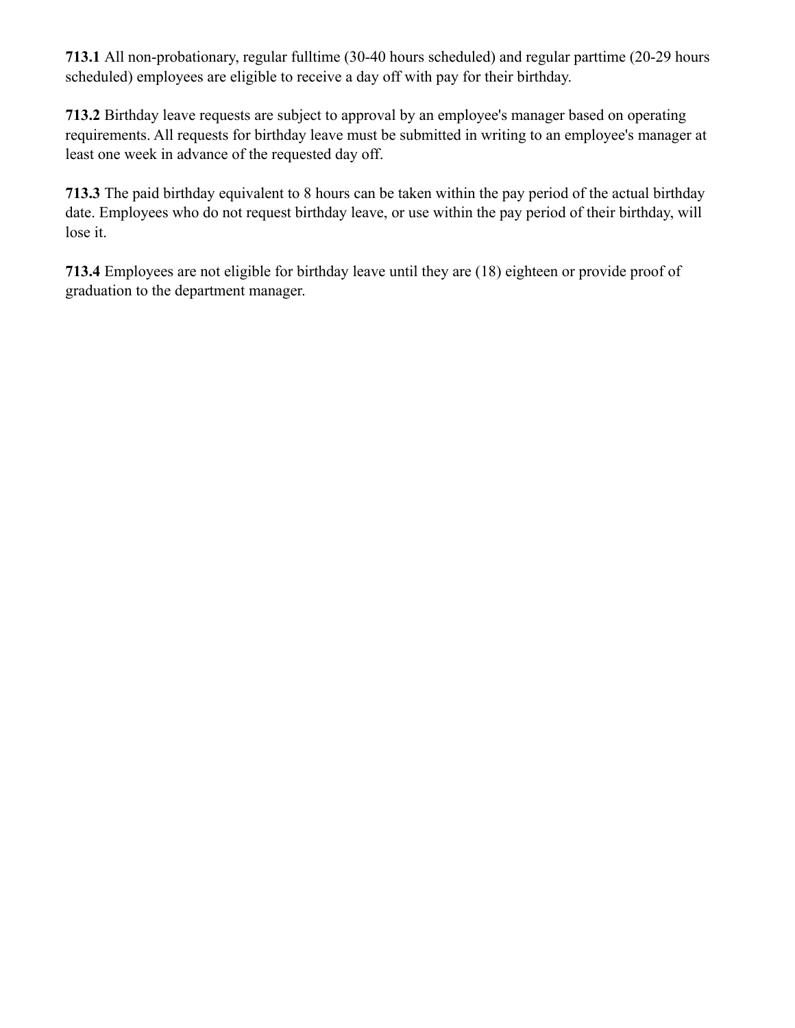**713.1** All non-probationary, regular fulltime (30-40 hours scheduled) and regular parttime (20-29 hours scheduled) employees are eligible to receive a day off with pay for their birthday.

**713.2** Birthday leave requests are subject to approval by an employee's manager based on operating requirements. All requests for birthday leave must be submitted in writing to an employee's manager at least one week in advance of the requested day off.

**713.3** The paid birthday equivalent to 8 hours can be taken within the pay period of the actual birthday date. Employees who do not request birthday leave, or use within the pay period of their birthday, will lose it.

**713.4** Employees are not eligible for birthday leave until they are (18) eighteen or provide proof of graduation to the department manager.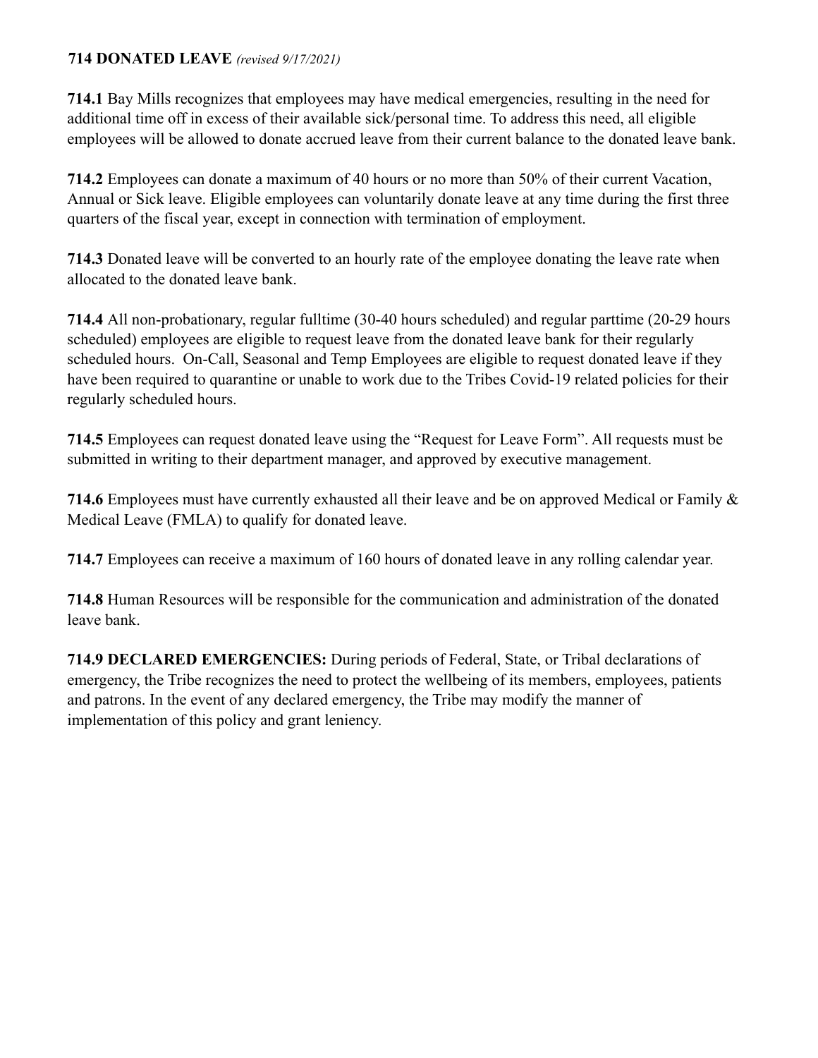## 714 DONATED LEAVE *(revised 9/17/2021)*

**714.1** Bay Mills recognizes that employees may have medical emergencies, resulting in the need for additional time off in excess of their available sick/personal time. To address this need, all eligible employees will be allowed to donate accrued leave from their current balance to the donated leave bank.

**714.2** Employees can donate a maximum of 40 hours or no more than 50% of their current Vacation, Annual or Sick leave. Eligible employees can voluntarily donate leave at any time during the first three quarters of the fiscal year, except in connection with termination of employment.

**714.3** Donated leave will be converted to an hourly rate of the employee donating the leave rate when allocated to the donated leave bank.

**714.4** All non-probationary, regular fulltime (30-40 hours scheduled) and regular parttime (20-29 hours scheduled) employees are eligible to request leave from the donated leave bank for their regularly scheduled hours. On-Call, Seasonal and Temp Employees are eligible to request donated leave if they have been required to quarantine or unable to work due to the Tribes Covid-19 related policies for their regularly scheduled hours.

**714.5** Employees can request donated leave using the "Request for Leave Form". All requests must be submitted in writing to their department manager, and approved by executive management.

**714.6** Employees must have currently exhausted all their leave and be on approved Medical or Family & Medical Leave (FMLA) to qualify for donated leave.

**714.7** Employees can receive a maximum of 160 hours of donated leave in any rolling calendar year.

**714.8** Human Resources will be responsible for the communication and administration of the donated leave bank.

**714.9 DECLARED EMERGENCIES:** During periods of Federal, State, or Tribal declarations of emergency, the Tribe recognizes the need to protect the wellbeing of its members, employees, patients and patrons. In the event of any declared emergency, the Tribe may modify the manner of implementation of this policy and grant leniency.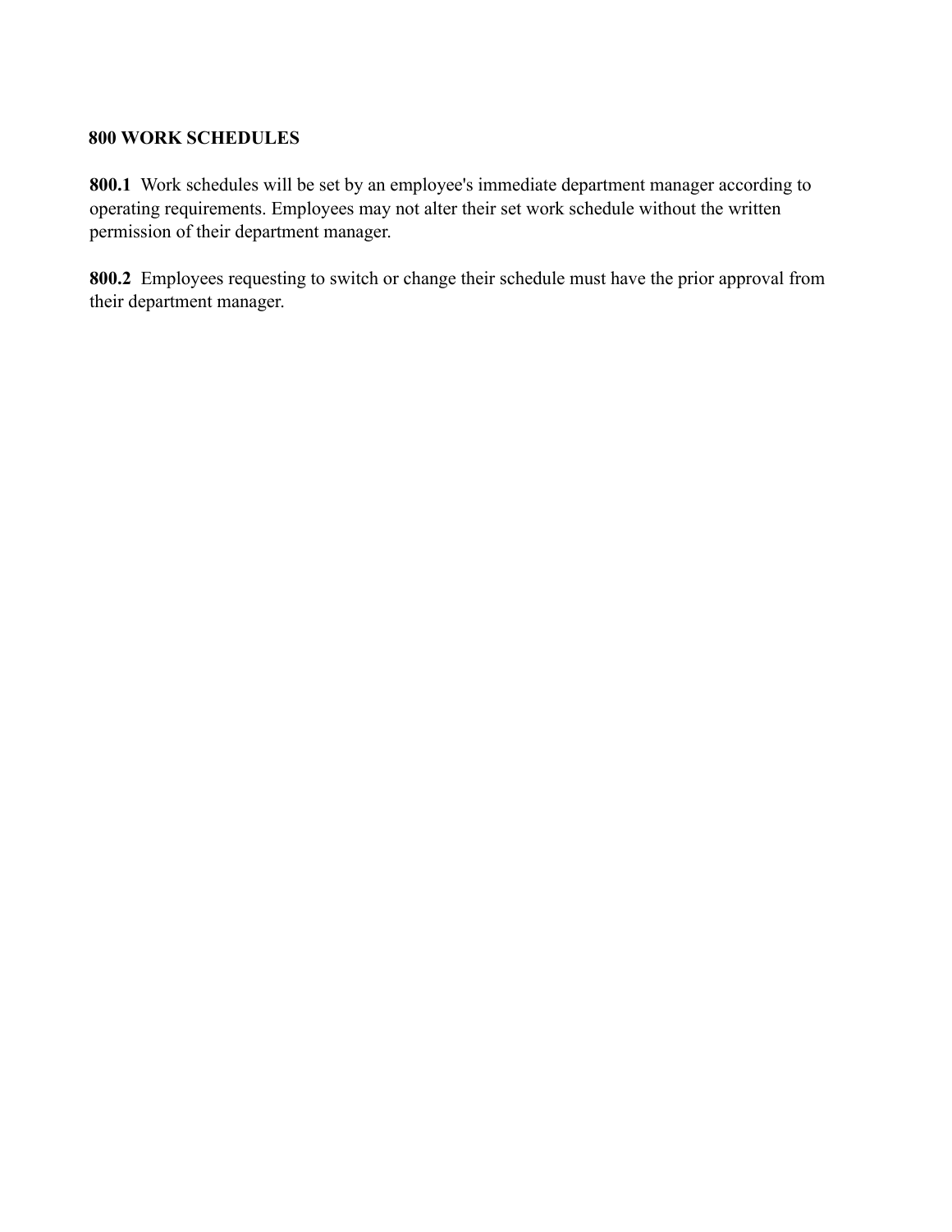## 800 WORK SCHEDULES

**800.1** Work schedules will be set by an employee's immediate department manager according to operating requirements. Employees may not alter their set work schedule without the written permission of their department manager.

**800.2** Employees requesting to switch or change their schedule must have the prior approval from their department manager.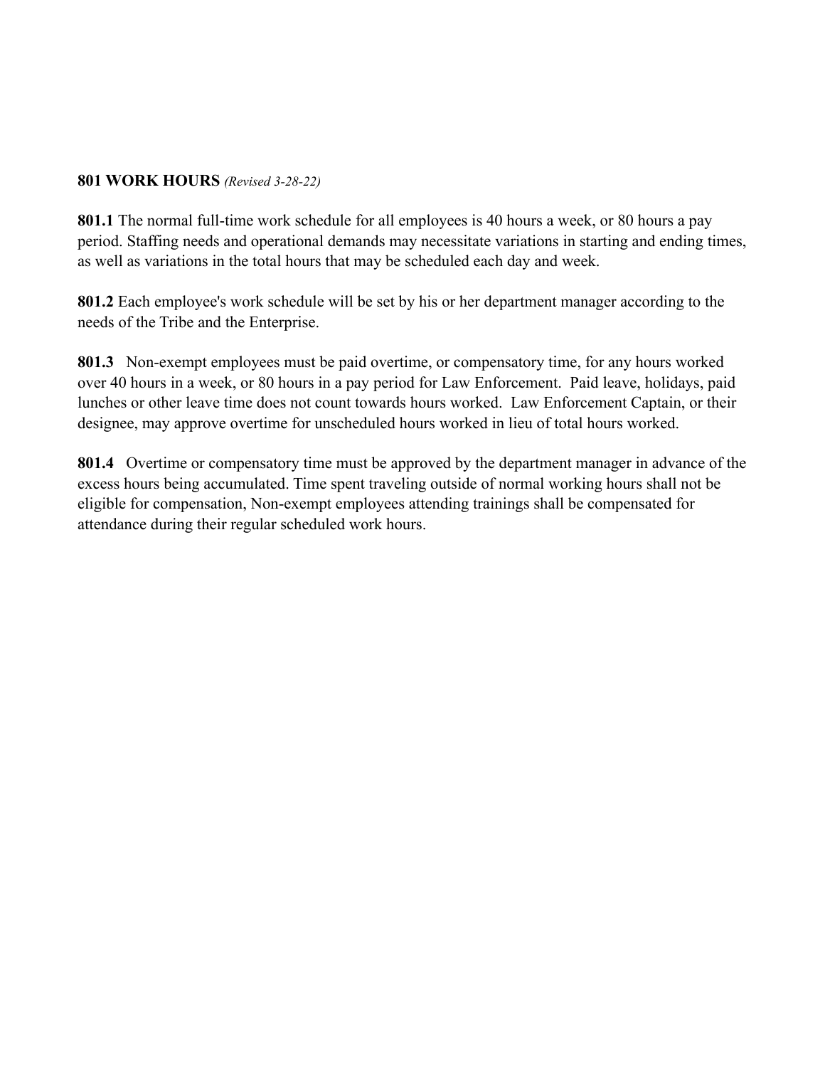## 801 WORK HOURS *(Revised 3-28-22)*

**801.1** The normal full-time work schedule for all employees is 40 hours a week, or 80 hours a pay period. Staffing needs and operational demands may necessitate variations in starting and ending times, as well as variations in the total hours that may be scheduled each day and week.

**801.2** Each employee's work schedule will be set by his or her department manager according to the needs of the Tribe and the Enterprise.

**801.3** Non-exempt employees must be paid overtime, or compensatory time, for any hours worked over 40 hours in a week, or 80 hours in a pay period for Law Enforcement. Paid leave, holidays, paid lunches or other leave time does not count towards hours worked. Law Enforcement Captain, or their designee, may approve overtime for unscheduled hours worked in lieu of total hours worked.

**801.4** Overtime or compensatory time must be approved by the department manager in advance of the excess hours being accumulated. Time spent traveling outside of normal working hours shall not be eligible for compensation, Non-exempt employees attending trainings shall be compensated for attendance during their regular scheduled work hours.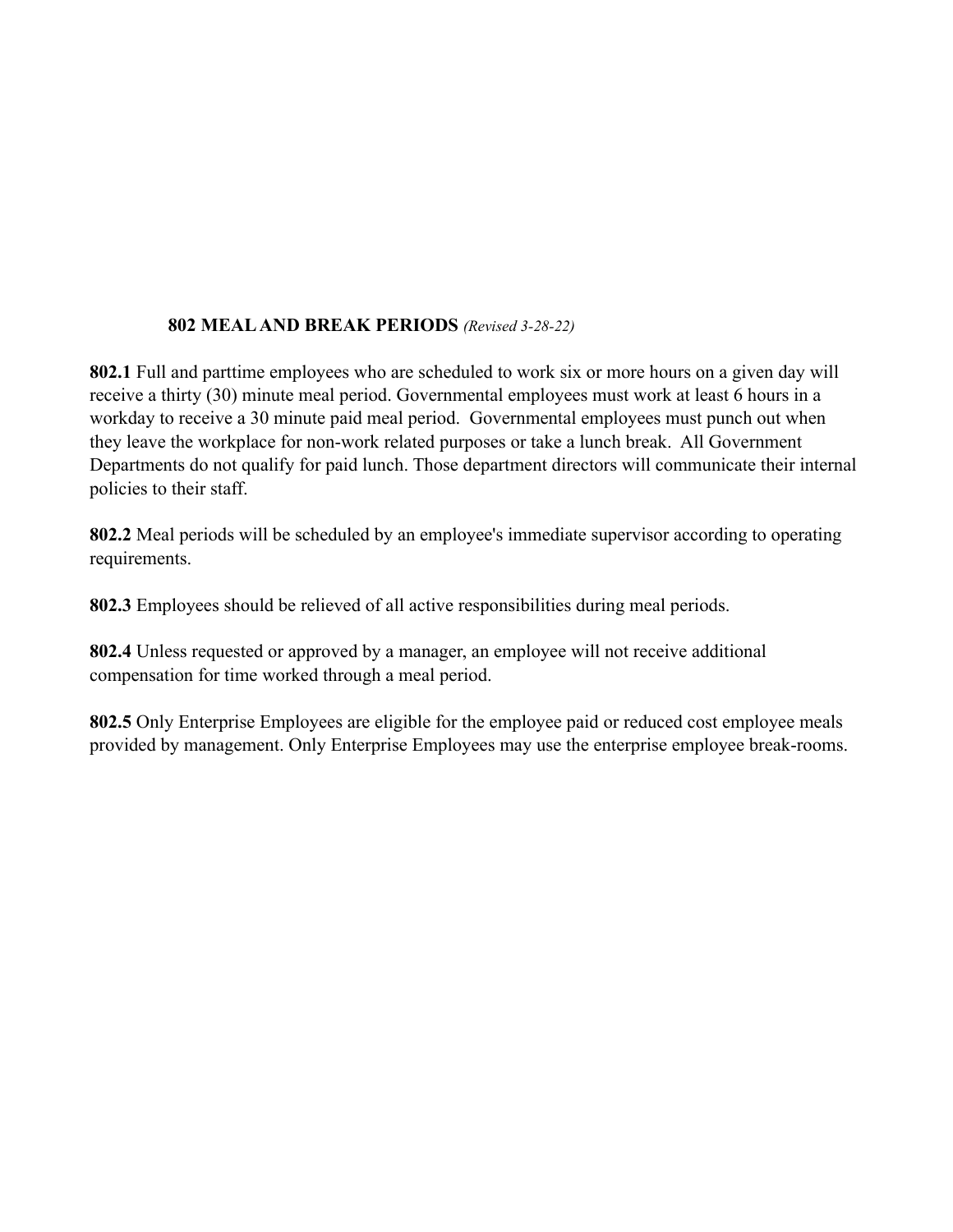## 802 MEAL AND BREAK PERIODS *(Revised 3-28-22)*

**802.1** Full and parttime employees who are scheduled to work six or more hours on a given day will receive a thirty (30) minute meal period. Governmental employees must work at least 6 hours in a workday to receive a 30 minute paid meal period. Governmental employees must punch out when they leave the workplace for non-work related purposes or take a lunch break. All Government Departments do not qualify for paid lunch. Those department directors will communicate their internal policies to their staff.

**802.2** Meal periods will be scheduled by an employee's immediate supervisor according to operating requirements.

**802.3** Employees should be relieved of all active responsibilities during meal periods.

**802.4** Unless requested or approved by a manager, an employee will not receive additional compensation for time worked through a meal period.

**802.5** Only Enterprise Employees are eligible for the employee paid or reduced cost employee meals provided by management. Only Enterprise Employees may use the enterprise employee break-rooms.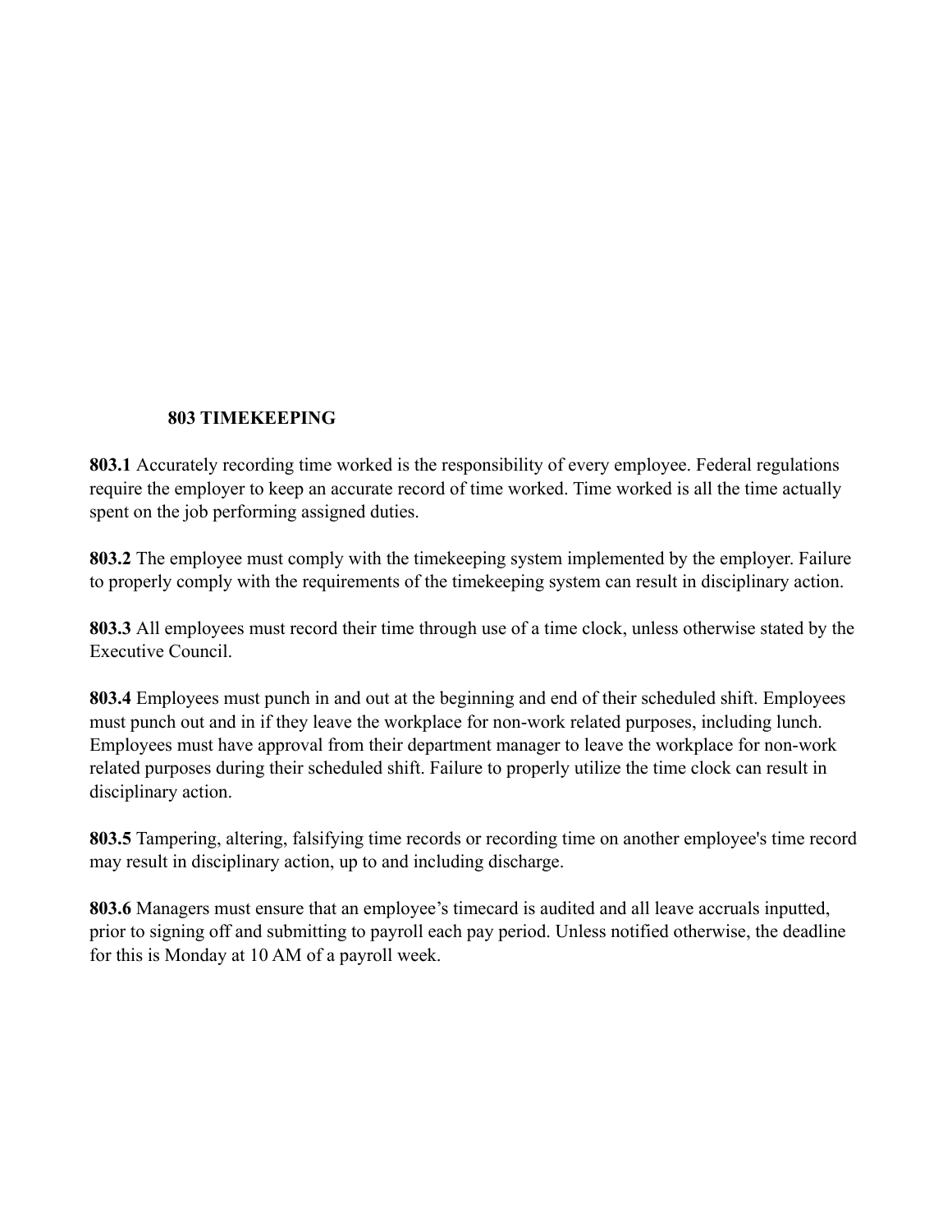## 803 TIMEKEEPING

**803.1** Accurately recording time worked is the responsibility of every employee. Federal regulations require the employer to keep an accurate record of time worked. Time worked is all the time actually spent on the job performing assigned duties.

**803.2** The employee must comply with the timekeeping system implemented by the employer. Failure to properly comply with the requirements of the timekeeping system can result in disciplinary action.

**803.3** All employees must record their time through use of a time clock, unless otherwise stated by the Executive Council.

**803.4** Employees must punch in and out at the beginning and end of their scheduled shift. Employees must punch out and in if they leave the workplace for non-work related purposes, including lunch. Employees must have approval from their department manager to leave the workplace for non-work related purposes during their scheduled shift. Failure to properly utilize the time clock can result in disciplinary action.

**803.5** Tampering, altering, falsifying time records or recording time on another employee's time record may result in disciplinary action, up to and including discharge.

**803.6** Managers must ensure that an employee's timecard is audited and all leave accruals inputted, prior to signing off and submitting to payroll each pay period. Unless notified otherwise, the deadline for this is Monday at 10 AM of a payroll week.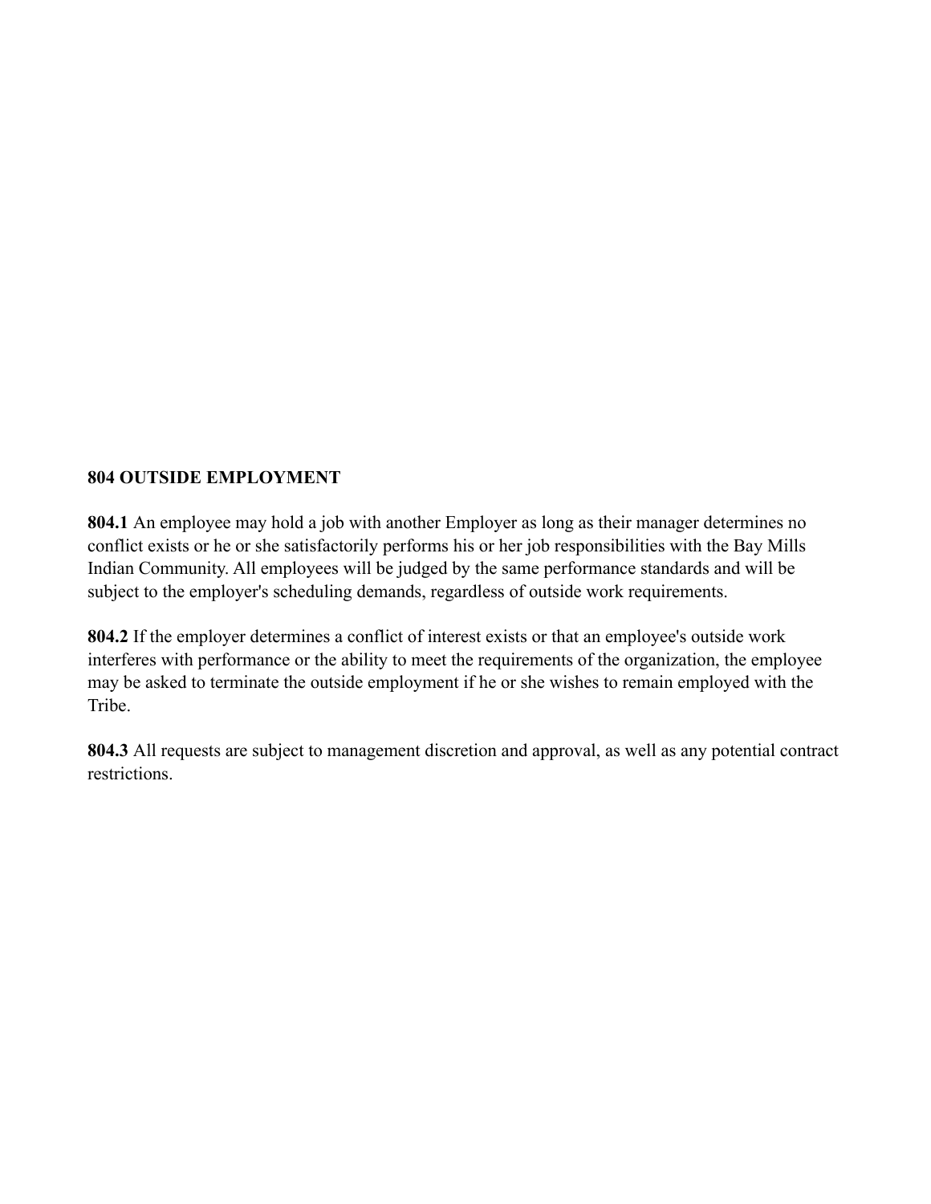**804 OUTSIDE EMPLOYMENT**

**804.1** An employee may hold a job with another Employer as long as their manager determines no conflict exists or he or she satisfactorily performs his or her job responsibilities with the Bay Mills Indian Community. All employees will be judged by the same performance standards and will be subject to the employer's scheduling demands, regardless of outside work requirements.

**804.2** If the employer determines a conflict of interest exists or that an employee's outside work interferes with performance or the ability to meet the requirements of the organization, the employee may be asked to terminate the outside employment if he or she wishes to remain employed with the Tribe.

**804.3** All requests are subject to management discretion and approval, as well as any potential contract restrictions.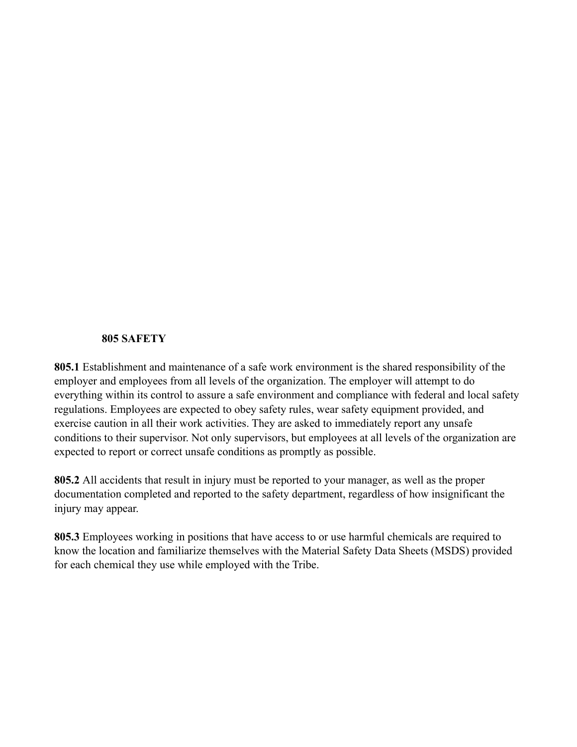## 805 SAFETY

**805.1** Establishment and maintenance of a safe work environment is the shared responsibility of the employer and employees from all levels of the organization. The employer will attempt to do everything within its control to assure a safe environment and compliance with federal and local safety regulations. Employees are expected to obey safety rules, wear safety equipment provided, and exercise caution in all their work activities. They are asked to immediately report any unsafe conditions to their supervisor. Not only supervisors, but employees at all levels of the organization are expected to report or correct unsafe conditions as promptly as possible.

**805.2** All accidents that result in injury must be reported to your manager, as well as the proper documentation completed and reported to the safety department, regardless of how insignificant the injury may appear.

**805.3** Employees working in positions that have access to or use harmful chemicals are required to know the location and familiarize themselves with the Material Safety Data Sheets (MSDS) provided for each chemical they use while employed with the Tribe.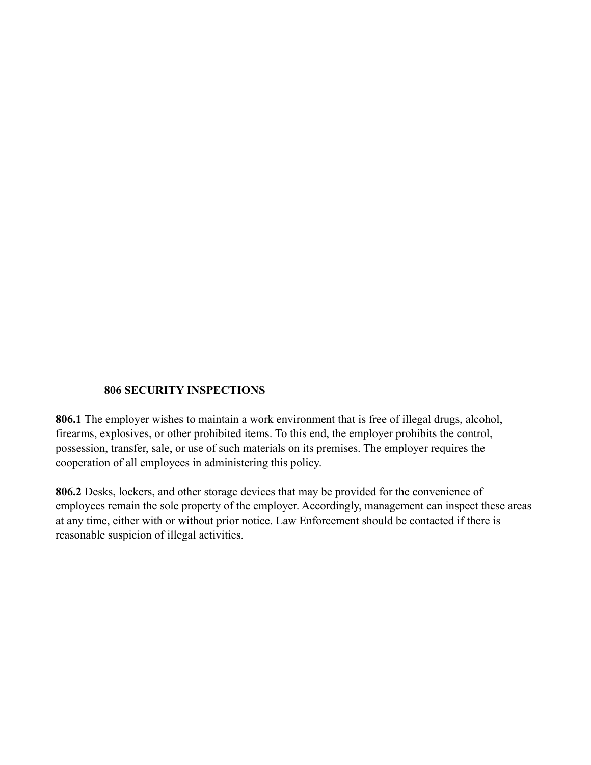## 806 SECURITY INSPECTIONS

**806.1** The employer wishes to maintain a work environment that is free of illegal drugs, alcohol, firearms, explosives, or other prohibited items. To this end, the employer prohibits the control, possession, transfer, sale, or use of such materials on its premises. The employer requires the cooperation of all employees in administering this policy.

**806.2** Desks, lockers, and other storage devices that may be provided for the convenience of employees remain the sole property of the employer. Accordingly, management can inspect these areas at any time, either with or without prior notice. Law Enforcement should be contacted if there is reasonable suspicion of illegal activities.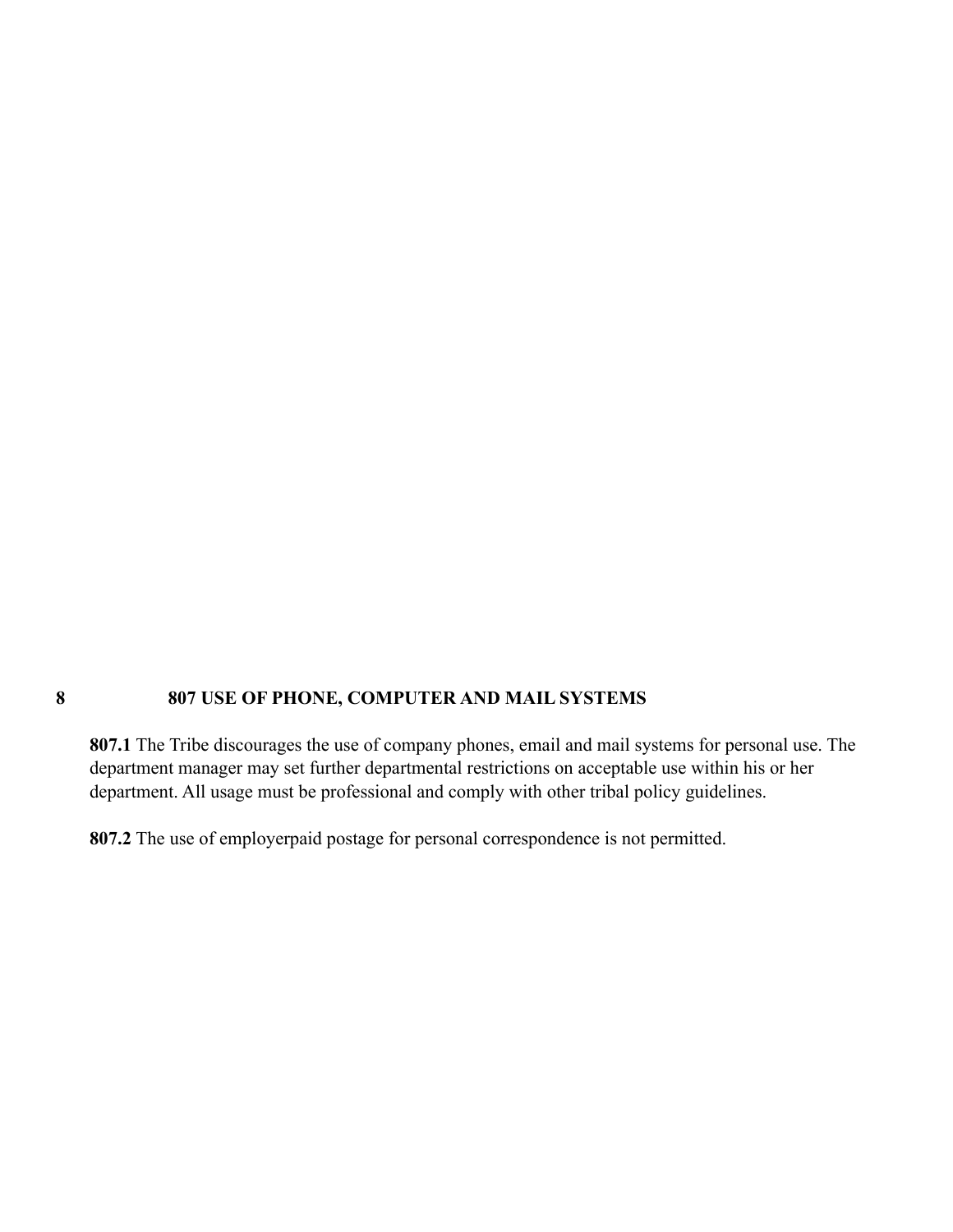## 8 807 USE OF PHONE, COMPUTER AND MAIL SYSTEMS

**807.1** The Tribe discourages the use of company phones, email and mail systems for personal use. The department manager may set further departmental restrictions on acceptable use within his or her department. All usage must be professional and comply with other tribal policy guidelines.

**807.2** The use of employerpaid postage for personal correspondence is not permitted.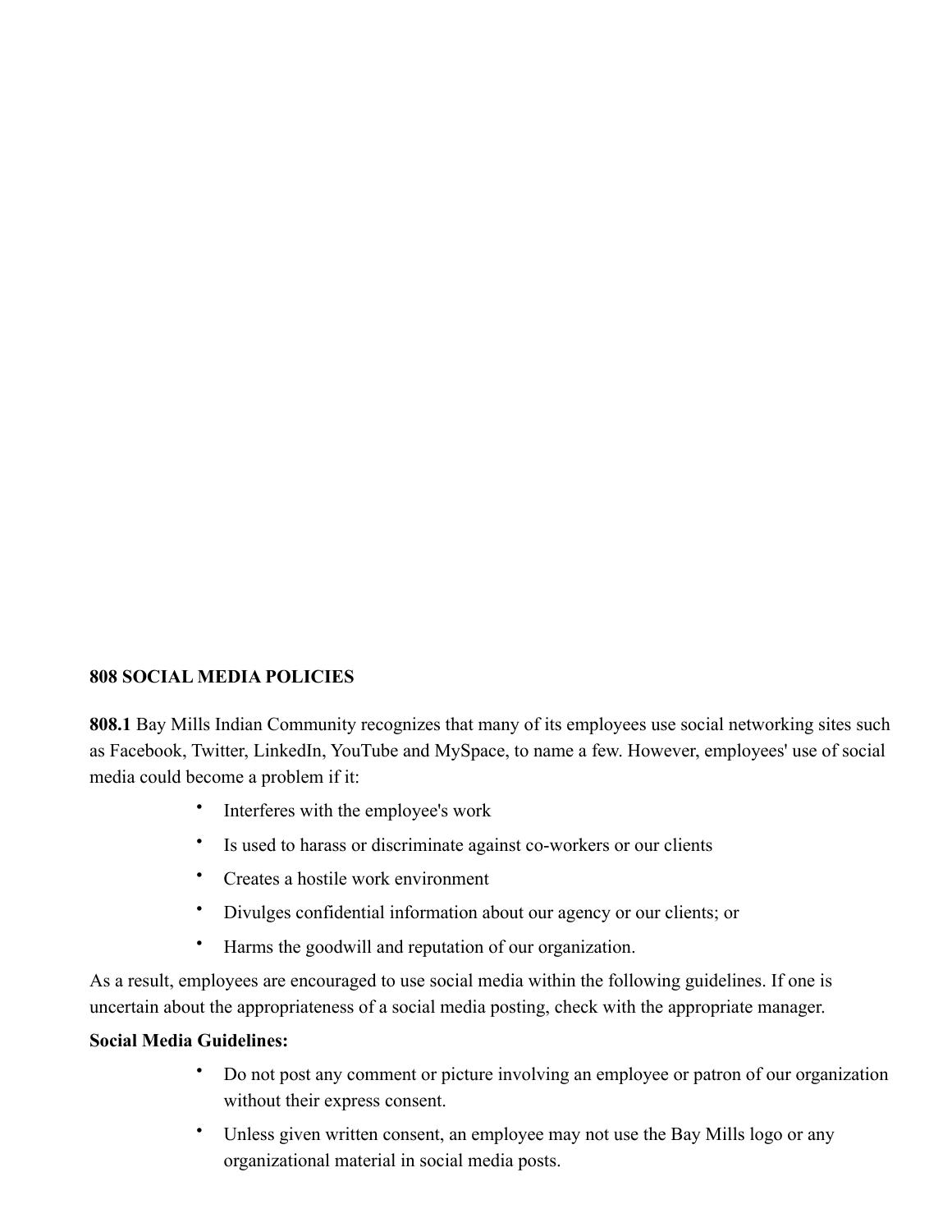**808 SOCIAL MEDIA POLICIES**

**808.1** Bay Mills Indian Community recognizes that many of its employees use social networking sites such as Facebook, Twitter, LinkedIn, YouTube and MySpace, to name a few. However, employees' use of social media could become a problem if it:

- Interferes with the employee's work
- Is used to harass or discriminate against co-workers or our clients
- Creates a hostile work environment
- Divulges confidential information about our agency or our clients; or
- Harms the goodwill and reputation of our organization.

As a result, employees are encouraged to use social media within the following guidelines. If one is uncertain about the appropriateness of a social media posting, check with the appropriate manager.

**Social Media Guidelines:**

- Do not post any comment or picture involving an employee or patron of our organization without their express consent.
- Unless given written consent, an employee may not use the Bay Mills logo or any organizational material in social media posts.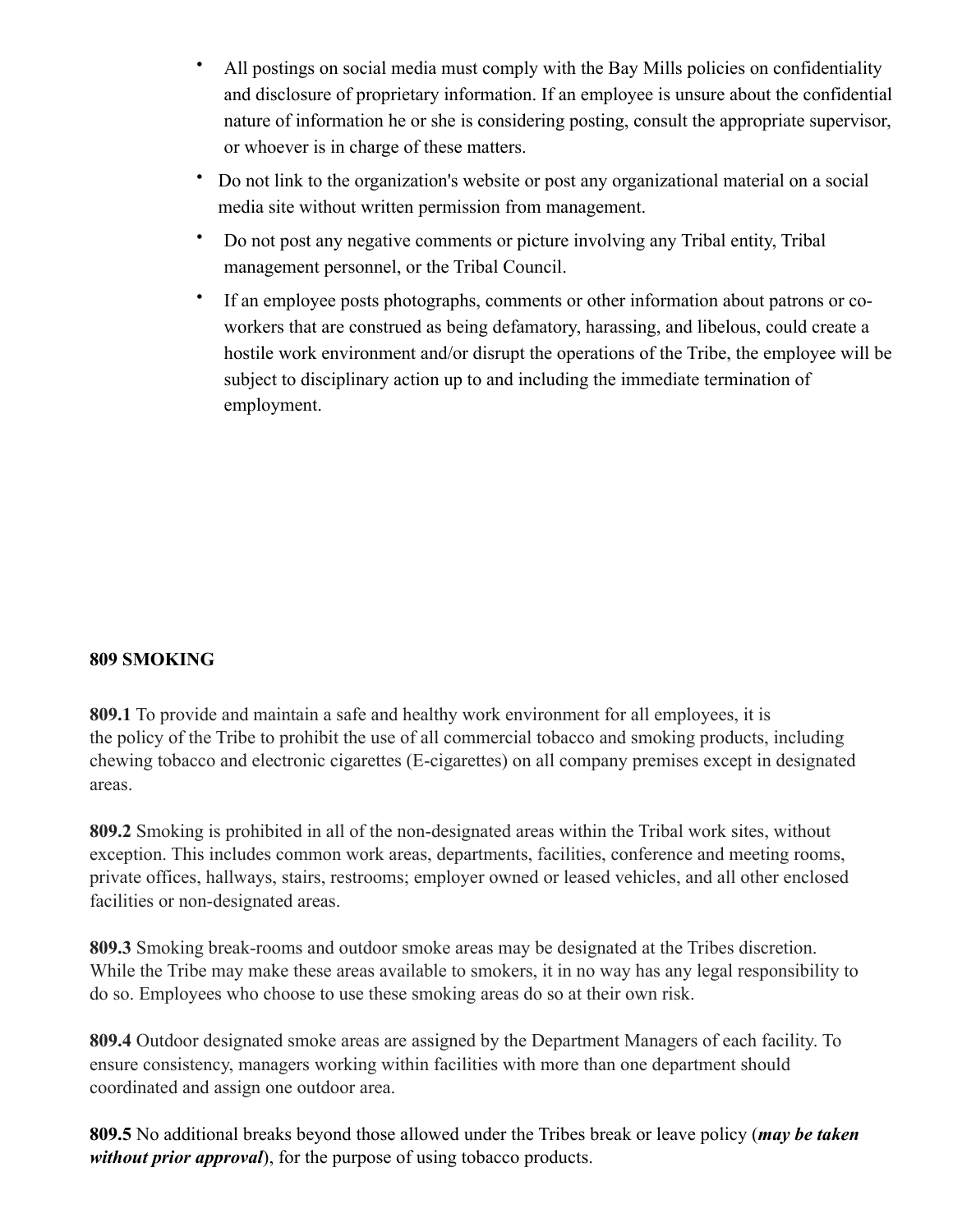- All postings on social media must comply with the Bay Mills policies on confidentiality and disclosure of proprietary information. If an employee is unsure about the confidential nature of information he or she is considering posting, consult the appropriate supervisor, or whoever is in charge of these matters.
- Do not link to the organization's website or post any organizational material on a social media site without written permission from management.
- Do not post any negative comments or picture involving any Tribal entity, Tribal management personnel, or the Tribal Council.
- If an employee posts photographs, comments or other information about patrons or co-workers that are construed as being defamatory, harassing, and libelous, could create a hostile work environment and/or disrupt the operations of the Tribe, the employee will be subject to disciplinary action up to and including the immediate termination of employment.

**809 SMOKING**

**809.1** To provide and maintain a safe and healthy work environment for all employees, it is the policy of the Tribe to prohibit the use of all commercial tobacco and smoking products, including chewing tobacco and electronic cigarettes (E-cigarettes) on all company premises except in designated areas.

**809.2** Smoking is prohibited in all of the non-designated areas within the Tribal work sites, without exception. This includes common work areas, departments, facilities, conference and meeting rooms, private offices, hallways, stairs, restrooms; employer owned or leased vehicles, and all other enclosed facilities or non-designated areas.

**809.3** Smoking break-rooms and outdoor smoke areas may be designated at the Tribes discretion. While the Tribe may make these areas available to smokers, it in no way has any legal responsibility to do so. Employees who choose to use these smoking areas do so at their own risk.

**809.4** Outdoor designated smoke areas are assigned by the Department Managers of each facility. To ensure consistency, managers working within facilities with more than one department should coordinated and assign one outdoor area.

**809.5** No additional breaks beyond those allowed under the Tribes break or leave policy (***may be taken without prior approval***), for the purpose of using tobacco products.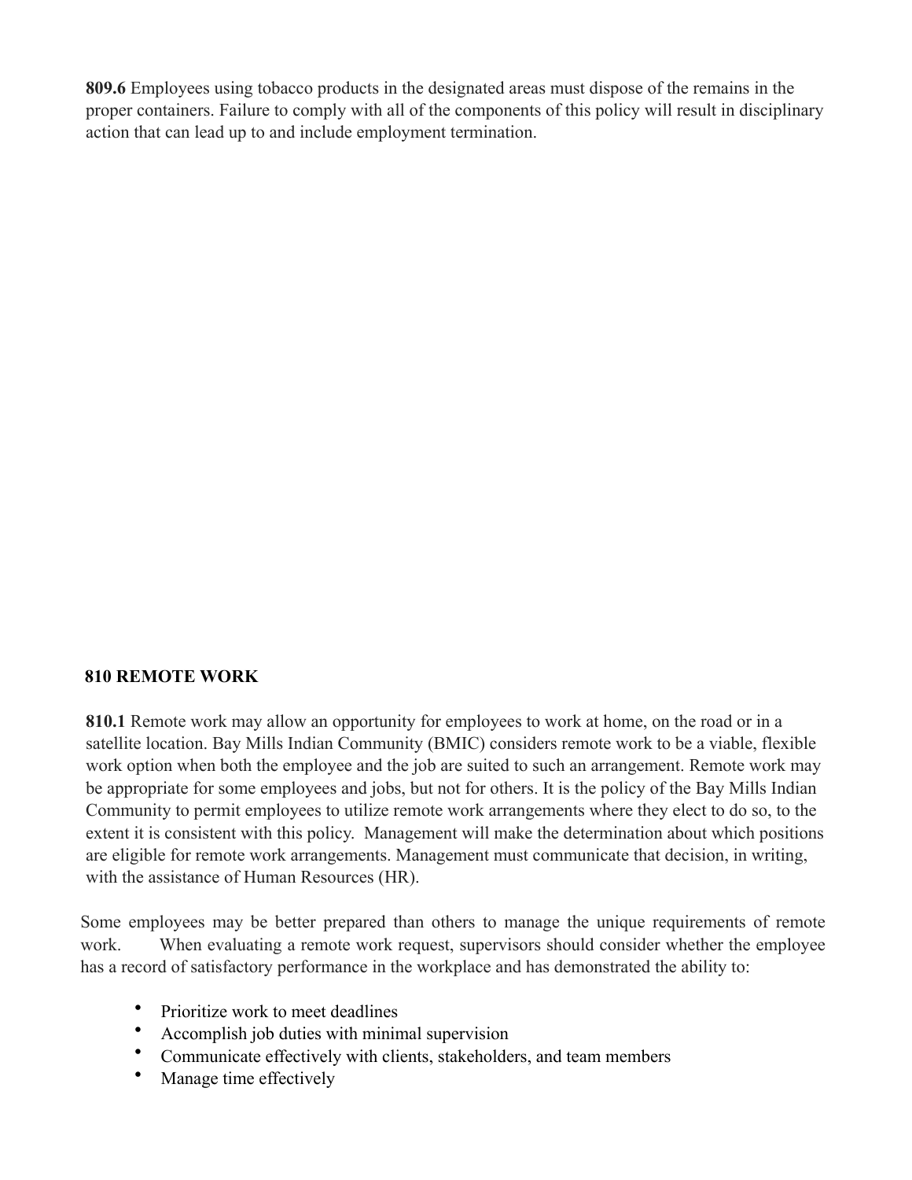**809.6** Employees using tobacco products in the designated areas must dispose of the remains in the proper containers. Failure to comply with all of the components of this policy will result in disciplinary action that can lead up to and include employment termination.

## 810 REMOTE WORK

**810.1** Remote work may allow an opportunity for employees to work at home, on the road or in a satellite location. Bay Mills Indian Community (BMIC) considers remote work to be a viable, flexible work option when both the employee and the job are suited to such an arrangement. Remote work may be appropriate for some employees and jobs, but not for others. It is the policy of the Bay Mills Indian Community to permit employees to utilize remote work arrangements where they elect to do so, to the extent it is consistent with this policy. Management will make the determination about which positions are eligible for remote work arrangements. Management must communicate that decision, in writing, with the assistance of Human Resources (HR).

Some employees may be better prepared than others to manage the unique requirements of remote work. When evaluating a remote work request, supervisors should consider whether the employee has a record of satisfactory performance in the workplace and has demonstrated the ability to:

- Prioritize work to meet deadlines
- Accomplish job duties with minimal supervision
- Communicate effectively with clients, stakeholders, and team members
- Manage time effectively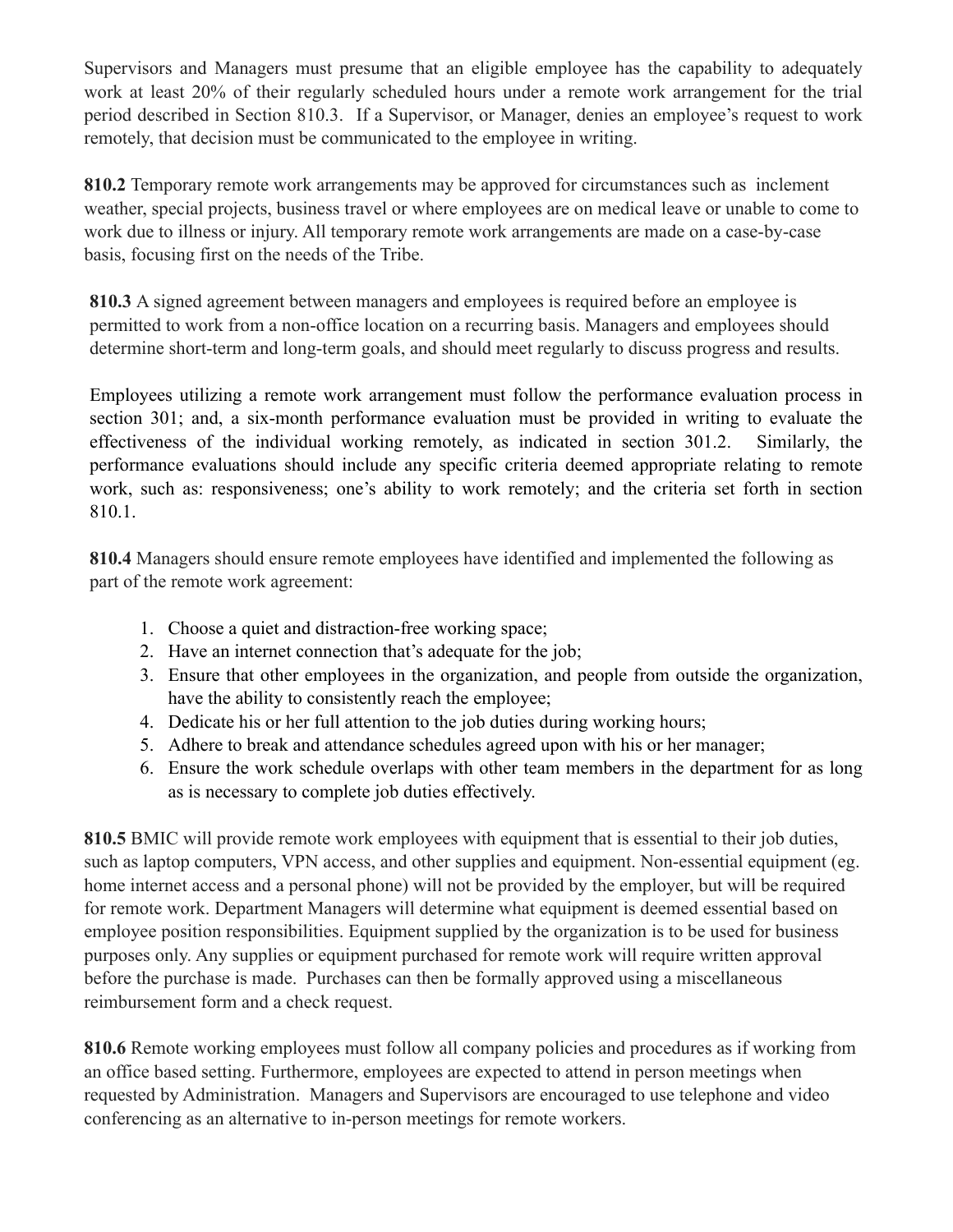Supervisors and Managers must presume that an eligible employee has the capability to adequately work at least 20% of their regularly scheduled hours under a remote work arrangement for the trial period described in Section 810.3. If a Supervisor, or Manager, denies an employee's request to work remotely, that decision must be communicated to the employee in writing.

**810.2** Temporary remote work arrangements may be approved for circumstances such as inclement weather, special projects, business travel or where employees are on medical leave or unable to come to work due to illness or injury. All temporary remote work arrangements are made on a case-by-case basis, focusing first on the needs of the Tribe.

**810.3** A signed agreement between managers and employees is required before an employee is permitted to work from a non-office location on a recurring basis. Managers and employees should determine short-term and long-term goals, and should meet regularly to discuss progress and results.

Employees utilizing a remote work arrangement must follow the performance evaluation process in section 301; and, a six-month performance evaluation must be provided in writing to evaluate the effectiveness of the individual working remotely, as indicated in section 301.2. Similarly, the performance evaluations should include any specific criteria deemed appropriate relating to remote work, such as: responsiveness; one's ability to work remotely; and the criteria set forth in section 810.1.

**810.4** Managers should ensure remote employees have identified and implemented the following as part of the remote work agreement:

1. Choose a quiet and distraction-free working space;
2. Have an internet connection that's adequate for the job;
3. Ensure that other employees in the organization, and people from outside the organization, have the ability to consistently reach the employee;
4. Dedicate his or her full attention to the job duties during working hours;
5. Adhere to break and attendance schedules agreed upon with his or her manager;
6. Ensure the work schedule overlaps with other team members in the department for as long as is necessary to complete job duties effectively.

**810.5** BMIC will provide remote work employees with equipment that is essential to their job duties, such as laptop computers, VPN access, and other supplies and equipment. Non-essential equipment (eg. home internet access and a personal phone) will not be provided by the employer, but will be required for remote work. Department Managers will determine what equipment is deemed essential based on employee position responsibilities. Equipment supplied by the organization is to be used for business purposes only. Any supplies or equipment purchased for remote work will require written approval before the purchase is made. Purchases can then be formally approved using a miscellaneous reimbursement form and a check request.

**810.6** Remote working employees must follow all company policies and procedures as if working from an office based setting. Furthermore, employees are expected to attend in person meetings when requested by Administration. Managers and Supervisors are encouraged to use telephone and video conferencing as an alternative to in-person meetings for remote workers.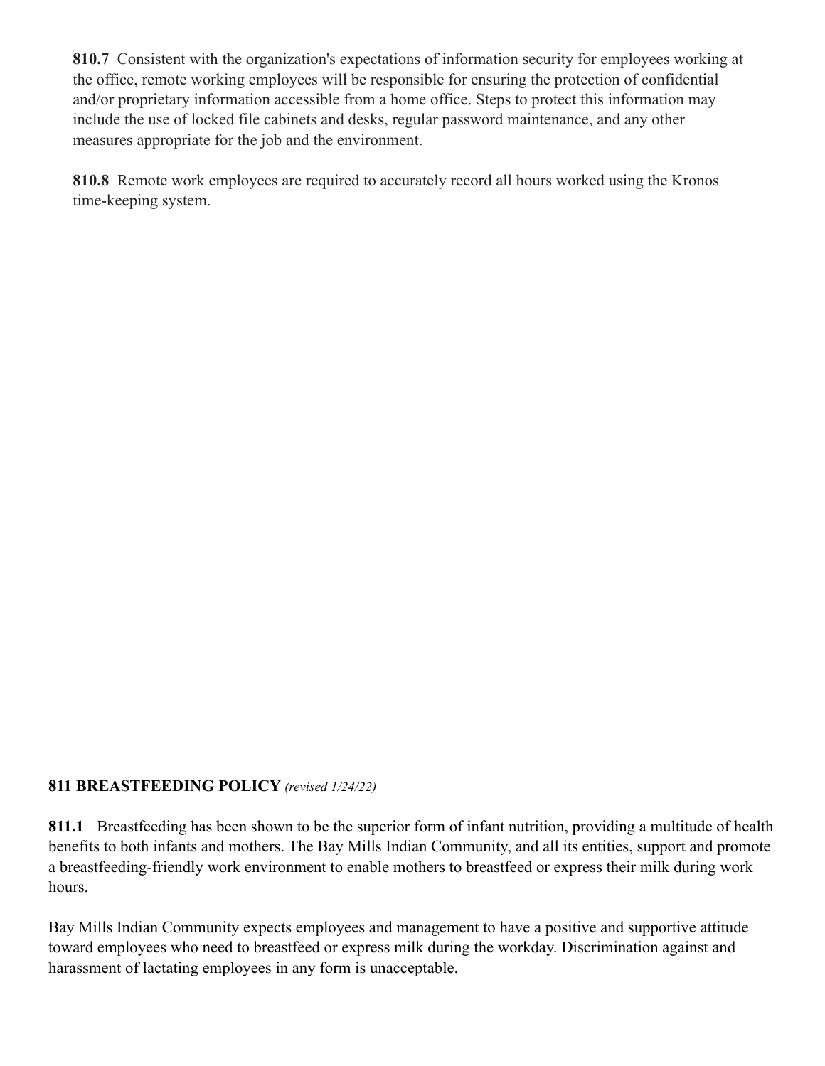**810.7** Consistent with the organization's expectations of information security for employees working at the office, remote working employees will be responsible for ensuring the protection of confidential and/or proprietary information accessible from a home office. Steps to protect this information may include the use of locked file cabinets and desks, regular password maintenance, and any other measures appropriate for the job and the environment.

**810.8** Remote work employees are required to accurately record all hours worked using the Kronos time-keeping system.

## 811 BREASTFEEDING POLICY *(revised 1/24/22)*

**811.1** Breastfeeding has been shown to be the superior form of infant nutrition, providing a multitude of health benefits to both infants and mothers. The Bay Mills Indian Community, and all its entities, support and promote a breastfeeding-friendly work environment to enable mothers to breastfeed or express their milk during work hours.

Bay Mills Indian Community expects employees and management to have a positive and supportive attitude toward employees who need to breastfeed or express milk during the workday. Discrimination against and harassment of lactating employees in any form is unacceptable.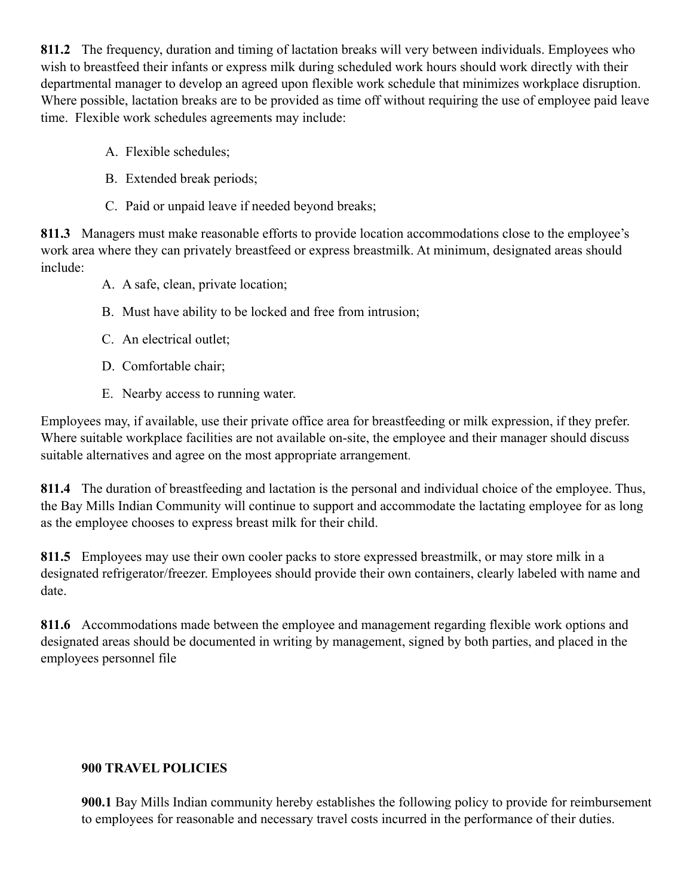**811.2** The frequency, duration and timing of lactation breaks will very between individuals. Employees who wish to breastfeed their infants or express milk during scheduled work hours should work directly with their departmental manager to develop an agreed upon flexible work schedule that minimizes workplace disruption. Where possible, lactation breaks are to be provided as time off without requiring the use of employee paid leave time. Flexible work schedules agreements may include:

A. Flexible schedules;

B. Extended break periods;

C. Paid or unpaid leave if needed beyond breaks;

**811.3** Managers must make reasonable efforts to provide location accommodations close to the employee's work area where they can privately breastfeed or express breastmilk. At minimum, designated areas should include:

A. A safe, clean, private location;

B. Must have ability to be locked and free from intrusion;

C. An electrical outlet;

D. Comfortable chair;

E. Nearby access to running water.

Employees may, if available, use their private office area for breastfeeding or milk expression, if they prefer. Where suitable workplace facilities are not available on-site, the employee and their manager should discuss suitable alternatives and agree on the most appropriate arrangement.

**811.4** The duration of breastfeeding and lactation is the personal and individual choice of the employee. Thus, the Bay Mills Indian Community will continue to support and accommodate the lactating employee for as long as the employee chooses to express breast milk for their child.

**811.5** Employees may use their own cooler packs to store expressed breastmilk, or may store milk in a designated refrigerator/freezer. Employees should provide their own containers, clearly labeled with name and date.

**811.6** Accommodations made between the employee and management regarding flexible work options and designated areas should be documented in writing by management, signed by both parties, and placed in the employees personnel file

## 900 TRAVEL POLICIES

**900.1** Bay Mills Indian community hereby establishes the following policy to provide for reimbursement to employees for reasonable and necessary travel costs incurred in the performance of their duties.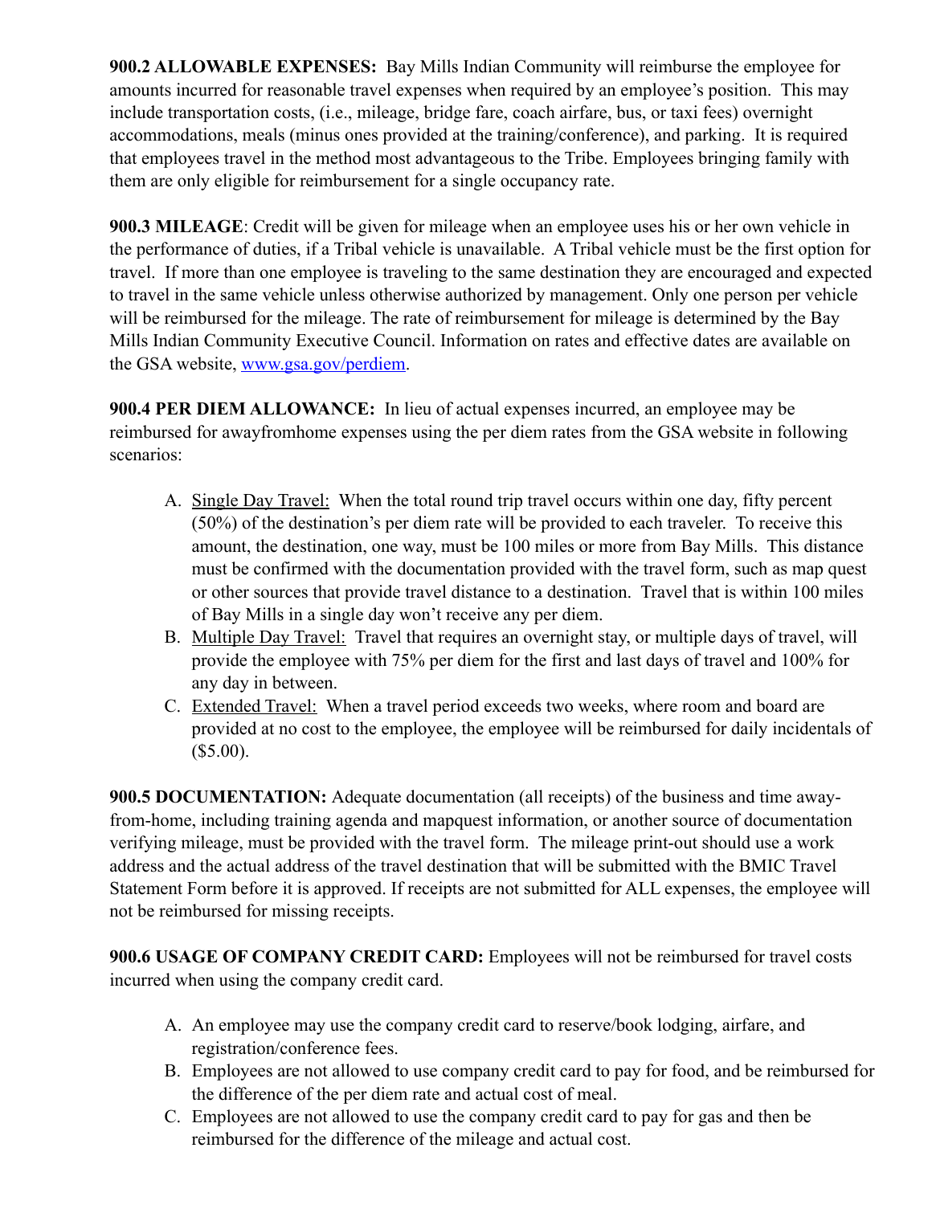**900.2 ALLOWABLE EXPENSES:** Bay Mills Indian Community will reimburse the employee for amounts incurred for reasonable travel expenses when required by an employee's position. This may include transportation costs, (i.e., mileage, bridge fare, coach airfare, bus, or taxi fees) overnight accommodations, meals (minus ones provided at the training/conference), and parking. It is required that employees travel in the method most advantageous to the Tribe. Employees bringing family with them are only eligible for reimbursement for a single occupancy rate.

**900.3 MILEAGE**: Credit will be given for mileage when an employee uses his or her own vehicle in the performance of duties, if a Tribal vehicle is unavailable. A Tribal vehicle must be the first option for travel. If more than one employee is traveling to the same destination they are encouraged and expected to travel in the same vehicle unless otherwise authorized by management. Only one person per vehicle will be reimbursed for the mileage. The rate of reimbursement for mileage is determined by the Bay Mills Indian Community Executive Council. Information on rates and effective dates are available on the GSA website, www.gsa.gov/perdiem.

**900.4 PER DIEM ALLOWANCE:** In lieu of actual expenses incurred, an employee may be reimbursed for awayfromhome expenses using the per diem rates from the GSA website in following scenarios:

A. Single Day Travel: When the total round trip travel occurs within one day, fifty percent (50%) of the destination's per diem rate will be provided to each traveler. To receive this amount, the destination, one way, must be 100 miles or more from Bay Mills. This distance must be confirmed with the documentation provided with the travel form, such as map quest or other sources that provide travel distance to a destination. Travel that is within 100 miles of Bay Mills in a single day won't receive any per diem.
B. Multiple Day Travel: Travel that requires an overnight stay, or multiple days of travel, will provide the employee with 75% per diem for the first and last days of travel and 100% for any day in between.
C. Extended Travel: When a travel period exceeds two weeks, where room and board are provided at no cost to the employee, the employee will be reimbursed for daily incidentals of ($5.00).

**900.5 DOCUMENTATION:** Adequate documentation (all receipts) of the business and time away-from-home, including training agenda and mapquest information, or another source of documentation verifying mileage, must be provided with the travel form. The mileage print-out should use a work address and the actual address of the travel destination that will be submitted with the BMIC Travel Statement Form before it is approved. If receipts are not submitted for ALL expenses, the employee will not be reimbursed for missing receipts.

**900.6 USAGE OF COMPANY CREDIT CARD:** Employees will not be reimbursed for travel costs incurred when using the company credit card.

A. An employee may use the company credit card to reserve/book lodging, airfare, and registration/conference fees.
B. Employees are not allowed to use company credit card to pay for food, and be reimbursed for the difference of the per diem rate and actual cost of meal.
C. Employees are not allowed to use the company credit card to pay for gas and then be reimbursed for the difference of the mileage and actual cost.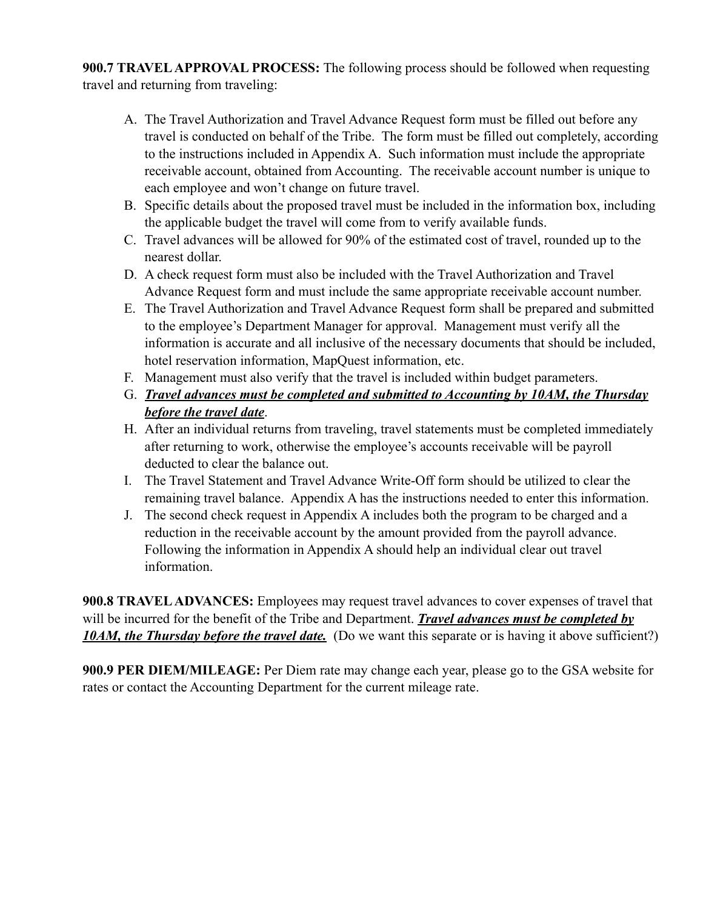**900.7 TRAVEL APPROVAL PROCESS:** The following process should be followed when requesting travel and returning from traveling:

A. The Travel Authorization and Travel Advance Request form must be filled out before any travel is conducted on behalf of the Tribe. The form must be filled out completely, according to the instructions included in Appendix A. Such information must include the appropriate receivable account, obtained from Accounting. The receivable account number is unique to each employee and won't change on future travel.
B. Specific details about the proposed travel must be included in the information box, including the applicable budget the travel will come from to verify available funds.
C. Travel advances will be allowed for 90% of the estimated cost of travel, rounded up to the nearest dollar.
D. A check request form must also be included with the Travel Authorization and Travel Advance Request form and must include the same appropriate receivable account number.
E. The Travel Authorization and Travel Advance Request form shall be prepared and submitted to the employee's Department Manager for approval. Management must verify all the information is accurate and all inclusive of the necessary documents that should be included, hotel reservation information, MapQuest information, etc.
F. Management must also verify that the travel is included within budget parameters.
G. ***<u>Travel advances must be completed and submitted to Accounting by 10AM, the Thursday before the travel date</u>***.
H. After an individual returns from traveling, travel statements must be completed immediately after returning to work, otherwise the employee's accounts receivable will be payroll deducted to clear the balance out.
I. The Travel Statement and Travel Advance Write-Off form should be utilized to clear the remaining travel balance. Appendix A has the instructions needed to enter this information.
J. The second check request in Appendix A includes both the program to be charged and a reduction in the receivable account by the amount provided from the payroll advance. Following the information in Appendix A should help an individual clear out travel information.

**900.8 TRAVEL ADVANCES:** Employees may request travel advances to cover expenses of travel that will be incurred for the benefit of the Tribe and Department. ***<u>Travel advances must be completed by 10AM, the Thursday before the travel date.</u>*** (Do we want this separate or is having it above sufficient?)

**900.9 PER DIEM/MILEAGE:** Per Diem rate may change each year, please go to the GSA website for rates or contact the Accounting Department for the current mileage rate.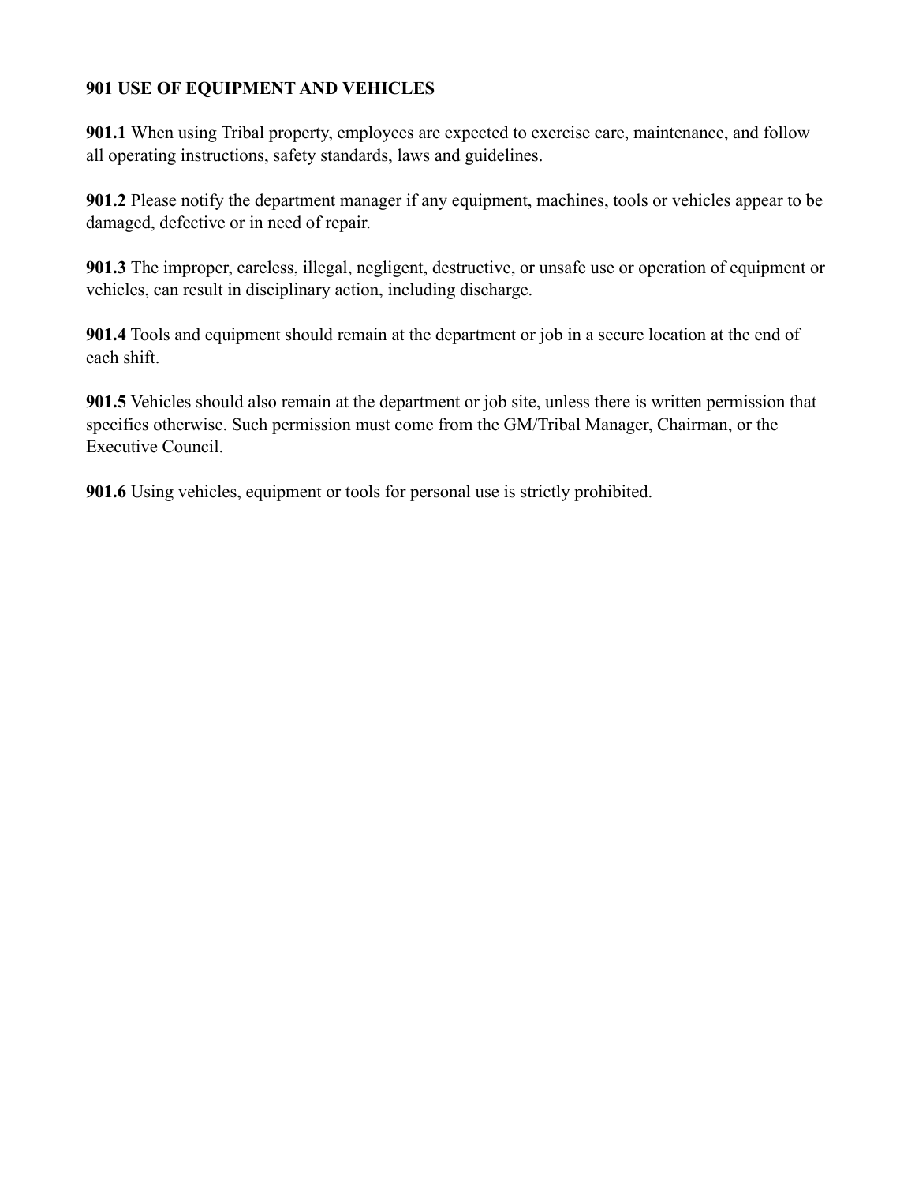## 901 USE OF EQUIPMENT AND VEHICLES

**901.1** When using Tribal property, employees are expected to exercise care, maintenance, and follow all operating instructions, safety standards, laws and guidelines.

**901.2** Please notify the department manager if any equipment, machines, tools or vehicles appear to be damaged, defective or in need of repair.

**901.3** The improper, careless, illegal, negligent, destructive, or unsafe use or operation of equipment or vehicles, can result in disciplinary action, including discharge.

**901.4** Tools and equipment should remain at the department or job in a secure location at the end of each shift.

**901.5** Vehicles should also remain at the department or job site, unless there is written permission that specifies otherwise. Such permission must come from the GM/Tribal Manager, Chairman, or the Executive Council.

**901.6** Using vehicles, equipment or tools for personal use is strictly prohibited.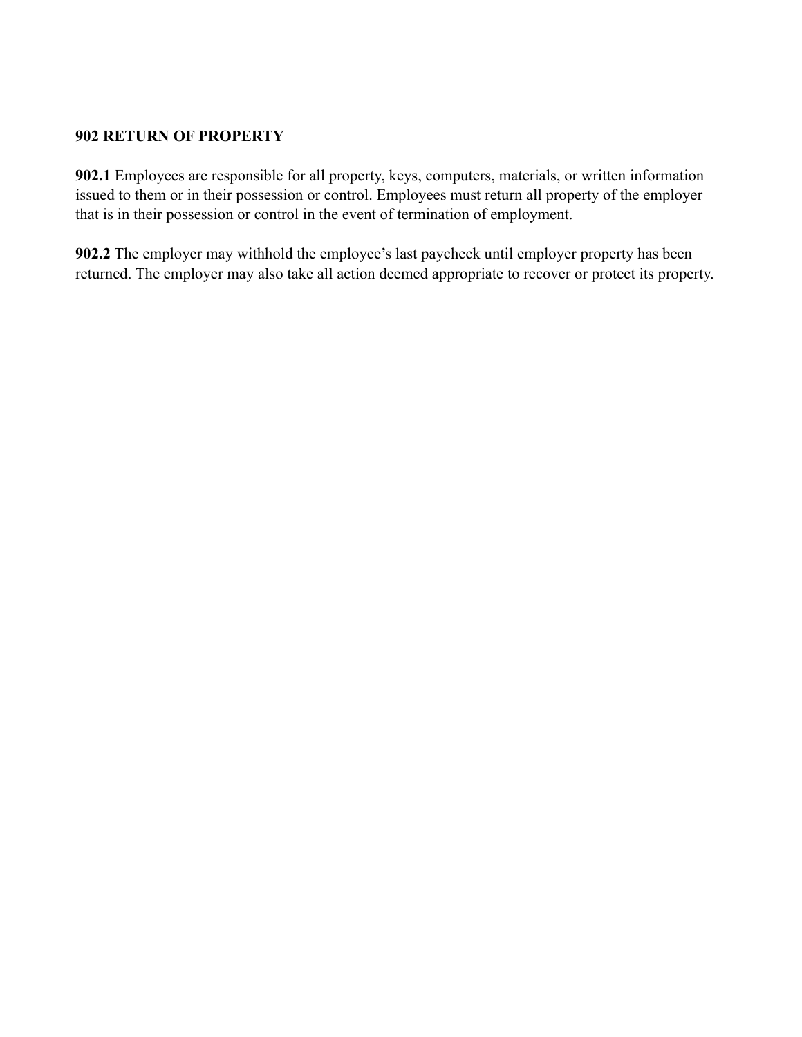## 902 RETURN OF PROPERTY

**902.1** Employees are responsible for all property, keys, computers, materials, or written information issued to them or in their possession or control. Employees must return all property of the employer that is in their possession or control in the event of termination of employment.

**902.2** The employer may withhold the employee's last paycheck until employer property has been returned. The employer may also take all action deemed appropriate to recover or protect its property.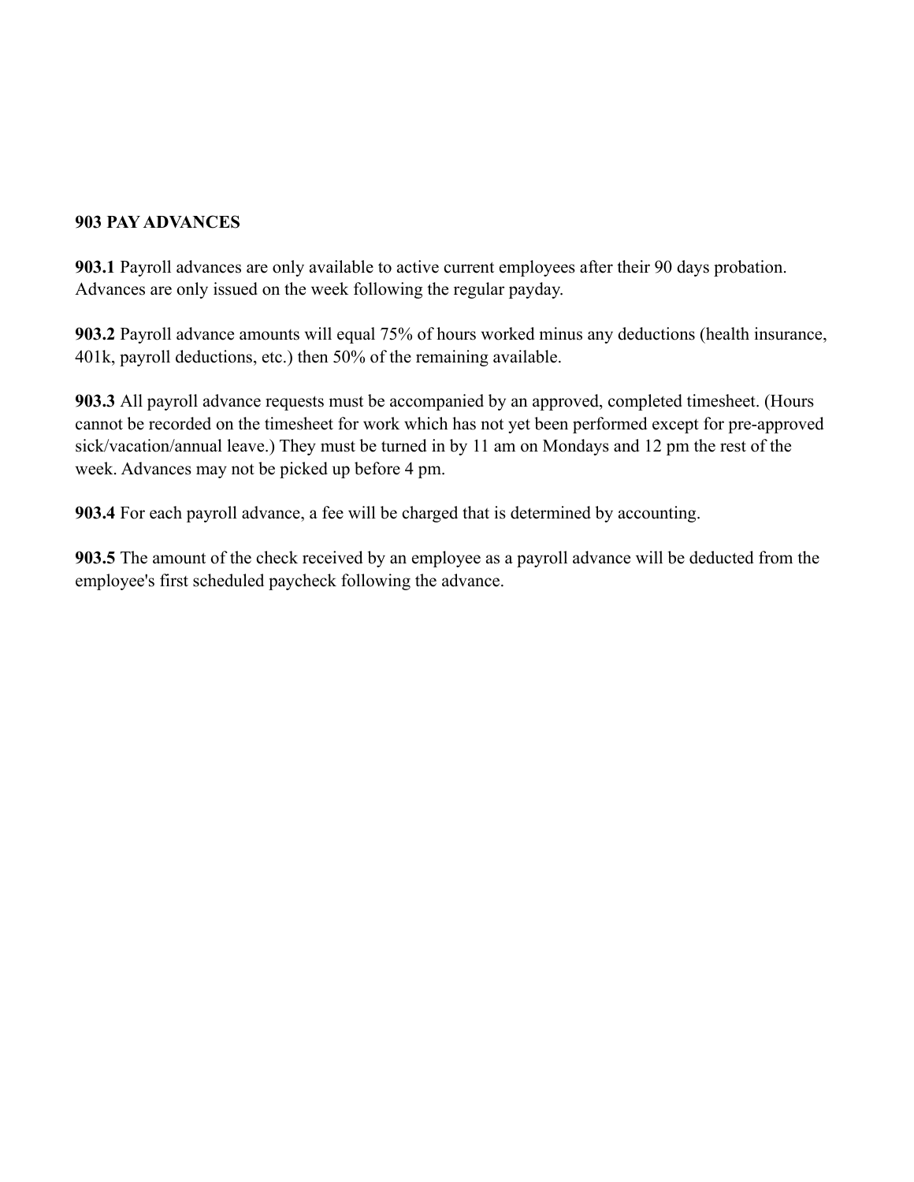## 903 PAY ADVANCES

**903.1** Payroll advances are only available to active current employees after their 90 days probation. Advances are only issued on the week following the regular payday.

**903.2** Payroll advance amounts will equal 75% of hours worked minus any deductions (health insurance, 401k, payroll deductions, etc.) then 50% of the remaining available.

**903.3** All payroll advance requests must be accompanied by an approved, completed timesheet. (Hours cannot be recorded on the timesheet for work which has not yet been performed except for pre-approved sick/vacation/annual leave.) They must be turned in by 11 am on Mondays and 12 pm the rest of the week. Advances may not be picked up before 4 pm.

**903.4** For each payroll advance, a fee will be charged that is determined by accounting.

**903.5** The amount of the check received by an employee as a payroll advance will be deducted from the employee's first scheduled paycheck following the advance.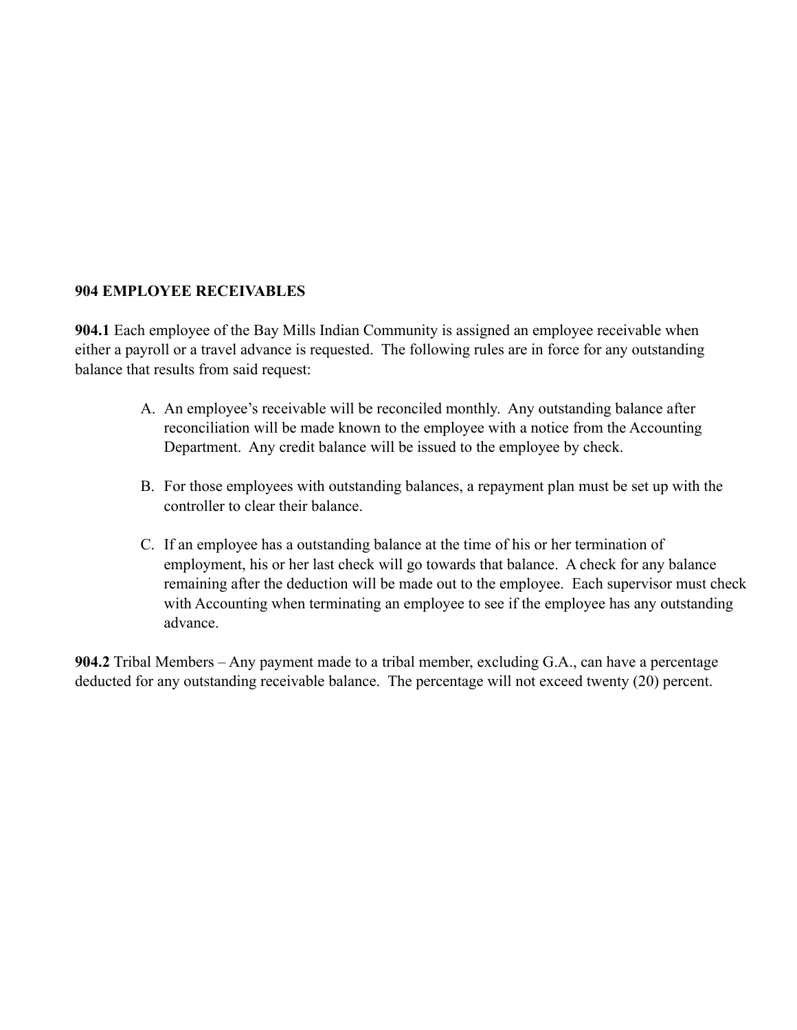**904 EMPLOYEE RECEIVABLES**

**904.1** Each employee of the Bay Mills Indian Community is assigned an employee receivable when either a payroll or a travel advance is requested. The following rules are in force for any outstanding balance that results from said request:

A. An employee's receivable will be reconciled monthly. Any outstanding balance after reconciliation will be made known to the employee with a notice from the Accounting Department. Any credit balance will be issued to the employee by check.

B. For those employees with outstanding balances, a repayment plan must be set up with the controller to clear their balance.

C. If an employee has a outstanding balance at the time of his or her termination of employment, his or her last check will go towards that balance. A check for any balance remaining after the deduction will be made out to the employee. Each supervisor must check with Accounting when terminating an employee to see if the employee has any outstanding advance.

**904.2** Tribal Members – Any payment made to a tribal member, excluding G.A., can have a percentage deducted for any outstanding receivable balance. The percentage will not exceed twenty (20) percent.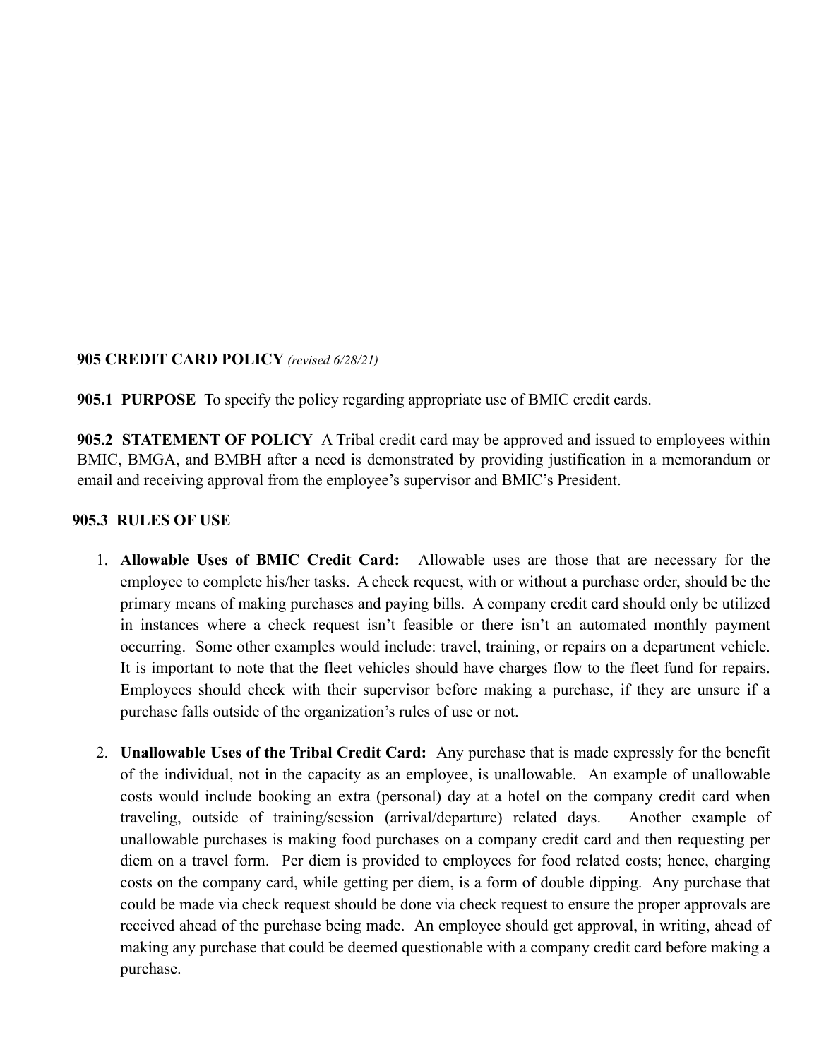**905 CREDIT CARD POLICY** *(revised 6/28/21)*

**905.1 PURPOSE** To specify the policy regarding appropriate use of BMIC credit cards.

**905.2 STATEMENT OF POLICY** A Tribal credit card may be approved and issued to employees within BMIC, BMGA, and BMBH after a need is demonstrated by providing justification in a memorandum or email and receiving approval from the employee's supervisor and BMIC's President.

**905.3 RULES OF USE**

1. **Allowable Uses of BMIC Credit Card:** Allowable uses are those that are necessary for the employee to complete his/her tasks. A check request, with or without a purchase order, should be the primary means of making purchases and paying bills. A company credit card should only be utilized in instances where a check request isn't feasible or there isn't an automated monthly payment occurring. Some other examples would include: travel, training, or repairs on a department vehicle. It is important to note that the fleet vehicles should have charges flow to the fleet fund for repairs. Employees should check with their supervisor before making a purchase, if they are unsure if a purchase falls outside of the organization's rules of use or not.

2. **Unallowable Uses of the Tribal Credit Card:** Any purchase that is made expressly for the benefit of the individual, not in the capacity as an employee, is unallowable. An example of unallowable costs would include booking an extra (personal) day at a hotel on the company credit card when traveling, outside of training/session (arrival/departure) related days. Another example of unallowable purchases is making food purchases on a company credit card and then requesting per diem on a travel form. Per diem is provided to employees for food related costs; hence, charging costs on the company card, while getting per diem, is a form of double dipping. Any purchase that could be made via check request should be done via check request to ensure the proper approvals are received ahead of the purchase being made. An employee should get approval, in writing, ahead of making any purchase that could be deemed questionable with a company credit card before making a purchase.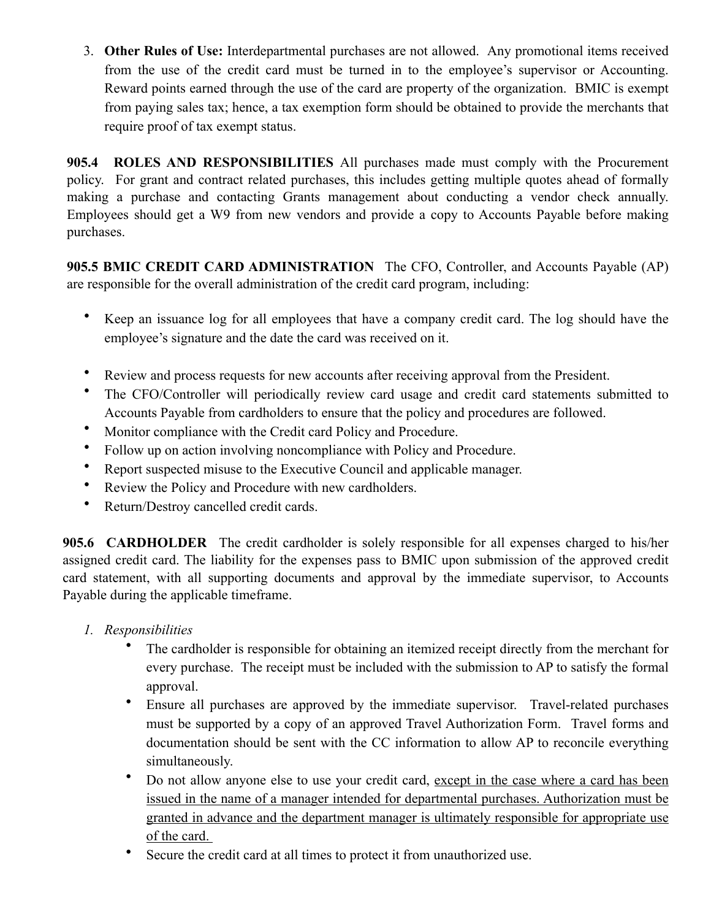3. **Other Rules of Use:** Interdepartmental purchases are not allowed. Any promotional items received from the use of the credit card must be turned in to the employee's supervisor or Accounting. Reward points earned through the use of the card are property of the organization. BMIC is exempt from paying sales tax; hence, a tax exemption form should be obtained to provide the merchants that require proof of tax exempt status.

**905.4 ROLES AND RESPONSIBILITIES** All purchases made must comply with the Procurement policy. For grant and contract related purchases, this includes getting multiple quotes ahead of formally making a purchase and contacting Grants management about conducting a vendor check annually. Employees should get a W9 from new vendors and provide a copy to Accounts Payable before making purchases.

**905.5 BMIC CREDIT CARD ADMINISTRATION** The CFO, Controller, and Accounts Payable (AP) are responsible for the overall administration of the credit card program, including:

- Keep an issuance log for all employees that have a company credit card. The log should have the employee's signature and the date the card was received on it.
- Review and process requests for new accounts after receiving approval from the President.
- The CFO/Controller will periodically review card usage and credit card statements submitted to Accounts Payable from cardholders to ensure that the policy and procedures are followed.
- Monitor compliance with the Credit card Policy and Procedure.
- Follow up on action involving noncompliance with Policy and Procedure.
- Report suspected misuse to the Executive Council and applicable manager.
- Review the Policy and Procedure with new cardholders.
- Return/Destroy cancelled credit cards.

**905.6 CARDHOLDER** The credit cardholder is solely responsible for all expenses charged to his/her assigned credit card. The liability for the expenses pass to BMIC upon submission of the approved credit card statement, with all supporting documents and approval by the immediate supervisor, to Accounts Payable during the applicable timeframe.

1. *Responsibilities*
   - The cardholder is responsible for obtaining an itemized receipt directly from the merchant for every purchase. The receipt must be included with the submission to AP to satisfy the formal approval.
   - Ensure all purchases are approved by the immediate supervisor. Travel-related purchases must be supported by a copy of an approved Travel Authorization Form. Travel forms and documentation should be sent with the CC information to allow AP to reconcile everything simultaneously.
   - Do not allow anyone else to use your credit card, <u>except in the case where a card has been issued in the name of a manager intended for departmental purchases. Authorization must be granted in advance and the department manager is ultimately responsible for appropriate use of the card.</u>
   - Secure the credit card at all times to protect it from unauthorized use.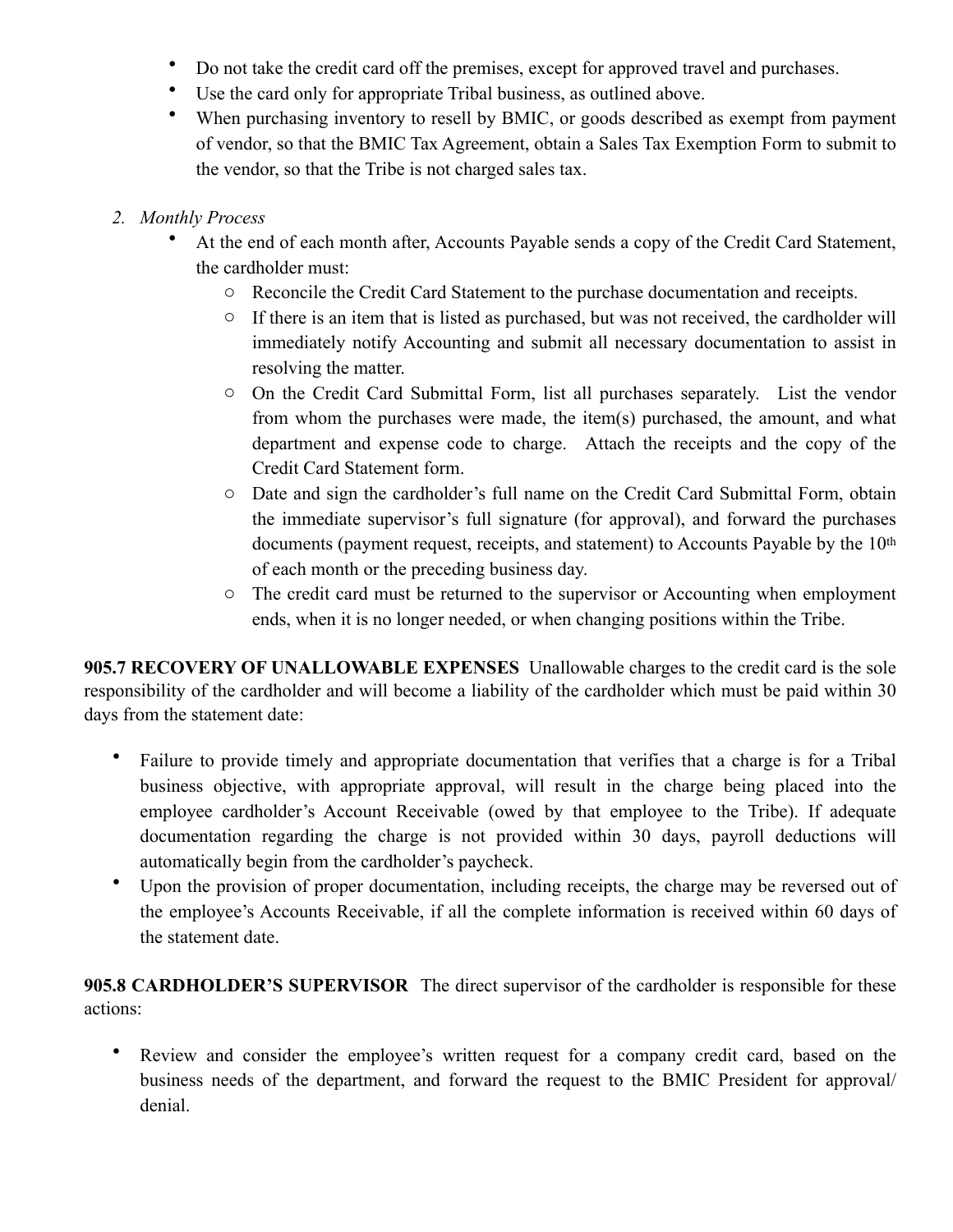- Do not take the credit card off the premises, except for approved travel and purchases.
- Use the card only for appropriate Tribal business, as outlined above.
- When purchasing inventory to resell by BMIC, or goods described as exempt from payment of vendor, so that the BMIC Tax Agreement, obtain a Sales Tax Exemption Form to submit to the vendor, so that the Tribe is not charged sales tax.

2. *Monthly Process*
   - At the end of each month after, Accounts Payable sends a copy of the Credit Card Statement, the cardholder must:
     - Reconcile the Credit Card Statement to the purchase documentation and receipts.
     - If there is an item that is listed as purchased, but was not received, the cardholder will immediately notify Accounting and submit all necessary documentation to assist in resolving the matter.
     - On the Credit Card Submittal Form, list all purchases separately. List the vendor from whom the purchases were made, the item(s) purchased, the amount, and what department and expense code to charge. Attach the receipts and the copy of the Credit Card Statement form.
     - Date and sign the cardholder's full name on the Credit Card Submittal Form, obtain the immediate supervisor's full signature (for approval), and forward the purchases documents (payment request, receipts, and statement) to Accounts Payable by the 10th of each month or the preceding business day.
     - The credit card must be returned to the supervisor or Accounting when employment ends, when it is no longer needed, or when changing positions within the Tribe.

**905.7 RECOVERY OF UNALLOWABLE EXPENSES** Unallowable charges to the credit card is the sole responsibility of the cardholder and will become a liability of the cardholder which must be paid within 30 days from the statement date:

- Failure to provide timely and appropriate documentation that verifies that a charge is for a Tribal business objective, with appropriate approval, will result in the charge being placed into the employee cardholder's Account Receivable (owed by that employee to the Tribe). If adequate documentation regarding the charge is not provided within 30 days, payroll deductions will automatically begin from the cardholder's paycheck.
- Upon the provision of proper documentation, including receipts, the charge may be reversed out of the employee's Accounts Receivable, if all the complete information is received within 60 days of the statement date.

**905.8 CARDHOLDER'S SUPERVISOR** The direct supervisor of the cardholder is responsible for these actions:

- Review and consider the employee's written request for a company credit card, based on the business needs of the department, and forward the request to the BMIC President for approval/ denial.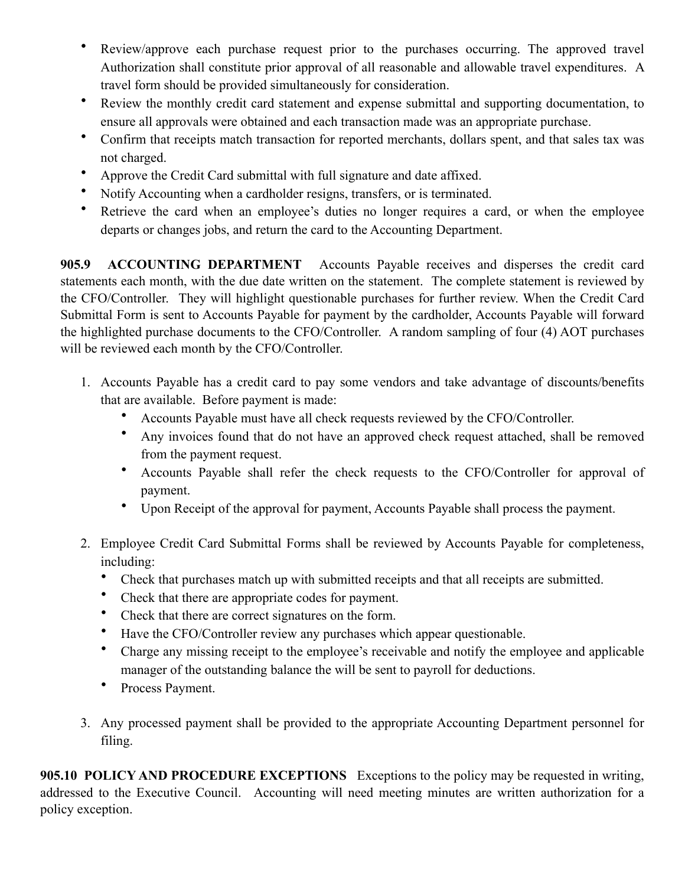- Review/approve each purchase request prior to the purchases occurring. The approved travel Authorization shall constitute prior approval of all reasonable and allowable travel expenditures. A travel form should be provided simultaneously for consideration.
- Review the monthly credit card statement and expense submittal and supporting documentation, to ensure all approvals were obtained and each transaction made was an appropriate purchase.
- Confirm that receipts match transaction for reported merchants, dollars spent, and that sales tax was not charged.
- Approve the Credit Card submittal with full signature and date affixed.
- Notify Accounting when a cardholder resigns, transfers, or is terminated.
- Retrieve the card when an employee's duties no longer requires a card, or when the employee departs or changes jobs, and return the card to the Accounting Department.

**905.9 ACCOUNTING DEPARTMENT** Accounts Payable receives and disperses the credit card statements each month, with the due date written on the statement. The complete statement is reviewed by the CFO/Controller. They will highlight questionable purchases for further review. When the Credit Card Submittal Form is sent to Accounts Payable for payment by the cardholder, Accounts Payable will forward the highlighted purchase documents to the CFO/Controller. A random sampling of four (4) AOT purchases will be reviewed each month by the CFO/Controller.

1. Accounts Payable has a credit card to pay some vendors and take advantage of discounts/benefits that are available. Before payment is made:
   - Accounts Payable must have all check requests reviewed by the CFO/Controller.
   - Any invoices found that do not have an approved check request attached, shall be removed from the payment request.
   - Accounts Payable shall refer the check requests to the CFO/Controller for approval of payment.
   - Upon Receipt of the approval for payment, Accounts Payable shall process the payment.

2. Employee Credit Card Submittal Forms shall be reviewed by Accounts Payable for completeness, including:
   - Check that purchases match up with submitted receipts and that all receipts are submitted.
   - Check that there are appropriate codes for payment.
   - Check that there are correct signatures on the form.
   - Have the CFO/Controller review any purchases which appear questionable.
   - Charge any missing receipt to the employee's receivable and notify the employee and applicable manager of the outstanding balance the will be sent to payroll for deductions.
   - Process Payment.

3. Any processed payment shall be provided to the appropriate Accounting Department personnel for filing.

**905.10 POLICY AND PROCEDURE EXCEPTIONS** Exceptions to the policy may be requested in writing, addressed to the Executive Council. Accounting will need meeting minutes are written authorization for a policy exception.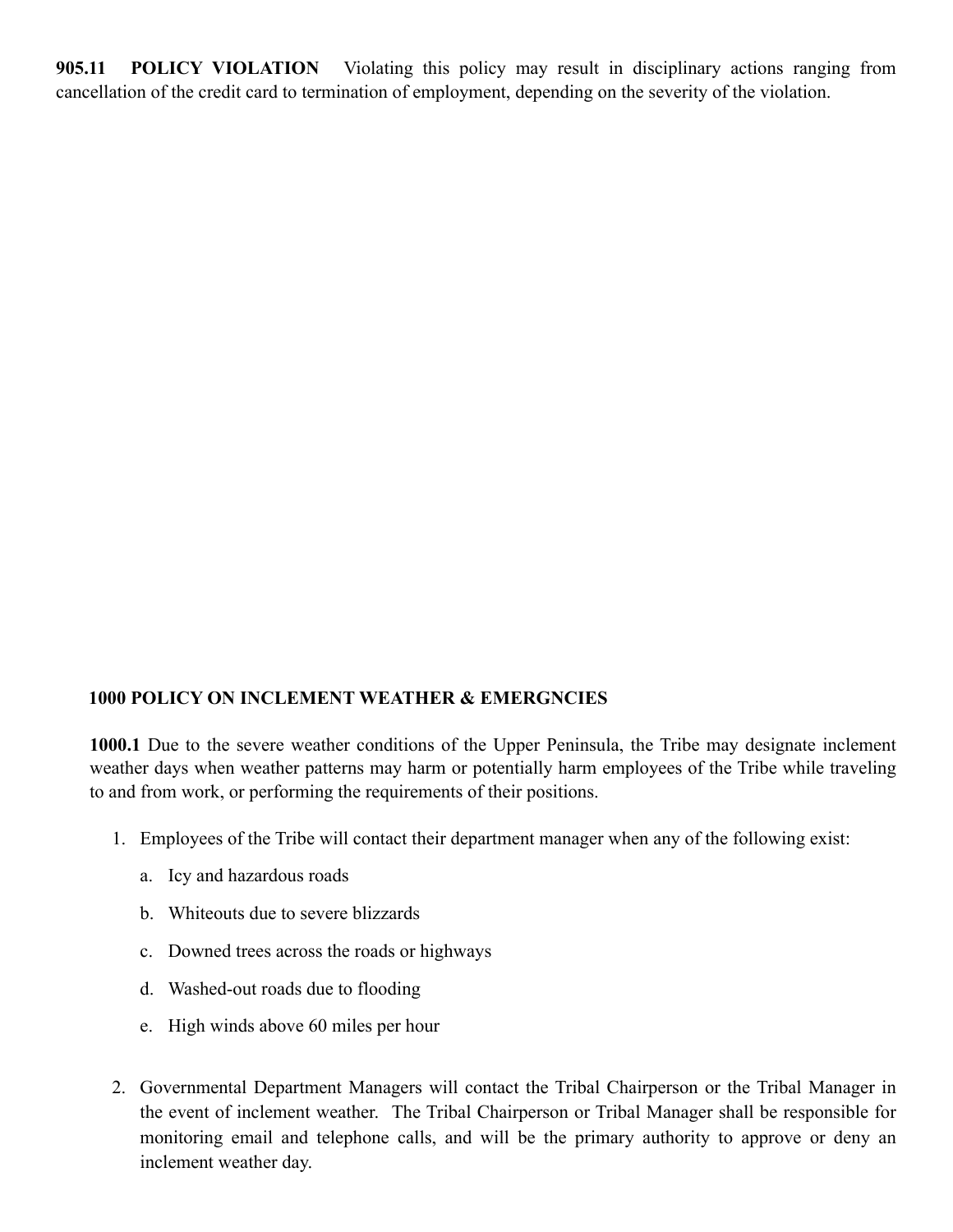**905.11 POLICY VIOLATION** Violating this policy may result in disciplinary actions ranging from cancellation of the credit card to termination of employment, depending on the severity of the violation.

## 1000 POLICY ON INCLEMENT WEATHER & EMERGNCIES

**1000.1** Due to the severe weather conditions of the Upper Peninsula, the Tribe may designate inclement weather days when weather patterns may harm or potentially harm employees of the Tribe while traveling to and from work, or performing the requirements of their positions.

1. Employees of the Tribe will contact their department manager when any of the following exist:
   a. Icy and hazardous roads
   b. Whiteouts due to severe blizzards
   c. Downed trees across the roads or highways
   d. Washed-out roads due to flooding
   e. High winds above 60 miles per hour

2. Governmental Department Managers will contact the Tribal Chairperson or the Tribal Manager in the event of inclement weather. The Tribal Chairperson or Tribal Manager shall be responsible for monitoring email and telephone calls, and will be the primary authority to approve or deny an inclement weather day.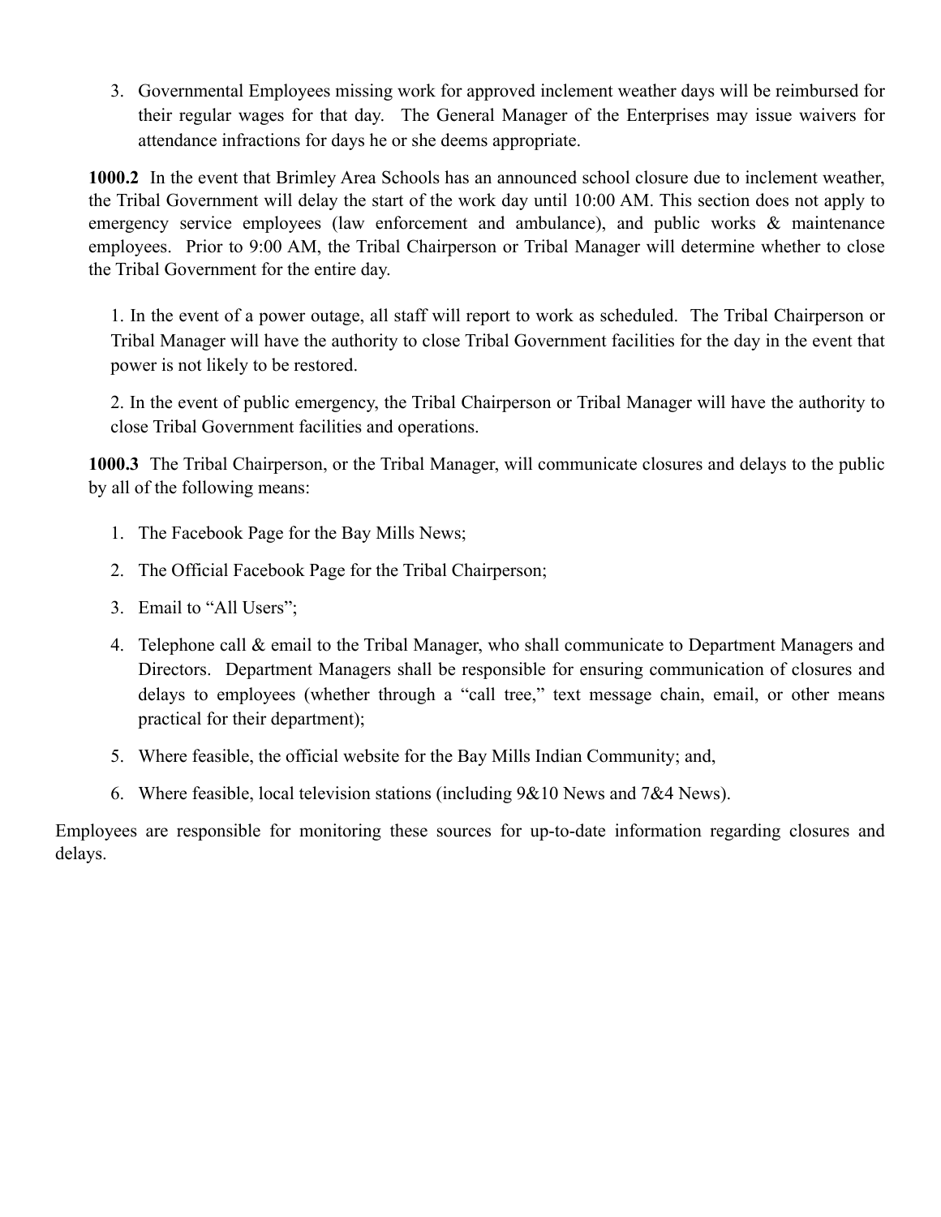3. Governmental Employees missing work for approved inclement weather days will be reimbursed for their regular wages for that day. The General Manager of the Enterprises may issue waivers for attendance infractions for days he or she deems appropriate.

**1000.2** In the event that Brimley Area Schools has an announced school closure due to inclement weather, the Tribal Government will delay the start of the work day until 10:00 AM. This section does not apply to emergency service employees (law enforcement and ambulance), and public works & maintenance employees. Prior to 9:00 AM, the Tribal Chairperson or Tribal Manager will determine whether to close the Tribal Government for the entire day.

1. In the event of a power outage, all staff will report to work as scheduled. The Tribal Chairperson or Tribal Manager will have the authority to close Tribal Government facilities for the day in the event that power is not likely to be restored.

2. In the event of public emergency, the Tribal Chairperson or Tribal Manager will have the authority to close Tribal Government facilities and operations.

**1000.3** The Tribal Chairperson, or the Tribal Manager, will communicate closures and delays to the public by all of the following means:

1. The Facebook Page for the Bay Mills News;
2. The Official Facebook Page for the Tribal Chairperson;
3. Email to "All Users";
4. Telephone call & email to the Tribal Manager, who shall communicate to Department Managers and Directors. Department Managers shall be responsible for ensuring communication of closures and delays to employees (whether through a "call tree," text message chain, email, or other means practical for their department);
5. Where feasible, the official website for the Bay Mills Indian Community; and,
6. Where feasible, local television stations (including 9&10 News and 7&4 News).

Employees are responsible for monitoring these sources for up-to-date information regarding closures and delays.